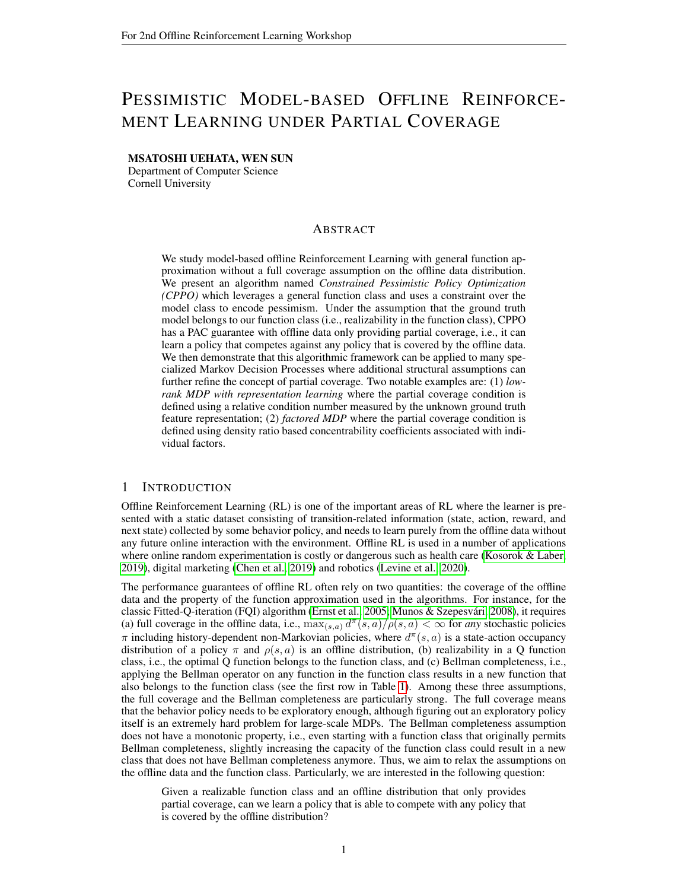# Pessimistic Model-based Offline Reinforcement Learning under Partial Coverage

**MSATOSHI UEHATA, WEN SUN**
Department of Computer Science
Cornell University

## Abstract

We study model-based offline Reinforcement Learning with general function approximation without a full coverage assumption on the offline data distribution. We present an algorithm named *Constrained Pessimistic Policy Optimization (CPPO)* which leverages a general function class and uses a constraint over the model class to encode pessimism. Under the assumption that the ground truth model belongs to our function class (i.e., realizability in the function class), CPPO has a PAC guarantee with offline data only providing partial coverage, i.e., it can learn a policy that competes against any policy that is covered by the offline data. We then demonstrate that this algorithmic framework can be applied to many specialized Markov Decision Processes where additional structural assumptions can further refine the concept of partial coverage. Two notable examples are: (1) *low-rank MDP with representation learning* where the partial coverage condition is defined using a relative condition number measured by the unknown ground truth feature representation; (2) *factored MDP* where the partial coverage condition is defined using density ratio based concentrability coefficients associated with individual factors.

## 1 Introduction

Offline Reinforcement Learning (RL) is one of the important areas of RL where the learner is presented with a static dataset consisting of transition-related information (state, action, reward, and next state) collected by some behavior policy, and needs to learn purely from the offline data without any future online interaction with the environment. Offline RL is used in a number of applications where online random experimentation is costly or dangerous such as health care (Kosorok & Laber, 2019), digital marketing (Chen et al., 2019) and robotics (Levine et al., 2020).

The performance guarantees of offline RL often rely on two quantities: the coverage of the offline data and the property of the function approximation used in the algorithms. For instance, for the classic Fitted-Q-iteration (FQI) algorithm (Ernst et al., 2005; Munos & Szepesvári, 2008), it requires (a) full coverage in the offline data, i.e., $\max_{(s,a)} d^{\pi}(s,a)/\rho(s,a) < \infty$ for *any* stochastic policies $\pi$ including history-dependent non-Markovian policies, where $d^{\pi}(s,a)$ is a state-action occupancy distribution of a policy $\pi$ and $\rho(s,a)$ is an offline distribution, (b) realizability in a Q function class, i.e., the optimal Q function belongs to the function class, and (c) Bellman completeness, i.e., applying the Bellman operator on any function in the function class results in a new function that also belongs to the function class (see the first row in Table 1). Among these three assumptions, the full coverage and the Bellman completeness are particularly strong. The full coverage means that the behavior policy needs to be exploratory enough, although figuring out an exploratory policy itself is an extremely hard problem for large-scale MDPs. The Bellman completeness assumption does not have a monotonic property, i.e., even starting with a function class that originally permits Bellman completeness, slightly increasing the capacity of the function class could result in a new class that does not have Bellman completeness anymore. Thus, we aim to relax the assumptions on the offline data and the function class. Particularly, we are interested in the following question:

> Given a realizable function class and an offline distribution that only provides partial coverage, can we learn a policy that is able to compete with any policy that is covered by the offline distribution?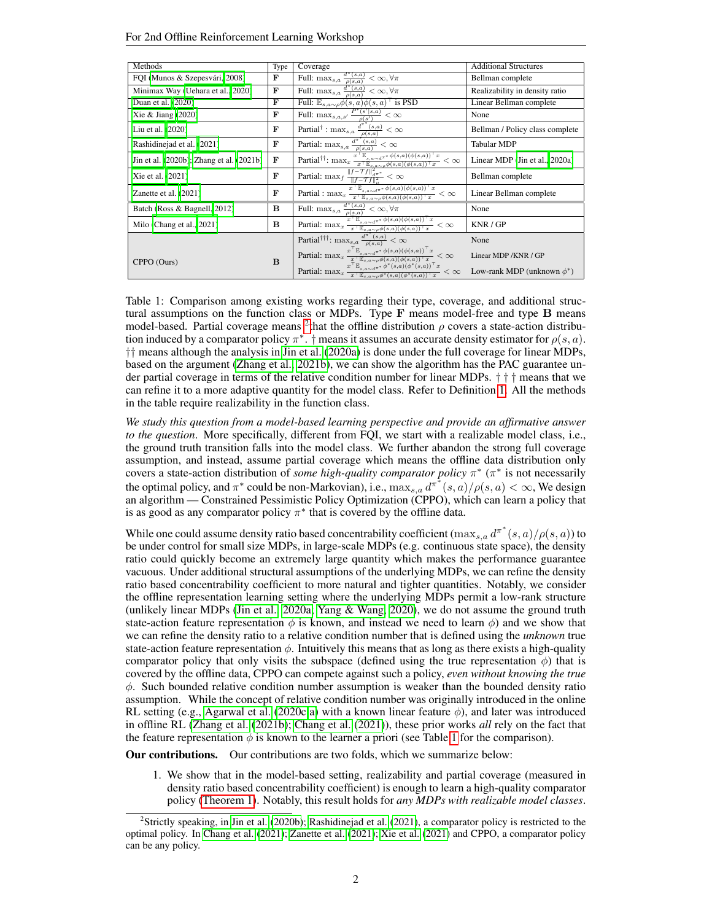| Methods | Type | Coverage | Additional Structures |
|---|---|---|---|
| FQI (Munos & Szepesvári, 2008) | **F** | Full: $\max_{s,a} \frac{d^{\pi}(s,a)}{\rho(s,a)} < \infty, \forall \pi$ | Bellman complete |
| Minimax Way (Uehara et al., 2020) | **F** | Full: $\max_{s,a} \frac{d^{\pi}(s,a)}{\rho(s,a)} < \infty, \forall \pi$ | Realizability in density ratio |
| Duan et al. (2020) | **F** | Full: $\mathbb{E}_{s,a\sim\rho}\phi(s,a)\phi(s,a)^{\top}$ is PSD | Linear Bellman complete |
| Xie & Jiang (2020) | **F** | Full: $\max_{s,a,s'} \frac{P^{\pi}(s'\|s,a)}{\rho(s')} < \infty$ | None |
| Liu et al. (2020) | **F** | Partial$^{\dagger}$ : $\max_{s,a} \frac{d^{\pi^*}(s,a)}{\rho(s,a)} < \infty$ | Bellman / Policy class complete |
| Rashidinejad et al. (2021) | **F** | Partial: $\max_{s,a} \frac{d^{\pi^*}(s,a)}{\rho(s,a)} < \infty$ | Tabular MDP |
| Jin et al. (2020b); Zhang et al. (2021b) | **F** | Partial$^{\dagger\dagger}$: $\max_x \frac{x^{\top}\mathbb{E}_{s,a\sim d^{\pi^*}}\phi(s,a)(\phi(s,a))^{\top}x}{x^{\top}\mathbb{E}_{s,a\sim\rho}\phi(s,a)(\phi(s,a))^{\top}x} < \infty$ | Linear MDP (Jin et al., 2020a) |
| Xie et al. (2021) | **F** | Partial: $\max_f \frac{\|f-\mathcal{T}f\|^2_{d^{\pi^*}}}{\|f-\mathcal{T}f\|^2_{\rho}} < \infty$ | Bellman complete |
| Zanette et al. (2021) | **F** | Partial : $\max_x \frac{x^{\top}\mathbb{E}_{s,a\sim d^{\pi^*}}\phi(s,a)(\phi(s,a))^{\top}x}{x^{\top}\mathbb{E}_{s,a\sim\rho}\phi(s,a)(\phi(s,a))^{\top}x} < \infty$ | Linear Bellman complete |
| Batch (Ross & Bagnell, 2012) | **B** | Full: $\max_{s,a} \frac{d^{\pi}(s,a)}{\rho(s,a)} < \infty, \forall \pi$ | None |
| Milo (Chang et al., 2021) | **B** | Partial: $\max_x \frac{x^{\top}\mathbb{E}_{s,a\sim d^{\pi^*}}\phi(s,a)(\phi(s,a))^{\top}x}{x^{\top}\mathbb{E}_{s,a\sim\rho}\phi(s,a)(\phi(s,a))^{\top}x} < \infty$ | KNR / GP |
| CPPO (Ours) | **B** | Partial$^{\dagger\dagger\dagger}$: $\max_{s,a} \frac{d^{\pi^*}(s,a)}{\rho(s,a)} < \infty$ | None |
| | | Partial: $\max_x \frac{x^{\top}\mathbb{E}_{s,a\sim d^{\pi^*}}\phi(s,a)(\phi(s,a))^{\top}x}{x^{\top}\mathbb{E}_{s,a\sim\rho}\phi(s,a)(\phi(s,a))^{\top}x} < \infty$ | Linear MDP /KNR / GP |
| | | Partial: $\max_x \frac{x^{\top}\mathbb{E}_{s,a\sim d^{\pi^*}}\phi^*(s,a)(\phi^*(s,a))^{\top}x}{x^{\top}\mathbb{E}_{s,a\sim\rho}\phi^*(s,a)(\phi^*(s,a))^{\top}x} < \infty$ | Low-rank MDP (unknown $\phi^*$) |

Table 1: Comparison among existing works regarding their type, coverage, and additional structural assumptions on the function class or MDPs. Type **F** means model-free and type **B** means model-based. Partial coverage means [2] that the offline distribution $\rho$ covers a state-action distribution induced by a comparator policy $\pi^*$. $\dagger$ means it assumes an accurate density estimator for $\rho(s,a)$. $\dagger\dagger$ means although the analysis in Jin et al. (2020a) is done under the full coverage for linear MDPs, based on the argument (Zhang et al., 2021b), we can show the algorithm has the PAC guarantee under partial coverage in terms of the relative condition number for linear MDPs. $\dagger\dagger\dagger$ means that we can refine it to a more adaptive quantity for the model class. Refer to Definition 1. All the methods in the table require realizability in the function class.

*We study this question from a model-based learning perspective and provide an affirmative answer to the question*. More specifically, different from FQI, we start with a realizable model class, i.e., the ground truth transition falls into the model class. We further abandon the strong full coverage assumption, and instead, assume partial coverage which means the offline data distribution only covers a state-action distribution of *some high-quality comparator policy* $\pi^*$ ($\pi^*$ is not necessarily the optimal policy, and $\pi^*$ could be non-Markovian), i.e., $\max_{s,a} d^{\pi^*}(s,a)/\rho(s,a) < \infty$, We design an algorithm — Constrained Pessimistic Policy Optimization (CPPO), which can learn a policy that is as good as any comparator policy $\pi^*$ that is covered by the offline data.

While one could assume density ratio based concentrability coefficient ($\max_{s,a} d^{\pi^*}(s,a)/\rho(s,a)$) to be under control for small size MDPs, in large-scale MDPs (e.g. continuous state space), the density ratio could quickly become an extremely large quantity which makes the performance guarantee vacuous. Under additional structural assumptions of the underlying MDPs, we can refine the density ratio based concentrability coefficient to more natural and tighter quantities. Notably, we consider the offline representation learning setting where the underlying MDPs permit a low-rank structure (unlikely linear MDPs (Jin et al., 2020a; Yang & Wang, 2020), we do not assume the ground truth state-action feature representation $\phi$ is known, and instead we need to learn $\phi$) and we show that we can refine the density ratio to a relative condition number that is defined using the *unknown* true state-action feature representation $\phi$. Intuitively this means that as long as there exists a high-quality comparator policy that only visits the subspace (defined using the true representation $\phi$) that is covered by the offline data, CPPO can compete against such a policy, *even without knowing the true* $\phi$. Such bounded relative condition number assumption is weaker than the bounded density ratio assumption. While the concept of relative condition number was originally introduced in the online RL setting (e.g., Agarwal et al. (2020c;a) with a known linear feature $\phi$), and later was introduced in offline RL (Zhang et al. (2021b); Chang et al. (2021)), these prior works *all* rely on the fact that the feature representation $\phi$ is known to the learner a priori (see Table 1 for the comparison).

**Our contributions.** Our contributions are two folds, which we summarize below:

1. We show that in the model-based setting, realizability and partial coverage (measured in density ratio based concentrability coefficient) is enough to learn a high-quality comparator policy (Theorem 1). Notably, this result holds for *any MDPs with realizable model classes*.

[2]Strictly speaking, in Jin et al. (2020b); Rashidinejad et al. (2021), a comparator policy is restricted to the optimal policy. In Chang et al. (2021); Zanette et al. (2021); Xie et al. (2021) and CPPO, a comparator policy can be any policy.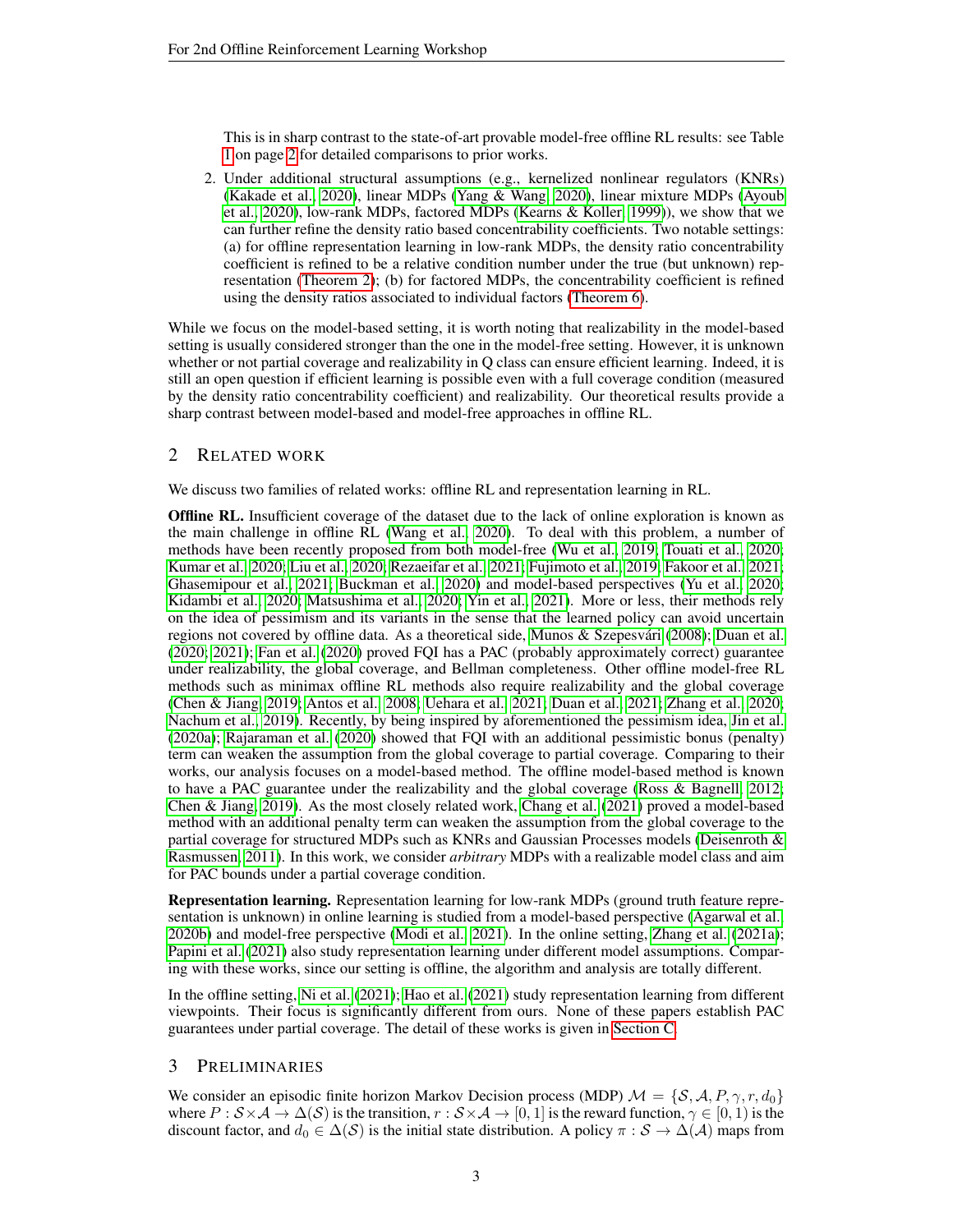This is in sharp contrast to the state-of-art provable model-free offline RL results: see Table 1 on page 2 for detailed comparisons to prior works.

2. Under additional structural assumptions (e.g., kernelized nonlinear regulators (KNRs) (Kakade et al., 2020), linear MDPs (Yang & Wang, 2020), linear mixture MDPs (Ayoub et al., 2020), low-rank MDPs, factored MDPs (Kearns & Koller, 1999)), we show that we can further refine the density ratio based concentrability coefficients. Two notable settings: (a) for offline representation learning in low-rank MDPs, the density ratio concentrability coefficient is refined to be a relative condition number under the true (but unknown) representation (Theorem 2); (b) for factored MDPs, the concentrability coefficient is refined using the density ratios associated to individual factors (Theorem 6).

While we focus on the model-based setting, it is worth noting that realizability in the model-based setting is usually considered stronger than the one in the model-free setting. However, it is unknown whether or not partial coverage and realizability in Q class can ensure efficient learning. Indeed, it is still an open question if efficient learning is possible even with a full coverage condition (measured by the density ratio concentrability coefficient) and realizability. Our theoretical results provide a sharp contrast between model-based and model-free approaches in offline RL.

## 2 Related work

We discuss two families of related works: offline RL and representation learning in RL.

**Offline RL.** Insufficient coverage of the dataset due to the lack of online exploration is known as the main challenge in offline RL (Wang et al., 2020). To deal with this problem, a number of methods have been recently proposed from both model-free (Wu et al., 2019; Touati et al., 2020; Kumar et al., 2020; Liu et al., 2020; Rezaeifar et al., 2021; Fujimoto et al., 2019; Fakoor et al., 2021; Ghasemipour et al., 2021; Buckman et al., 2020) and model-based perspectives (Yu et al., 2020; Kidambi et al., 2020; Matsushima et al., 2020; Yin et al., 2021). More or less, their methods rely on the idea of pessimism and its variants in the sense that the learned policy can avoid uncertain regions not covered by offline data. As a theoretical side, Munos & Szepesvári (2008); Duan et al. (2020; 2021); Fan et al. (2020) proved FQI has a PAC (probably approximately correct) guarantee under realizability, the global coverage, and Bellman completeness. Other offline model-free RL methods such as minimax offline RL methods also require realizability and the global coverage (Chen & Jiang, 2019; Antos et al., 2008; Uehara et al., 2021; Duan et al., 2021; Zhang et al., 2020; Nachum et al., 2019). Recently, by being inspired by aforementioned the pessimism idea, Jin et al. (2020a); Rajaraman et al. (2020) showed that FQI with an additional pessimistic bonus (penalty) term can weaken the assumption from the global coverage to partial coverage. Comparing to their works, our analysis focuses on a model-based method. The offline model-based method is known to have a PAC guarantee under the realizability and the global coverage (Ross & Bagnell, 2012; Chen & Jiang, 2019). As the most closely related work, Chang et al. (2021) proved a model-based method with an additional penalty term can weaken the assumption from the global coverage to the partial coverage for structured MDPs such as KNRs and Gaussian Processes models (Deisenroth & Rasmussen, 2011). In this work, we consider *arbitrary* MDPs with a realizable model class and aim for PAC bounds under a partial coverage condition.

**Representation learning.** Representation learning for low-rank MDPs (ground truth feature representation is unknown) in online learning is studied from a model-based perspective (Agarwal et al., 2020b) and model-free perspective (Modi et al., 2021). In the online setting, Zhang et al. (2021a); Papini et al. (2021) also study representation learning under different model assumptions. Comparing with these works, since our setting is offline, the algorithm and analysis are totally different.

In the offline setting, Ni et al. (2021); Hao et al. (2021) study representation learning from different viewpoints. Their focus is significantly different from ours. None of these papers establish PAC guarantees under partial coverage. The detail of these works is given in Section C.

## 3 Preliminaries

We consider an episodic finite horizon Markov Decision process (MDP) $\mathcal{M} = \{\mathcal{S}, \mathcal{A}, P, \gamma, r, d_0\}$ where $P : \mathcal{S} \times \mathcal{A} \to \Delta(\mathcal{S})$ is the transition, $r : \mathcal{S} \times \mathcal{A} \to [0, 1]$ is the reward function, $\gamma \in [0, 1)$ is the discount factor, and $d_0 \in \Delta(\mathcal{S})$ is the initial state distribution. A policy $\pi : \mathcal{S} \to \Delta(\mathcal{A})$ maps from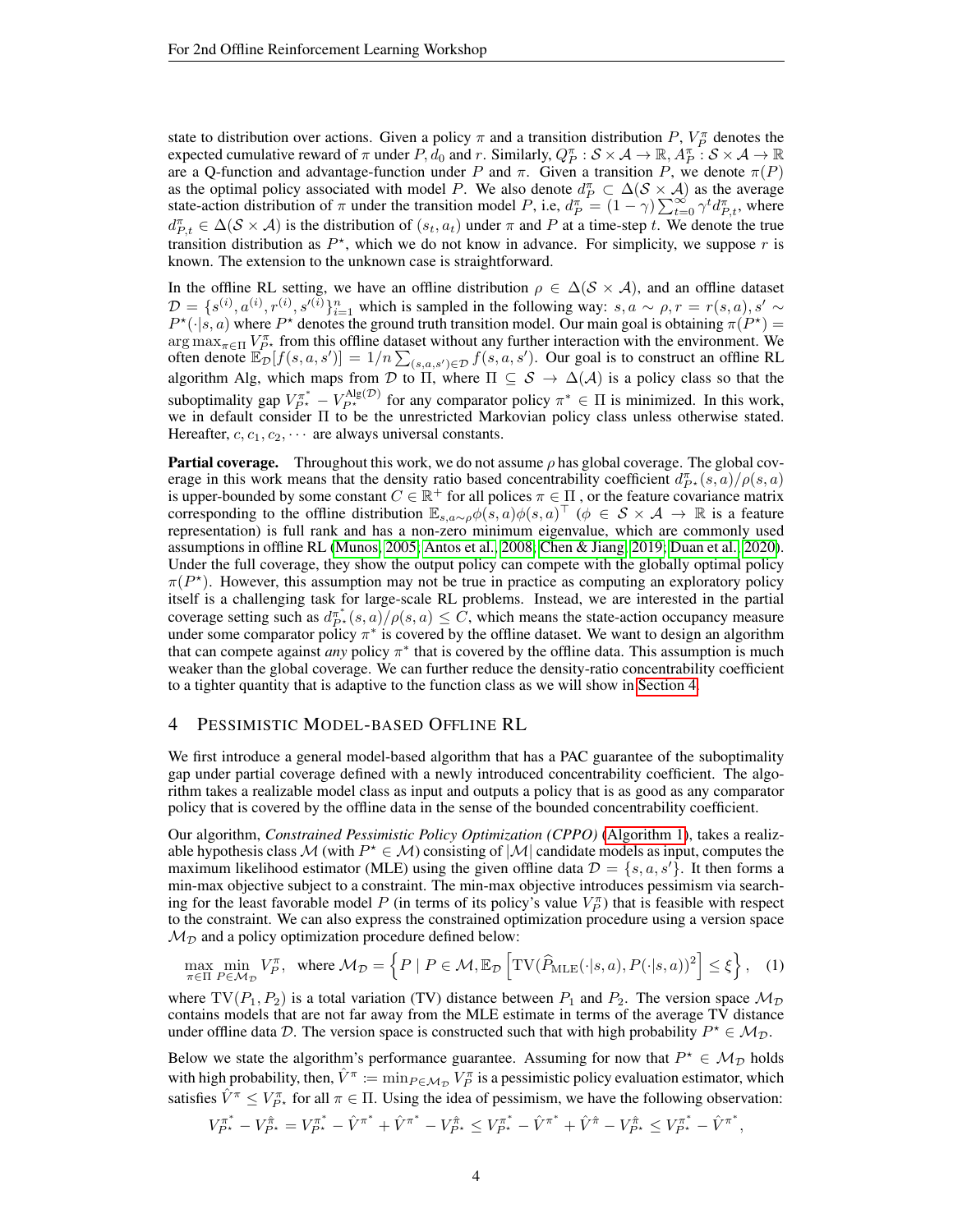state to distribution over actions. Given a policy $\pi$ and a transition distribution $P$, $V_P^\pi$ denotes the expected cumulative reward of $\pi$ under $P, d_0$ and $r$. Similarly, $Q_P^\pi : \mathcal{S} \times \mathcal{A} \to \mathbb{R}, A_P^\pi : \mathcal{S} \times \mathcal{A} \to \mathbb{R}$ are a Q-function and advantage-function under $P$ and $\pi$. Given a transition $P$, we denote $\pi(P)$ as the optimal policy associated with model $P$. We also denote $d_P^\pi \subset \Delta(\mathcal{S} \times \mathcal{A})$ as the average state-action distribution of $\pi$ under the transition model $P$, i.e, $d_P^\pi = (1-\gamma)\sum_{t=0}^\infty \gamma^t d_{P,t}^\pi$, where $d_{P,t}^\pi \in \Delta(\mathcal{S} \times \mathcal{A})$ is the distribution of $(s_t, a_t)$ under $\pi$ and $P$ at a time-step $t$. We denote the true transition distribution as $P^\star$, which we do not know in advance. For simplicity, we suppose $r$ is known. The extension to the unknown case is straightforward.

In the offline RL setting, we have an offline distribution $\rho \in \Delta(\mathcal{S} \times \mathcal{A})$, and an offline dataset $\mathcal{D} = \{s^{(i)}, a^{(i)}, r^{(i)}, s'^{(i)}\}_{i=1}^n$ which is sampled in the following way: $s, a \sim \rho, r = r(s,a), s' \sim P^\star(\cdot|s,a)$ where $P^\star$ denotes the ground truth transition model. Our main goal is obtaining $\pi(P^\star) = \arg\max_{\pi \in \Pi} V_{P^\star}^\pi$ from this offline dataset without any further interaction with the environment. We often denote $\mathbb{E}_{\mathcal{D}}[f(s,a,s')] = 1/n \sum_{(s,a,s') \in \mathcal{D}} f(s,a,s')$. Our goal is to construct an offline RL algorithm Alg, which maps from $\mathcal{D}$ to $\Pi$, where $\Pi \subseteq \mathcal{S} \to \Delta(\mathcal{A})$ is a policy class so that the suboptimality gap $V_{P^\star}^{\pi^*} - V_{P^\star}^{\mathrm{Alg}(\mathcal{D})}$ for any comparator policy $\pi^* \in \Pi$ is minimized. In this work, we in default consider $\Pi$ to be the unrestricted Markovian policy class unless otherwise stated. Hereafter, $c, c_1, c_2, \cdots$ are always universal constants.

**Partial coverage.** Throughout this work, we do not assume $\rho$ has global coverage. The global coverage in this work means that the density ratio based concentrability coefficient $d_{P^\star}^\pi(s,a)/\rho(s,a)$ is upper-bounded by some constant $C \in \mathbb{R}^+$ for all polices $\pi \in \Pi$ , or the feature covariance matrix corresponding to the offline distribution $\mathbb{E}_{s,a\sim\rho}\phi(s,a)\phi(s,a)^\top$ ($\phi \in \mathcal{S} \times \mathcal{A} \to \mathbb{R}$ is a feature representation) is full rank and has a non-zero minimum eigenvalue, which are commonly used assumptions in offline RL (Munos, 2005; Antos et al., 2008; Chen & Jiang, 2019; Duan et al., 2020). Under the full coverage, they show the output policy can compete with the globally optimal policy $\pi(P^\star)$. However, this assumption may not be true in practice as computing an exploratory policy itself is a challenging task for large-scale RL problems. Instead, we are interested in the partial coverage setting such as $d_{P^\star}^{\pi^*}(s,a)/\rho(s,a) \le C$, which means the state-action occupancy measure under some comparator policy $\pi^*$ is covered by the offline dataset. We want to design an algorithm that can compete against *any* policy $\pi^*$ that is covered by the offline data. This assumption is much weaker than the global coverage. We can further reduce the density-ratio concentrability coefficient to a tighter quantity that is adaptive to the function class as we will show in Section 4.

# 4 Pessimistic Model-based Offline RL

We first introduce a general model-based algorithm that has a PAC guarantee of the suboptimality gap under partial coverage defined with a newly introduced concentrability coefficient. The algorithm takes a realizable model class as input and outputs a policy that is as good as any comparator policy that is covered by the offline data in the sense of the bounded concentrability coefficient.

Our algorithm, *Constrained Pessimistic Policy Optimization (CPPO)* (Algorithm 1), takes a realizable hypothesis class $\mathcal{M}$ (with $P^\star \in \mathcal{M}$) consisting of $|\mathcal{M}|$ candidate models as input, computes the maximum likelihood estimator (MLE) using the given offline data $\mathcal{D} = \{s, a, s'\}$. It then forms a min-max objective subject to a constraint. The min-max objective introduces pessimism via searching for the least favorable model $P$ (in terms of its policy's value $V_P^\pi$) that is feasible with respect to the constraint. We can also express the constrained optimization procedure using a version space $\mathcal{M}_{\mathcal{D}}$ and a policy optimization procedure defined below:

$$\max_{\pi \in \Pi} \min_{P \in \mathcal{M}_{\mathcal{D}}} V_P^\pi, \quad \text{where } \mathcal{M}_{\mathcal{D}} = \left\{ P \mid P \in \mathcal{M}, \mathbb{E}_{\mathcal{D}}\left[\mathrm{TV}(\widehat{P}_{\mathrm{MLE}}(\cdot|s,a), P(\cdot|s,a))^2\right] \le \xi \right\}, \quad (1)$$

where $\mathrm{TV}(P_1, P_2)$ is a total variation (TV) distance between $P_1$ and $P_2$. The version space $\mathcal{M}_{\mathcal{D}}$ contains models that are not far away from the MLE estimate in terms of the average TV distance under offline data $\mathcal{D}$. The version space is constructed such that with high probability $P^\star \in \mathcal{M}_{\mathcal{D}}$.

Below we state the algorithm's performance guarantee. Assuming for now that $P^\star \in \mathcal{M}_{\mathcal{D}}$ holds with high probability, then, $\hat{V}^\pi := \min_{P \in \mathcal{M}_{\mathcal{D}}} V_P^\pi$ is a pessimistic policy evaluation estimator, which satisfies $\hat{V}^\pi \le V_{P^\star}^\pi$ for all $\pi \in \Pi$. Using the idea of pessimism, we have the following observation:

$$V_{P^\star}^{\pi^*} - V_{P^\star}^{\hat{\pi}} = V_{P^\star}^{\pi^*} - \hat{V}^{\pi^*} + \hat{V}^{\pi^*} - V_{P^\star}^{\hat{\pi}} \le V_{P^\star}^{\pi^*} - \hat{V}^{\pi^*} + \hat{V}^{\hat{\pi}} - V_{P^\star}^{\hat{\pi}} \le V_{P^\star}^{\pi^*} - \hat{V}^{\pi^*},$$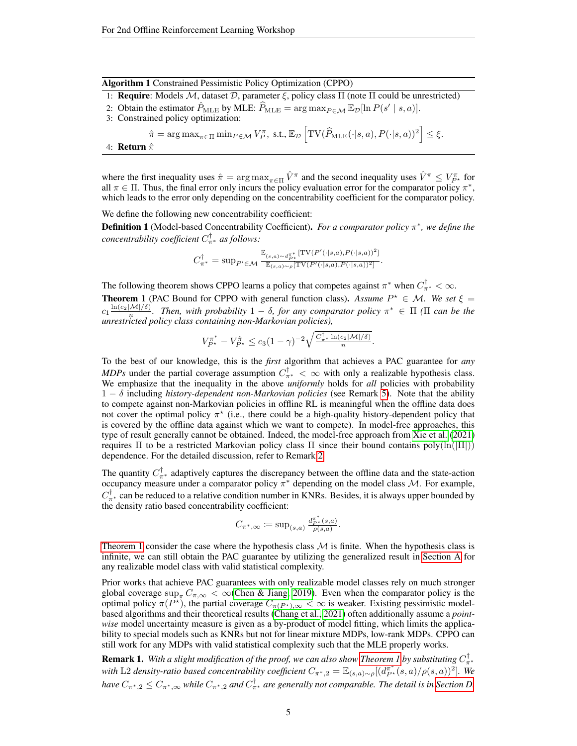**Algorithm 1** Constrained Pessimistic Policy Optimization (CPPO)

1: **Require**: Models $\mathcal{M}$, dataset $\mathcal{D}$, parameter $\xi$, policy class $\Pi$ (note $\Pi$ could be unrestricted)

2: Obtain the estimator $\hat{P}_{\mathrm{MLE}}$ by MLE: $\widehat{P}_{\mathrm{MLE}} = \arg\max_{P \in \mathcal{M}} \mathbb{E}_{\mathcal{D}}[\ln P(s' \mid s, a)]$.

3: Constrained policy optimization:

$$\hat{\pi} = \arg\max_{\pi \in \Pi} \min_{P \in \mathcal{M}} V_P^{\pi}, \text{ s.t., } \mathbb{E}_{\mathcal{D}}\left[\mathrm{TV}(\widehat{P}_{\mathrm{MLE}}(\cdot|s,a), P(\cdot|s,a))^2\right] \le \xi.$$

4: **Return** $\hat{\pi}$

where the first inequality uses $\hat{\pi} = \arg\max_{\pi \in \Pi} \hat{V}^{\pi}$ and the second inequality uses $\hat{V}^{\pi} \le V^{\pi}_{P^\star}$ for all $\pi \in \Pi$. Thus, the final error only incurs the policy evaluation error for the comparator policy $\pi^*$, which leads to the error only depending on the concentrability coefficient for the comparator policy.

We define the following new concentrability coefficient:

**Definition 1** (Model-based Concentrability Coefficient). *For a comparator policy $\pi^*$, we define the concentrability coefficient $C^{\dagger}_{\pi^*}$ as follows:*

$$C^{\dagger}_{\pi^*} = \sup_{P' \in \mathcal{M}} \frac{\mathbb{E}_{(s,a)\sim d^{\pi^*}_{P^\star}}[\mathrm{TV}(P'(\cdot|s,a), P(\cdot|s,a))^2]}{\mathbb{E}_{(s,a)\sim \rho}[\mathrm{TV}(P'(\cdot|s,a), P(\cdot|s,a))^2]}.$$

The following theorem shows CPPO learns a policy that competes against $\pi^*$ when $C^{\dagger}_{\pi^*} < \infty$.

**Theorem 1** (PAC Bound for CPPO with general function class). *Assume $P^\star \in \mathcal{M}$. We set $\xi = c_1 \frac{\ln(c_2|\mathcal{M}|/\delta)}{n}$. Then, with probability $1-\delta$, for any comparator policy $\pi^* \in \Pi$ ($\Pi$ can be the unrestricted policy class containing non-Markovian policies),*

$$V^{\pi^*}_{P^\star} - V^{\hat{\pi}}_{P^\star} \le c_3 (1-\gamma)^{-2} \sqrt{\frac{C^{\dagger}_{\pi^*} \ln(c_2|\mathcal{M}|/\delta)}{n}}.$$

To the best of our knowledge, this is the *first* algorithm that achieves a PAC guarantee for *any MDPs* under the partial coverage assumption $C^{\dagger}_{\pi^*} < \infty$ with only a realizable hypothesis class. We emphasize that the inequality in the above *uniformly* holds for *all* policies with probability $1-\delta$ including *history-dependent non-Markovian policies* (see Remark 5). Note that the ability to compete against non-Markovian policies in offline RL is meaningful when the offline data does not cover the optimal policy $\pi^\star$ (i.e., there could be a high-quality history-dependent policy that is covered by the offline data against which we want to compete). In model-free approaches, this type of result generally cannot be obtained. Indeed, the model-free approach from Xie et al. (2021) requires $\Pi$ to be a restricted Markovian policy class $\Pi$ since their bound contains $\mathrm{poly}(\ln(|\Pi|))$ dependence. For the detailed discussion, refer to Remark 2.

The quantity $C^{\dagger}_{\pi^*}$ adaptively captures the discrepancy between the offline data and the state-action occupancy measure under a comparator policy $\pi^*$ depending on the model class $\mathcal{M}$. For example, $C^{\dagger}_{\pi^*}$ can be reduced to a relative condition number in KNRs. Besides, it is always upper bounded by the density ratio based concentrability coefficient:

$$C_{\pi^*,\infty} := \sup_{(s,a)} \frac{d^{\pi^*}_{P^\star}(s,a)}{\rho(s,a)}.$$

Theorem 1 consider the case where the hypothesis class $\mathcal{M}$ is finite. When the hypothesis class is infinite, we can still obtain the PAC guarantee by utilizing the generalized result in Section A for any realizable model class with valid statistical complexity.

Prior works that achieve PAC guarantees with only realizable model classes rely on much stronger global coverage $\sup_{\pi} C_{\pi,\infty} < \infty$(Chen & Jiang, 2019). Even when the comparator policy is the optimal policy $\pi(P^\star)$, the partial coverage $C_{\pi(P^\star),\infty} < \infty$ is weaker. Existing pessimistic model-based algorithms and their theoretical results (Chang et al., 2021) often additionally assume a *point-wise* model uncertainty measure is given as a by-product of model fitting, which limits the applicability to special models such as KNRs but not for linear mixture MDPs, low-rank MDPs. CPPO can still work for any MDPs with valid statistical complexity such that the MLE properly works.

**Remark 1.** *With a slight modification of the proof, we can also show Theorem 1 by substituting $C^{\dagger}_{\pi^*}$ with L2 density-ratio based concentrability coefficient $C_{\pi^*,2} = \mathbb{E}_{(s,a)\sim\rho}[(d^{\pi^*}_{P^\star}(s,a)/\rho(s,a))^2]$. We have $C_{\pi^*,2} \le C_{\pi^*,\infty}$ while $C_{\pi^*,2}$ and $C^{\dagger}_{\pi^*}$ are generally not comparable. The detail is in Section D.*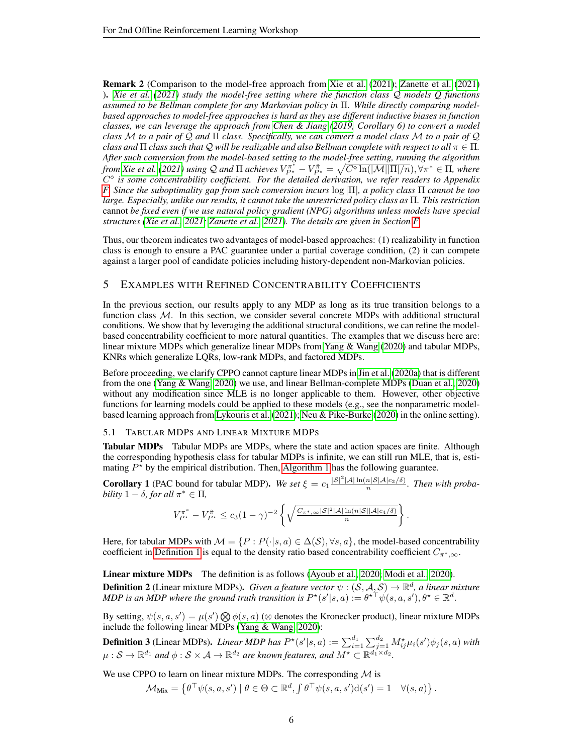**Remark 2** (Comparison to the model-free approach from Xie et al. (2021); Zanette et al. (2021) ). *Xie et al. (2021) study the model-free setting where the function class $\mathcal{Q}$ models Q functions assumed to be Bellman complete for any Markovian policy in $\Pi$. While directly comparing model-based approaches to model-free approaches is hard as they use different inductive biases in function classes, we can leverage the approach from Chen & Jiang (2019, Corollary 6) to convert a model class $\mathcal{M}$ to a pair of $\mathcal{Q}$ and $\Pi$ class. Specifically, we can convert a model class $\mathcal{M}$ to a pair of $\mathcal{Q}$ class and $\Pi$ class such that $\mathcal{Q}$ will be realizable and also Bellman complete with respect to all $\pi \in \Pi$. After such conversion from the model-based setting to the model-free setting, running the algorithm from Xie et al. (2021) using $\mathcal{Q}$ and $\Pi$ achieves $V^{\pi^*}_{P^\star} - V^{\hat{\pi}}_{P^\star} = \sqrt{C^\diamond \ln(|\mathcal{M}||\Pi|/n)}, \forall \pi^* \in \Pi$, where $C^\diamond$ is some concentrability coefficient. For the detailed derivation, we refer readers to Appendix F. Since the suboptimality gap from such conversion incurs $\log|\Pi|$, a policy class $\Pi$ cannot be too large. Especially, unlike our results, it cannot take the unrestricted policy class as $\Pi$. This restriction* cannot *be fixed even if we use natural policy gradient (NPG) algorithms unless models have special structures (Xie et al., 2021; Zanette et al., 2021). The details are given in Section F.*

Thus, our theorem indicates two advantages of model-based approaches: (1) realizability in function class is enough to ensure a PAC guarantee under a partial coverage condition, (2) it can compete against a larger pool of candidate policies including history-dependent non-Markovian policies.

## 5 Examples with Refined Concentrability Coefficients

In the previous section, our results apply to any MDP as long as its true transition belongs to a function class $\mathcal{M}$. In this section, we consider several concrete MDPs with additional structural conditions. We show that by leveraging the additional structural conditions, we can refine the model-based concentrability coefficient to more natural quantities. The examples that we discuss here are: linear mixture MDPs which generalize linear MDPs from Yang & Wang (2020) and tabular MDPs, KNRs which generalize LQRs, low-rank MDPs, and factored MDPs.

Before proceeding, we clarify CPPO cannot capture linear MDPs in Jin et al. (2020a) that is different from the one (Yang & Wang, 2020) we use, and linear Bellman-complete MDPs (Duan et al., 2020) without any modification since MLE is no longer applicable to them. However, other objective functions for learning models could be applied to these models (e.g., see the nonparametric model-based learning approach from Lykouris et al. (2021); Neu & Pike-Burke (2020) in the online setting).

### 5.1 Tabular MDPs and Linear Mixture MDPs

**Tabular MDPs** Tabular MDPs are MDPs, where the state and action spaces are finite. Although the corresponding hypothesis class for tabular MDPs is infinite, we can still run MLE, that is, estimating $P^\star$ by the empirical distribution. Then, Algorithm 1 has the following guarantee.

**Corollary 1** (PAC bound for tabular MDP). *We set $\xi = c_1 \frac{|\mathcal{S}|^2|\mathcal{A}|\ln(n|\mathcal{S}|\mathcal{A}|c_2/\delta)}{n}$. Then with probability $1-\delta$, for all $\pi^* \in \Pi$,*

$$V^{\pi^*}_{P^\star} - V^{\hat{\pi}}_{P^\star} \leq c_3(1-\gamma)^{-2}\left\{\sqrt{\frac{C_{\pi^*,\infty}|\mathcal{S}|^2|\mathcal{A}|\ln(n|\mathcal{S}||\mathcal{A}|c_4/\delta)}{n}}\right\}.$$

Here, for tabular MDPs with $\mathcal{M} = \{P : P(\cdot|s,a) \in \Delta(\mathcal{S}), \forall s, a\}$, the model-based concentrability coefficient in Definition 1 is equal to the density ratio based concentrability coefficient $C_{\pi^*,\infty}$.

**Linear mixture MDPs** The definition is as follows (Ayoub et al., 2020; Modi et al., 2020).

**Definition 2** (Linear mixture MDPs). *Given a feature vector $\psi : (\mathcal{S}, \mathcal{A}, \mathcal{S}) \to \mathbb{R}^d$, a linear mixture MDP is an MDP where the ground truth transition is $P^\star(s'|s,a) := {\theta^\star}^\top \psi(s,a,s'), \theta^\star \in \mathbb{R}^d$.*

By setting, $\psi(s,a,s') = \mu(s') \bigotimes \phi(s,a)$ ($\otimes$ denotes the Kronecker product), linear mixture MDPs include the following linear MDPs (Yang & Wang, 2020):

**Definition 3** (Linear MDPs). *Linear MDP has $P^\star(s'|s,a) := \sum_{i=1}^{d_1}\sum_{j=1}^{d_2} M^\star_{ij}\mu_i(s')\phi_j(s,a)$ with $\mu : \mathcal{S} \to \mathbb{R}^{d_1}$ and $\phi : \mathcal{S} \times \mathcal{A} \to \mathbb{R}^{d_2}$ are known features, and $M^\star \subset \mathbb{R}^{d_1 \times d_2}$.*

We use CPPO to learn on linear mixture MDPs. The corresponding $\mathcal{M}$ is

$$\mathcal{M}_{\text{Mix}} = \left\{\theta^\top \psi(s,a,s') \mid \theta \in \Theta \subset \mathbb{R}^d, \int \theta^\top \psi(s,a,s')\mathrm{d}(s') = 1 \quad \forall(s,a)\right\}.$$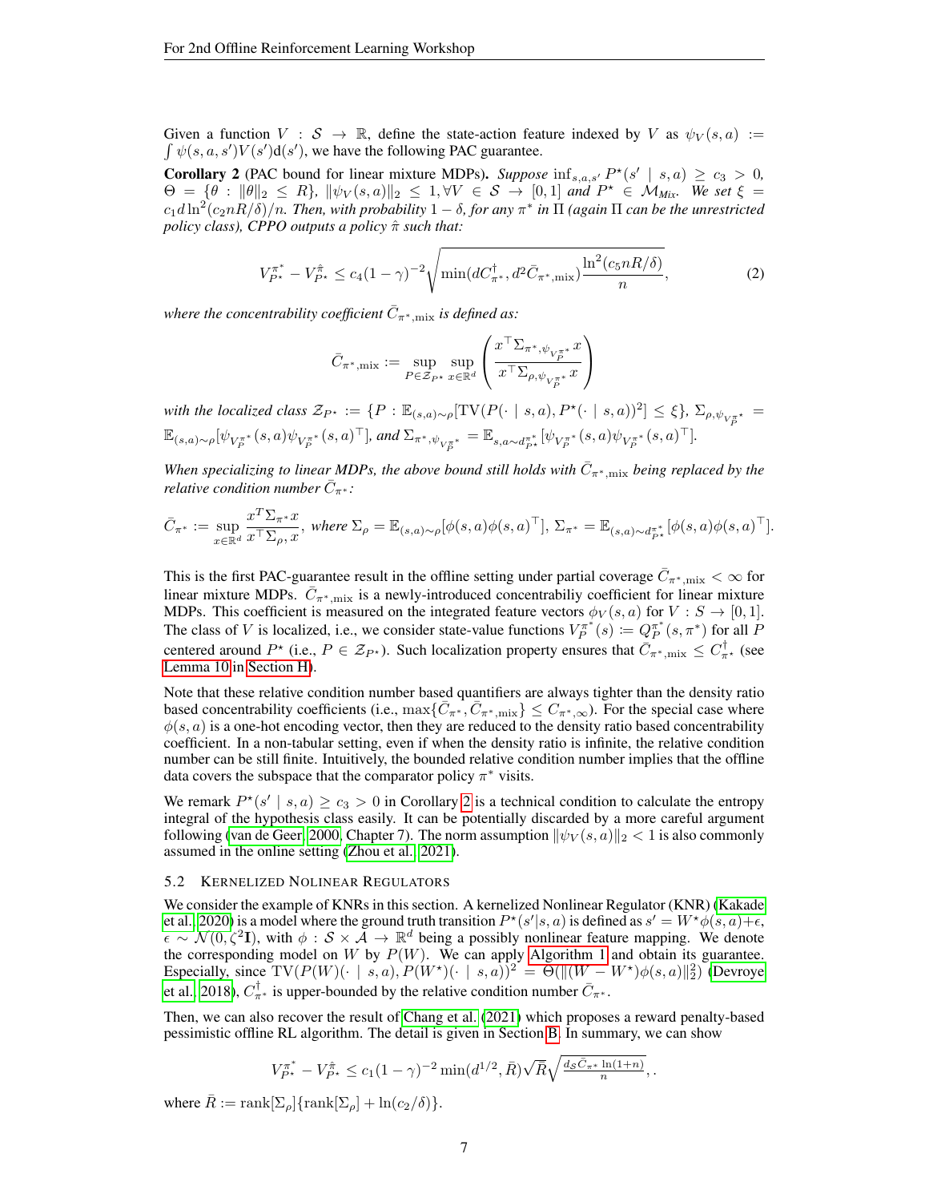Given a function $V : \mathcal{S} \to \mathbb{R}$, define the state-action feature indexed by $V$ as $\psi_V(s,a) := \int \psi(s,a,s')V(s')\mathrm{d}(s')$, we have the following PAC guarantee.

**Corollary 2** (PAC bound for linear mixture MDPs). *Suppose* $\inf_{s,a,s'} P^\star(s' \mid s,a) \geq c_3 > 0$, $\Theta = \{\theta : \|\theta\|_2 \leq R\}$, $\|\psi_V(s,a)\|_2 \leq 1, \forall V \in \mathcal{S} \to [0,1]$ *and* $P^\star \in \mathcal{M}_{Mix}$. *We set* $\xi = c_1 d \ln^2(c_2 nR/\delta)/n$. *Then, with probability* $1-\delta$, *for any* $\pi^*$ *in* $\Pi$ *(again* $\Pi$ *can be the unrestricted policy class), CPPO outputs a policy* $\hat{\pi}$ *such that:*

$$V^{\pi^*}_{P^\star} - V^{\hat{\pi}}_{P^\star} \leq c_4(1-\gamma)^{-2}\sqrt{\min(dC^\dagger_{\pi^*}, d^2\bar{C}_{\pi^*,\mathrm{mix}})\frac{\ln^2(c_5 nR/\delta)}{n}}, \tag{2}$$

*where the concentrability coefficient* $\bar{C}_{\pi^*,\mathrm{mix}}$ *is defined as:*

$$\bar{C}_{\pi^*,\mathrm{mix}} := \sup_{P \in \mathcal{Z}_{P^\star}} \sup_{x \in \mathbb{R}^d} \left( \frac{x^\top \Sigma_{\pi^*,\psi_{V_P^{\pi^*}}} x}{x^\top \Sigma_{\rho,\psi_{V_P^{\pi^*}}} x} \right)$$

*with the localized class* $\mathcal{Z}_{P^\star} := \{P : \mathbb{E}_{(s,a)\sim\rho}[\mathrm{TV}(P(\cdot \mid s,a), P^\star(\cdot \mid s,a))^2] \leq \xi\}$, $\Sigma_{\rho,\psi_{V_P^{\pi^*}}} = \mathbb{E}_{(s,a)\sim\rho}[\psi_{V_P^{\pi^*}}(s,a)\psi_{V_P^{\pi^*}}(s,a)^\top]$, *and* $\Sigma_{\pi^*,\psi_{V_P^{\pi^*}}} = \mathbb{E}_{s,a\sim d^{\pi^*}_{P^\star}}[\psi_{V_P^{\pi^*}}(s,a)\psi_{V_P^{\pi^*}}(s,a)^\top]$.

*When specializing to linear MDPs, the above bound still holds with* $\bar{C}_{\pi^*,\mathrm{mix}}$ *being replaced by the relative condition number* $\bar{C}_{\pi^*}$*:*

$$\bar{C}_{\pi^*} := \sup_{x \in \mathbb{R}^d} \frac{x^T \Sigma_{\pi^*} x}{x^\top \Sigma_\rho, x}, \text{ where } \Sigma_\rho = \mathbb{E}_{(s,a)\sim\rho}[\phi(s,a)\phi(s,a)^\top],\ \Sigma_{\pi^*} = \mathbb{E}_{(s,a)\sim d^{\pi^*}_{P^\star}}[\phi(s,a)\phi(s,a)^\top].$$

This is the first PAC-guarantee result in the offline setting under partial coverage $\bar{C}_{\pi^*,\mathrm{mix}} < \infty$ for linear mixture MDPs. $\bar{C}_{\pi^*,\mathrm{mix}}$ is a newly-introduced concentrabiliy coefficient for linear mixture MDPs. This coefficient is measured on the integrated feature vectors $\phi_V(s,a)$ for $V : S \to [0,1]$. The class of $V$ is localized, i.e., we consider state-value functions $V_P^{\pi^*}(s) := Q_P^{\pi^*}(s,\pi^*)$ for all $P$ centered around $P^\star$ (i.e., $P \in \mathcal{Z}_{P^\star}$). Such localization property ensures that $\bar{C}_{\pi^*,\mathrm{mix}} \leq C^\dagger_{\pi^*}$ (see Lemma 10 in Section H).

Note that these relative condition number based quantifiers are always tighter than the density ratio based concentrability coefficients (i.e., $\max\{\bar{C}_{\pi^*}, \bar{C}_{\pi^*,\mathrm{mix}}\} \leq C_{\pi^*,\infty}$). For the special case where $\phi(s,a)$ is a one-hot encoding vector, then they are reduced to the density ratio based concentrability coefficient. In a non-tabular setting, even if when the density ratio is infinite, the relative condition number can be still finite. Intuitively, the bounded relative condition number implies that the offline data covers the subspace that the comparator policy $\pi^*$ visits.

We remark $P^\star(s' \mid s,a) \geq c_3 > 0$ in Corollary 2 is a technical condition to calculate the entropy integral of the hypothesis class easily. It can be potentially discarded by a more careful argument following (van de Geer, 2000, Chapter 7). The norm assumption $\|\psi_V(s,a)\|_2 < 1$ is also commonly assumed in the online setting (Zhou et al., 2021).

### 5.2 Kernelized Nolinear Regulators

We consider the example of KNRs in this section. A kernelized Nonlinear Regulator (KNR) (Kakade et al., 2020) is a model where the ground truth transition $P^\star(s'|s,a)$ is defined as $s' = W^\star\phi(s,a)+\epsilon$, $\epsilon \sim \mathcal{N}(0,\zeta^2\mathbf{I})$, with $\phi : \mathcal{S}\times\mathcal{A} \to \mathbb{R}^d$ being a possibly nonlinear feature mapping. We denote the corresponding model on $W$ by $P(W)$. We can apply Algorithm 1 and obtain its guarantee. Especially, since $\mathrm{TV}(P(W)(\cdot \mid s,a), P(W^\star)(\cdot \mid s,a))^2 = \Theta(\|(W - W^\star)\phi(s,a)\|_2^2)$ (Devroye et al., 2018), $C^\dagger_{\pi^*}$ is upper-bounded by the relative condition number $\bar{C}_{\pi^*}$.

Then, we can also recover the result of Chang et al. (2021) which proposes a reward penalty-based pessimistic offline RL algorithm. The detail is given in Section B. In summary, we can show

$$V^{\pi^*}_{P^\star} - V^{\hat{\pi}}_{P^\star} \leq c_1(1-\gamma)^{-2}\min(d^{1/2},\bar{R})\sqrt{\bar{R}}\sqrt{\tfrac{d_{\mathcal{S}}\bar{C}_{\pi^*}\ln(1+n)}{n}}, .$$

where $\bar{R} := \mathrm{rank}[\Sigma_\rho]\{\mathrm{rank}[\Sigma_\rho] + \ln(c_2/\delta)\}$.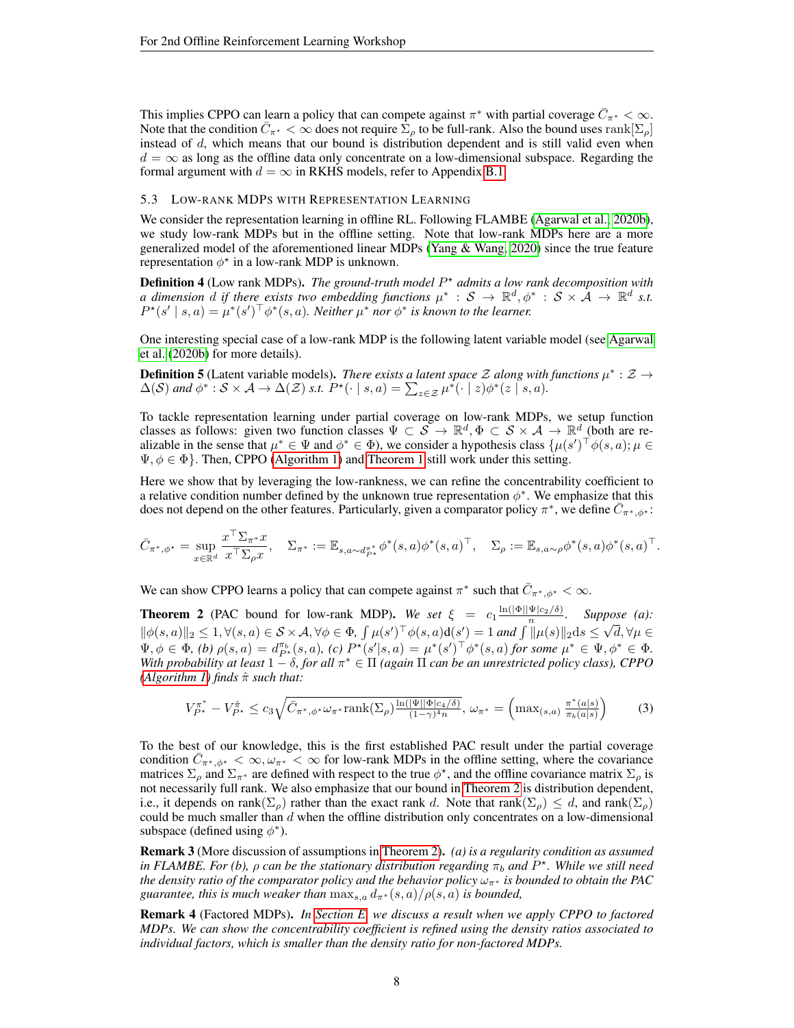This implies CPPO can learn a policy that can compete against $\pi^*$ with partial coverage $\bar{C}_{\pi^*} < \infty$. Note that the condition $\bar{C}_{\pi^*} < \infty$ does not require $\Sigma_\rho$ to be full-rank. Also the bound uses $\mathrm{rank}[\Sigma_\rho]$ instead of $d$, which means that our bound is distribution dependent and is still valid even when $d = \infty$ as long as the offline data only concentrate on a low-dimensional subspace. Regarding the formal argument with $d = \infty$ in RKHS models, refer to Appendix B.1.

### 5.3 Low-rank MDPs with Representation Learning

We consider the representation learning in offline RL. Following FLAMBE (Agarwal et al., 2020b), we study low-rank MDPs but in the offline setting. Note that low-rank MDPs here are a more generalized model of the aforementioned linear MDPs (Yang & Wang, 2020) since the true feature representation $\phi^\star$ in a low-rank MDP is unknown.

**Definition 4** (Low rank MDPs). *The ground-truth model $P^\star$ admits a low rank decomposition with a dimension $d$ if there exists two embedding functions $\mu^* : \mathcal{S} \to \mathbb{R}^d, \phi^* : \mathcal{S}\times\mathcal{A} \to \mathbb{R}^d$ s.t. $P^\star(s' \mid s, a) = \mu^*(s')^\top \phi^*(s, a)$. Neither $\mu^*$ nor $\phi^*$ is known to the learner.*

One interesting special case of a low-rank MDP is the following latent variable model (see Agarwal et al. (2020b) for more details).

**Definition 5** (Latent variable models). *There exists a latent space $\mathcal{Z}$ along with functions $\mu^* : \mathcal{Z} \to \Delta(\mathcal{S})$ and $\phi^* : \mathcal{S}\times\mathcal{A} \to \Delta(\mathcal{Z})$ s.t. $P^\star(\cdot \mid s, a) = \sum_{z\in\mathcal{Z}} \mu^*(\cdot \mid z)\phi^*(z \mid s, a)$.*

To tackle representation learning under partial coverage on low-rank MDPs, we setup function classes as follows: given two function classes $\Psi \subset \mathcal{S} \to \mathbb{R}^d, \Phi \subset \mathcal{S}\times\mathcal{A} \to \mathbb{R}^d$ (both are realizable in the sense that $\mu^* \in \Psi$ and $\phi^* \in \Phi$), we consider a hypothesis class $\{\mu(s')^\top \phi(s, a); \mu \in \Psi, \phi \in \Phi\}$. Then, CPPO (Algorithm 1) and Theorem 1 still work under this setting.

Here we show that by leveraging the low-rankness, we can refine the concentrability coefficient to a relative condition number defined by the unknown true representation $\phi^*$. We emphasize that this does not depend on the other features. Particularly, given a comparator policy $\pi^*$, we define $\bar{C}_{\pi^*,\phi^\star}$:

$$\bar{C}_{\pi^*,\phi^\star} = \sup_{x\in\mathbb{R}^d} \frac{x^\top \Sigma_{\pi^*} x}{x^\top \Sigma_\rho x}, \quad \Sigma_{\pi^*} := \mathbb{E}_{s,a\sim d^{\pi^*}_{P^\star}} \phi^*(s, a)\phi^*(s, a)^\top, \quad \Sigma_\rho := \mathbb{E}_{s,a\sim\rho} \phi^*(s, a)\phi^*(s, a)^\top.$$

We can show CPPO learns a policy that can compete against $\pi^*$ such that $\bar{C}_{\pi^*,\phi^\star} < \infty$.

**Theorem 2** (PAC bound for low-rank MDP). *We set $\xi = c_1 \frac{\ln(|\Phi||\Psi|c_2/\delta)}{n}$. Suppose (a): $\|\phi(s, a)\|_2 \le 1, \forall(s, a) \in \mathcal{S}\times\mathcal{A}, \forall\phi \in \Phi$, $\int \mu(s')^\top\phi(s, a)\mathrm{d}(s') = 1$ and $\int \|\mu(s)\|_2 \mathrm{d}s \le \sqrt{d}, \forall\mu \in \Psi, \phi \in \Phi$, (b) $\rho(s, a) = d^{\pi_b}_{P^\star}(s, a)$, (c) $P^\star(s'|s, a) = \mu^*(s')^\top\phi^*(s, a)$ for some $\mu^* \in \Psi, \phi^* \in \Phi$. With probability at least $1 - \delta$, for all $\pi^* \in \Pi$ (again $\Pi$ can be an unrestricted policy class), CPPO (Algorithm 1) finds $\hat{\pi}$ such that:*

$$V^{\pi^*}_{P^\star} - V^{\hat{\pi}}_{P^\star} \le c_3\sqrt{\bar{C}_{\pi^*,\phi^\star}\omega_{\pi^*}\mathrm{rank}(\Sigma_\rho)\frac{\ln(|\Psi||\Phi|c_4/\delta)}{(1-\gamma)^4 n}},\ \omega_{\pi^*} = \left(\max_{(s,a)} \frac{\pi^*(a|s)}{\pi_b(a|s)}\right) \tag{3}$$

To the best of our knowledge, this is the first established PAC result under the partial coverage condition $\bar{C}_{\pi^*,\phi^\star} < \infty, \omega_{\pi^*} < \infty$ for low-rank MDPs in the offline setting, where the covariance matrices $\Sigma_\rho$ and $\Sigma_{\pi^*}$ are defined with respect to the true $\phi^\star$, and the offline covariance matrix $\Sigma_\rho$ is not necessarily full rank. We also emphasize that our bound in Theorem 2 is distribution dependent, i.e., it depends on $\mathrm{rank}(\Sigma_\rho)$ rather than the exact rank $d$. Note that $\mathrm{rank}(\Sigma_\rho) \le d$, and $\mathrm{rank}(\Sigma_\rho)$ could be much smaller than $d$ when the offline distribution only concentrates on a low-dimensional subspace (defined using $\phi^*$).

**Remark 3** (More discussion of assumptions in Theorem 2). *(a) is a regularity condition as assumed in FLAMBE. For (b), $\rho$ can be the stationary distribution regarding $\pi_b$ and $P^\star$. While we still need the density ratio of the comparator policy and the behavior policy $\omega_{\pi^*}$ is bounded to obtain the PAC guarantee, this is much weaker than $\max_{s,a} d_{\pi^*}(s, a)/\rho(s, a)$ is bounded,*

**Remark 4** (Factored MDPs). *In Section E, we discuss a result when we apply CPPO to factored MDPs. We can show the concentrability coefficient is refined using the density ratios associated to individual factors, which is smaller than the density ratio for non-factored MDPs.*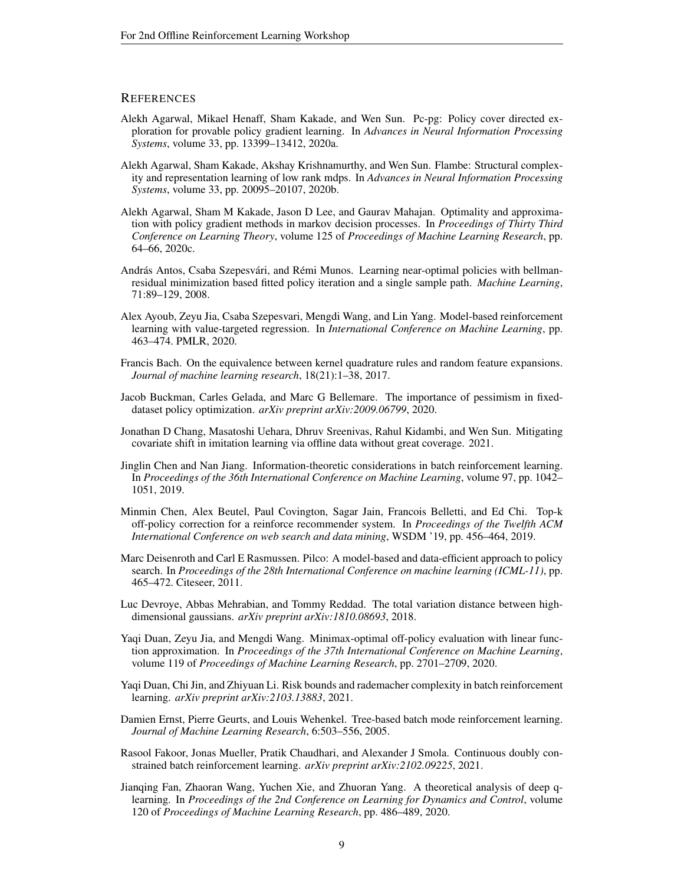## References

Alekh Agarwal, Mikael Henaff, Sham Kakade, and Wen Sun. Pc-pg: Policy cover directed exploration for provable policy gradient learning. In *Advances in Neural Information Processing Systems*, volume 33, pp. 13399–13412, 2020a.

Alekh Agarwal, Sham Kakade, Akshay Krishnamurthy, and Wen Sun. Flambe: Structural complexity and representation learning of low rank mdps. In *Advances in Neural Information Processing Systems*, volume 33, pp. 20095–20107, 2020b.

Alekh Agarwal, Sham M Kakade, Jason D Lee, and Gaurav Mahajan. Optimality and approximation with policy gradient methods in markov decision processes. In *Proceedings of Thirty Third Conference on Learning Theory*, volume 125 of *Proceedings of Machine Learning Research*, pp. 64–66, 2020c.

András Antos, Csaba Szepesvári, and Rémi Munos. Learning near-optimal policies with bellman-residual minimization based fitted policy iteration and a single sample path. *Machine Learning*, 71:89–129, 2008.

Alex Ayoub, Zeyu Jia, Csaba Szepesvari, Mengdi Wang, and Lin Yang. Model-based reinforcement learning with value-targeted regression. In *International Conference on Machine Learning*, pp. 463–474. PMLR, 2020.

Francis Bach. On the equivalence between kernel quadrature rules and random feature expansions. *Journal of machine learning research*, 18(21):1–38, 2017.

Jacob Buckman, Carles Gelada, and Marc G Bellemare. The importance of pessimism in fixed-dataset policy optimization. *arXiv preprint arXiv:2009.06799*, 2020.

Jonathan D Chang, Masatoshi Uehara, Dhruv Sreenivas, Rahul Kidambi, and Wen Sun. Mitigating covariate shift in imitation learning via offline data without great coverage. 2021.

Jinglin Chen and Nan Jiang. Information-theoretic considerations in batch reinforcement learning. In *Proceedings of the 36th International Conference on Machine Learning*, volume 97, pp. 1042–1051, 2019.

Minmin Chen, Alex Beutel, Paul Covington, Sagar Jain, Francois Belletti, and Ed Chi. Top-k off-policy correction for a reinforce recommender system. In *Proceedings of the Twelfth ACM International Conference on web search and data mining*, WSDM '19, pp. 456–464, 2019.

Marc Deisenroth and Carl E Rasmussen. Pilco: A model-based and data-efficient approach to policy search. In *Proceedings of the 28th International Conference on machine learning (ICML-11)*, pp. 465–472. Citeseer, 2011.

Luc Devroye, Abbas Mehrabian, and Tommy Reddad. The total variation distance between high-dimensional gaussians. *arXiv preprint arXiv:1810.08693*, 2018.

Yaqi Duan, Zeyu Jia, and Mengdi Wang. Minimax-optimal off-policy evaluation with linear function approximation. In *Proceedings of the 37th International Conference on Machine Learning*, volume 119 of *Proceedings of Machine Learning Research*, pp. 2701–2709, 2020.

Yaqi Duan, Chi Jin, and Zhiyuan Li. Risk bounds and rademacher complexity in batch reinforcement learning. *arXiv preprint arXiv:2103.13883*, 2021.

Damien Ernst, Pierre Geurts, and Louis Wehenkel. Tree-based batch mode reinforcement learning. *Journal of Machine Learning Research*, 6:503–556, 2005.

Rasool Fakoor, Jonas Mueller, Pratik Chaudhari, and Alexander J Smola. Continuous doubly constrained batch reinforcement learning. *arXiv preprint arXiv:2102.09225*, 2021.

Jianqing Fan, Zhaoran Wang, Yuchen Xie, and Zhuoran Yang. A theoretical analysis of deep q-learning. In *Proceedings of the 2nd Conference on Learning for Dynamics and Control*, volume 120 of *Proceedings of Machine Learning Research*, pp. 486–489, 2020.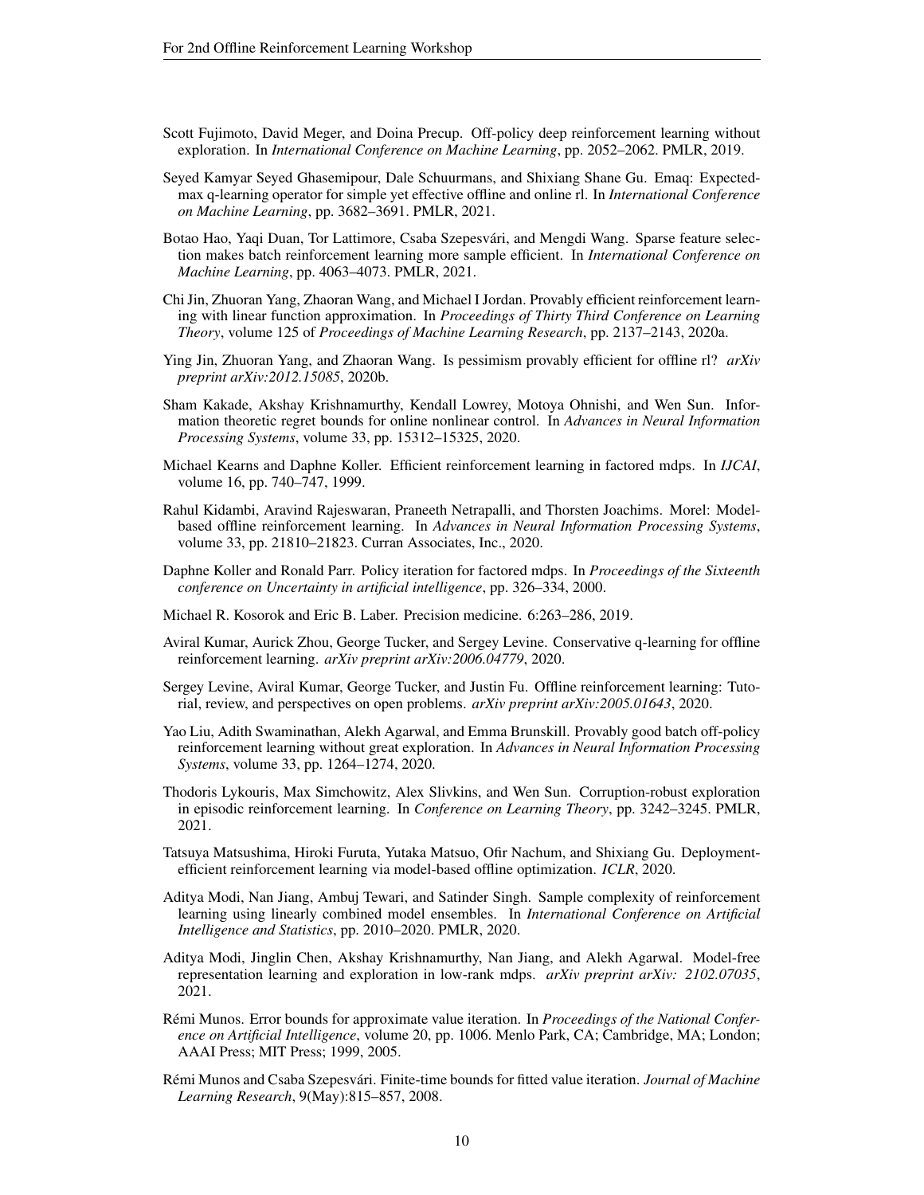Scott Fujimoto, David Meger, and Doina Precup. Off-policy deep reinforcement learning without exploration. In *International Conference on Machine Learning*, pp. 2052–2062. PMLR, 2019.

Seyed Kamyar Seyed Ghasemipour, Dale Schuurmans, and Shixiang Shane Gu. Emaq: Expected-max q-learning operator for simple yet effective offline and online rl. In *International Conference on Machine Learning*, pp. 3682–3691. PMLR, 2021.

Botao Hao, Yaqi Duan, Tor Lattimore, Csaba Szepesvári, and Mengdi Wang. Sparse feature selection makes batch reinforcement learning more sample efficient. In *International Conference on Machine Learning*, pp. 4063–4073. PMLR, 2021.

Chi Jin, Zhuoran Yang, Zhaoran Wang, and Michael I Jordan. Provably efficient reinforcement learning with linear function approximation. In *Proceedings of Thirty Third Conference on Learning Theory*, volume 125 of *Proceedings of Machine Learning Research*, pp. 2137–2143, 2020a.

Ying Jin, Zhuoran Yang, and Zhaoran Wang. Is pessimism provably efficient for offline rl? *arXiv preprint arXiv:2012.15085*, 2020b.

Sham Kakade, Akshay Krishnamurthy, Kendall Lowrey, Motoya Ohnishi, and Wen Sun. Information theoretic regret bounds for online nonlinear control. In *Advances in Neural Information Processing Systems*, volume 33, pp. 15312–15325, 2020.

Michael Kearns and Daphne Koller. Efficient reinforcement learning in factored mdps. In *IJCAI*, volume 16, pp. 740–747, 1999.

Rahul Kidambi, Aravind Rajeswaran, Praneeth Netrapalli, and Thorsten Joachims. Morel: Model-based offline reinforcement learning. In *Advances in Neural Information Processing Systems*, volume 33, pp. 21810–21823. Curran Associates, Inc., 2020.

Daphne Koller and Ronald Parr. Policy iteration for factored mdps. In *Proceedings of the Sixteenth conference on Uncertainty in artificial intelligence*, pp. 326–334, 2000.

Michael R. Kosorok and Eric B. Laber. Precision medicine. 6:263–286, 2019.

Aviral Kumar, Aurick Zhou, George Tucker, and Sergey Levine. Conservative q-learning for offline reinforcement learning. *arXiv preprint arXiv:2006.04779*, 2020.

Sergey Levine, Aviral Kumar, George Tucker, and Justin Fu. Offline reinforcement learning: Tutorial, review, and perspectives on open problems. *arXiv preprint arXiv:2005.01643*, 2020.

Yao Liu, Adith Swaminathan, Alekh Agarwal, and Emma Brunskill. Provably good batch off-policy reinforcement learning without great exploration. In *Advances in Neural Information Processing Systems*, volume 33, pp. 1264–1274, 2020.

Thodoris Lykouris, Max Simchowitz, Alex Slivkins, and Wen Sun. Corruption-robust exploration in episodic reinforcement learning. In *Conference on Learning Theory*, pp. 3242–3245. PMLR, 2021.

Tatsuya Matsushima, Hiroki Furuta, Yutaka Matsuo, Ofir Nachum, and Shixiang Gu. Deployment-efficient reinforcement learning via model-based offline optimization. *ICLR*, 2020.

Aditya Modi, Nan Jiang, Ambuj Tewari, and Satinder Singh. Sample complexity of reinforcement learning using linearly combined model ensembles. In *International Conference on Artificial Intelligence and Statistics*, pp. 2010–2020. PMLR, 2020.

Aditya Modi, Jinglin Chen, Akshay Krishnamurthy, Nan Jiang, and Alekh Agarwal. Model-free representation learning and exploration in low-rank mdps. *arXiv preprint arXiv: 2102.07035*, 2021.

Rémi Munos. Error bounds for approximate value iteration. In *Proceedings of the National Conference on Artificial Intelligence*, volume 20, pp. 1006. Menlo Park, CA; Cambridge, MA; London; AAAI Press; MIT Press; 1999, 2005.

Rémi Munos and Csaba Szepesvári. Finite-time bounds for fitted value iteration. *Journal of Machine Learning Research*, 9(May):815–857, 2008.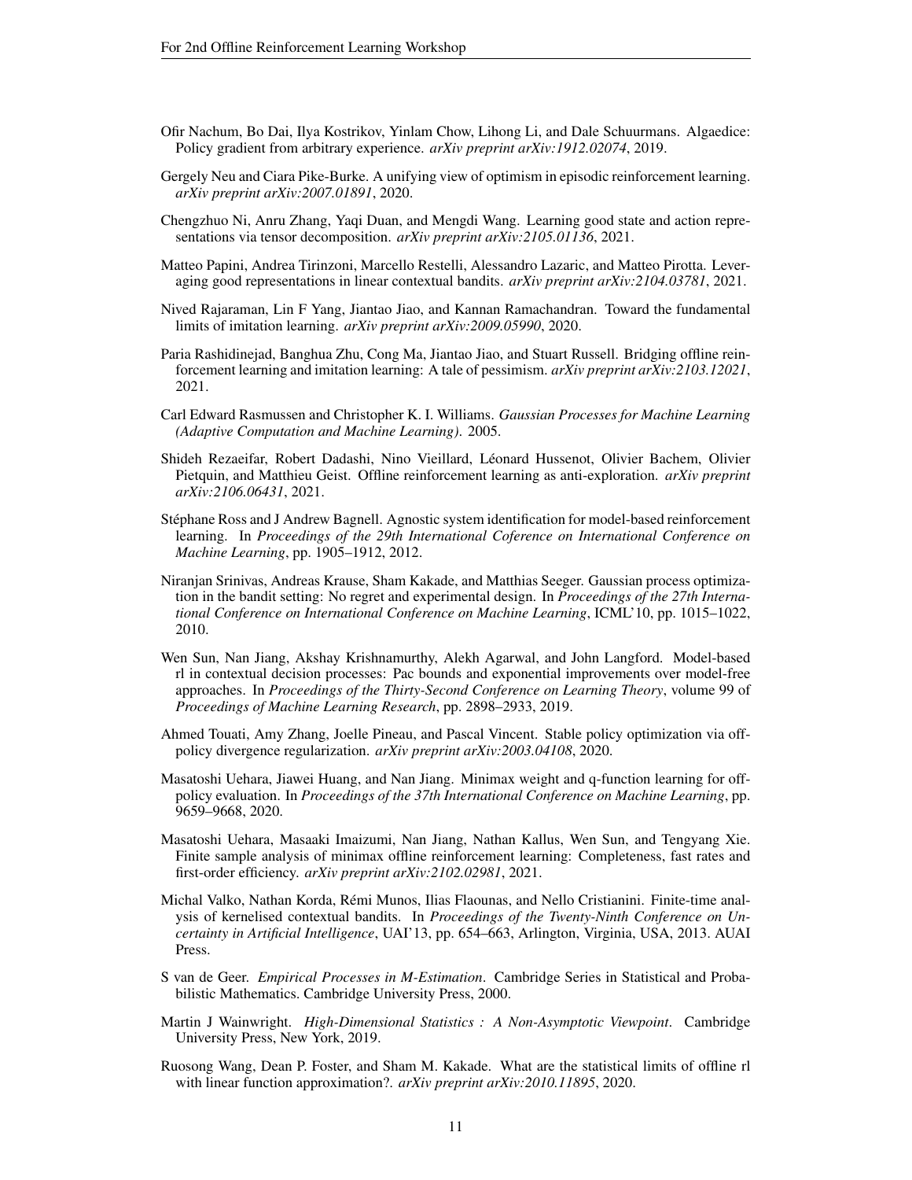Ofir Nachum, Bo Dai, Ilya Kostrikov, Yinlam Chow, Lihong Li, and Dale Schuurmans. Algaedice: Policy gradient from arbitrary experience. *arXiv preprint arXiv:1912.02074*, 2019.

Gergely Neu and Ciara Pike-Burke. A unifying view of optimism in episodic reinforcement learning. *arXiv preprint arXiv:2007.01891*, 2020.

Chengzhuo Ni, Anru Zhang, Yaqi Duan, and Mengdi Wang. Learning good state and action representations via tensor decomposition. *arXiv preprint arXiv:2105.01136*, 2021.

Matteo Papini, Andrea Tirinzoni, Marcello Restelli, Alessandro Lazaric, and Matteo Pirotta. Leveraging good representations in linear contextual bandits. *arXiv preprint arXiv:2104.03781*, 2021.

Nived Rajaraman, Lin F Yang, Jiantao Jiao, and Kannan Ramachandran. Toward the fundamental limits of imitation learning. *arXiv preprint arXiv:2009.05990*, 2020.

Paria Rashidinejad, Banghua Zhu, Cong Ma, Jiantao Jiao, and Stuart Russell. Bridging offline reinforcement learning and imitation learning: A tale of pessimism. *arXiv preprint arXiv:2103.12021*, 2021.

Carl Edward Rasmussen and Christopher K. I. Williams. *Gaussian Processes for Machine Learning (Adaptive Computation and Machine Learning)*. 2005.

Shideh Rezaeifar, Robert Dadashi, Nino Vieillard, Léonard Hussenot, Olivier Bachem, Olivier Pietquin, and Matthieu Geist. Offline reinforcement learning as anti-exploration. *arXiv preprint arXiv:2106.06431*, 2021.

Stéphane Ross and J Andrew Bagnell. Agnostic system identification for model-based reinforcement learning. In *Proceedings of the 29th International Coference on International Conference on Machine Learning*, pp. 1905–1912, 2012.

Niranjan Srinivas, Andreas Krause, Sham Kakade, and Matthias Seeger. Gaussian process optimization in the bandit setting: No regret and experimental design. In *Proceedings of the 27th International Conference on International Conference on Machine Learning*, ICML'10, pp. 1015–1022, 2010.

Wen Sun, Nan Jiang, Akshay Krishnamurthy, Alekh Agarwal, and John Langford. Model-based rl in contextual decision processes: Pac bounds and exponential improvements over model-free approaches. In *Proceedings of the Thirty-Second Conference on Learning Theory*, volume 99 of *Proceedings of Machine Learning Research*, pp. 2898–2933, 2019.

Ahmed Touati, Amy Zhang, Joelle Pineau, and Pascal Vincent. Stable policy optimization via off-policy divergence regularization. *arXiv preprint arXiv:2003.04108*, 2020.

Masatoshi Uehara, Jiawei Huang, and Nan Jiang. Minimax weight and q-function learning for off-policy evaluation. In *Proceedings of the 37th International Conference on Machine Learning*, pp. 9659–9668, 2020.

Masatoshi Uehara, Masaaki Imaizumi, Nan Jiang, Nathan Kallus, Wen Sun, and Tengyang Xie. Finite sample analysis of minimax offline reinforcement learning: Completeness, fast rates and first-order efficiency. *arXiv preprint arXiv:2102.02981*, 2021.

Michal Valko, Nathan Korda, Rémi Munos, Ilias Flaounas, and Nello Cristianini. Finite-time analysis of kernelised contextual bandits. In *Proceedings of the Twenty-Ninth Conference on Uncertainty in Artificial Intelligence*, UAI'13, pp. 654–663, Arlington, Virginia, USA, 2013. AUAI Press.

S van de Geer. *Empirical Processes in M-Estimation*. Cambridge Series in Statistical and Probabilistic Mathematics. Cambridge University Press, 2000.

Martin J Wainwright. *High-Dimensional Statistics : A Non-Asymptotic Viewpoint*. Cambridge University Press, New York, 2019.

Ruosong Wang, Dean P. Foster, and Sham M. Kakade. What are the statistical limits of offline rl with linear function approximation?. *arXiv preprint arXiv:2010.11895*, 2020.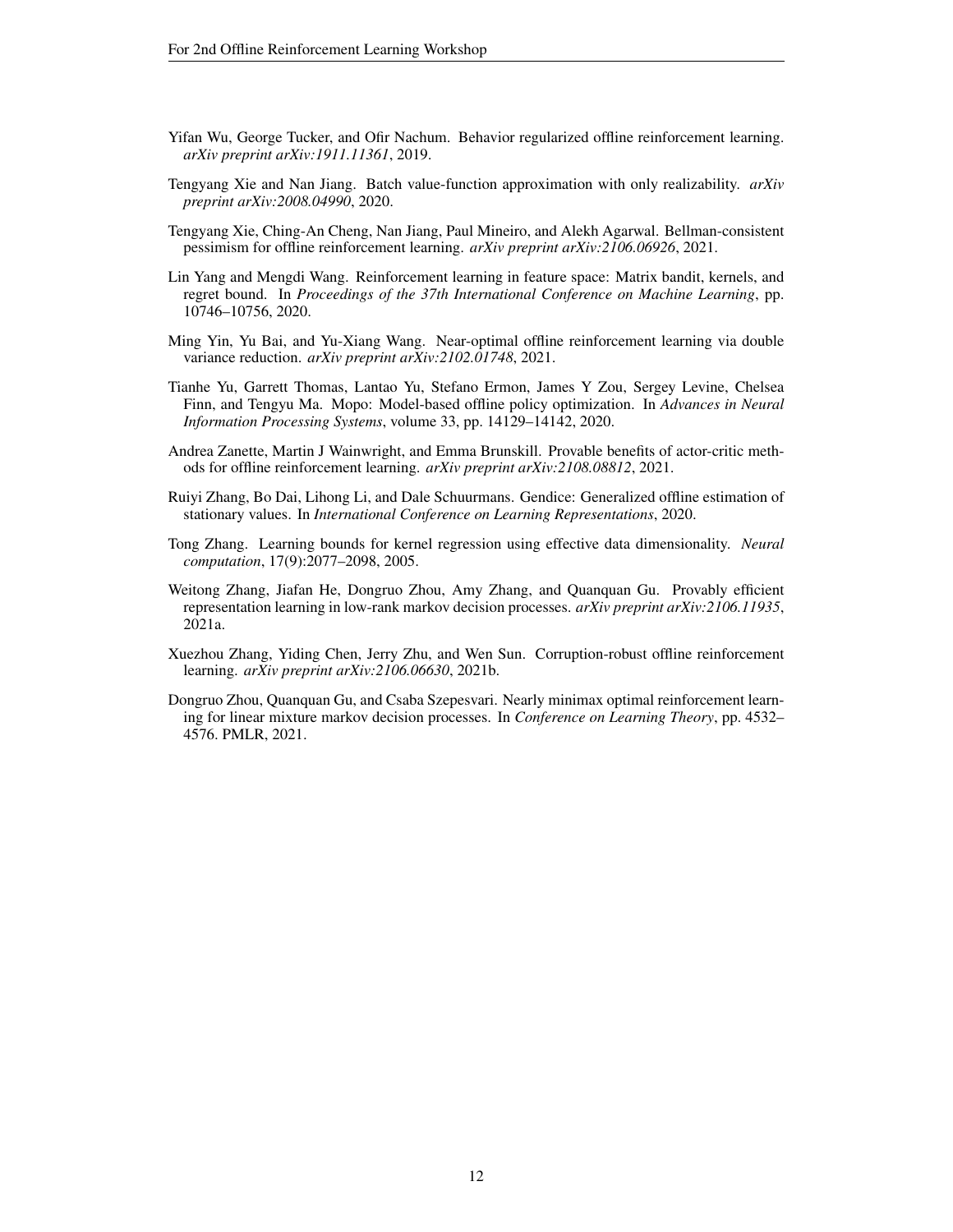Yifan Wu, George Tucker, and Ofir Nachum. Behavior regularized offline reinforcement learning. *arXiv preprint arXiv:1911.11361*, 2019.

Tengyang Xie and Nan Jiang. Batch value-function approximation with only realizability. *arXiv preprint arXiv:2008.04990*, 2020.

Tengyang Xie, Ching-An Cheng, Nan Jiang, Paul Mineiro, and Alekh Agarwal. Bellman-consistent pessimism for offline reinforcement learning. *arXiv preprint arXiv:2106.06926*, 2021.

Lin Yang and Mengdi Wang. Reinforcement learning in feature space: Matrix bandit, kernels, and regret bound. In *Proceedings of the 37th International Conference on Machine Learning*, pp. 10746–10756, 2020.

Ming Yin, Yu Bai, and Yu-Xiang Wang. Near-optimal offline reinforcement learning via double variance reduction. *arXiv preprint arXiv:2102.01748*, 2021.

Tianhe Yu, Garrett Thomas, Lantao Yu, Stefano Ermon, James Y Zou, Sergey Levine, Chelsea Finn, and Tengyu Ma. Mopo: Model-based offline policy optimization. In *Advances in Neural Information Processing Systems*, volume 33, pp. 14129–14142, 2020.

Andrea Zanette, Martin J Wainwright, and Emma Brunskill. Provable benefits of actor-critic methods for offline reinforcement learning. *arXiv preprint arXiv:2108.08812*, 2021.

Ruiyi Zhang, Bo Dai, Lihong Li, and Dale Schuurmans. Gendice: Generalized offline estimation of stationary values. In *International Conference on Learning Representations*, 2020.

Tong Zhang. Learning bounds for kernel regression using effective data dimensionality. *Neural computation*, 17(9):2077–2098, 2005.

Weitong Zhang, Jiafan He, Dongruo Zhou, Amy Zhang, and Quanquan Gu. Provably efficient representation learning in low-rank markov decision processes. *arXiv preprint arXiv:2106.11935*, 2021a.

Xuezhou Zhang, Yiding Chen, Jerry Zhu, and Wen Sun. Corruption-robust offline reinforcement learning. *arXiv preprint arXiv:2106.06630*, 2021b.

Dongruo Zhou, Quanquan Gu, and Csaba Szepesvari. Nearly minimax optimal reinforcement learning for linear mixture markov decision processes. In *Conference on Learning Theory*, pp. 4532–4576. PMLR, 2021.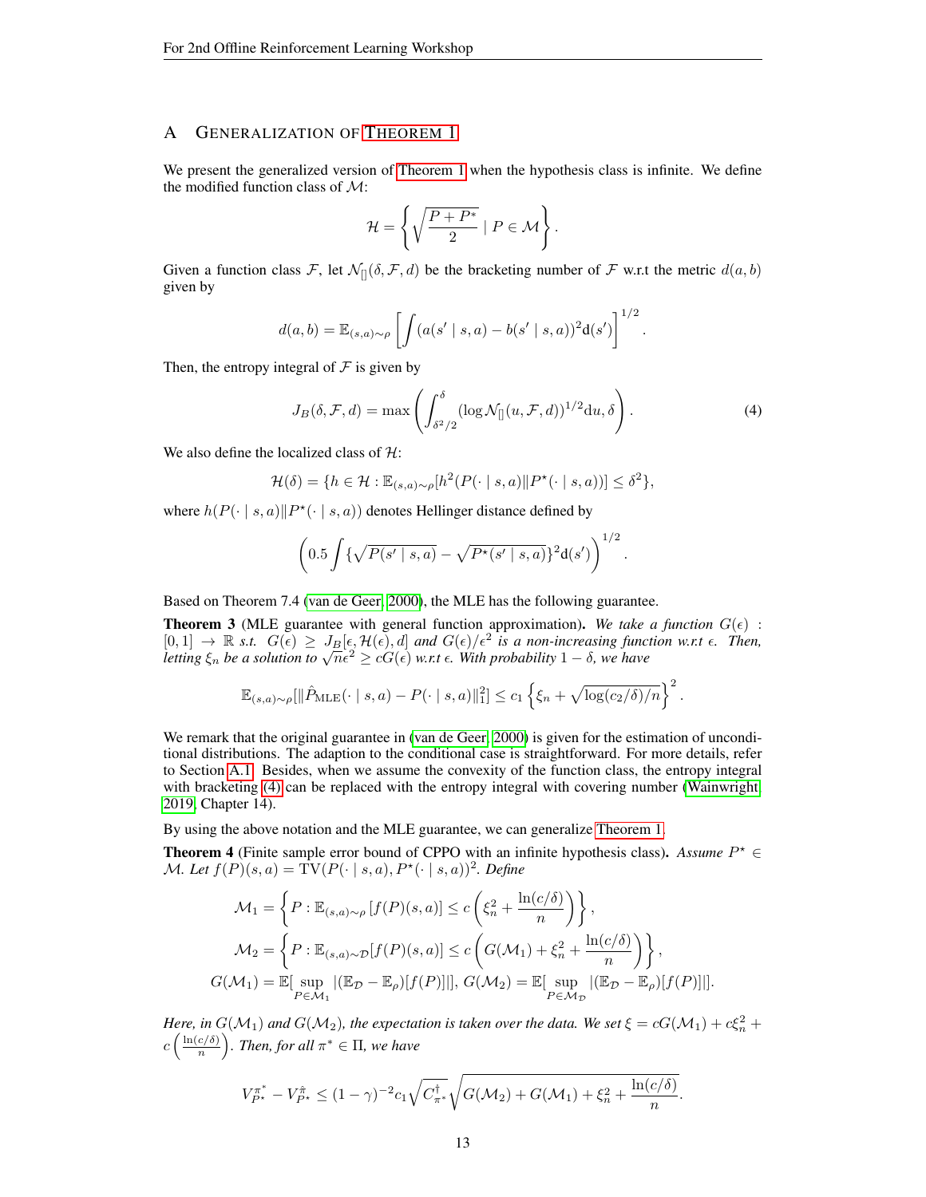# A GENERALIZATION OF THEOREM 1

We present the generalized version of Theorem 1 when the hypothesis class is infinite. We define the modified function class of $\mathcal{M}$:

$$\mathcal{H} = \left\{ \sqrt{\frac{P + P^{*}}{2}} \mid P \in \mathcal{M} \right\}.$$

Given a function class $\mathcal{F}$, let $\mathcal{N}_{[]}(\delta, \mathcal{F}, d)$ be the bracketing number of $\mathcal{F}$ w.r.t the metric $d(a, b)$ given by

$$d(a, b) = \mathbb{E}_{(s,a)\sim\rho}\left[\int (a(s' \mid s, a) - b(s' \mid s, a))^2 \mathrm{d}(s')\right]^{1/2}.$$

Then, the entropy integral of $\mathcal{F}$ is given by

$$J_B(\delta, \mathcal{F}, d) = \max\left(\int_{\delta^2/2}^{\delta} (\log \mathcal{N}_{[]}(u, \mathcal{F}, d))^{1/2} \mathrm{d}u, \delta\right). \tag{4}$$

We also define the localized class of $\mathcal{H}$:

$$\mathcal{H}(\delta) = \{h \in \mathcal{H} : \mathbb{E}_{(s,a)\sim\rho}[h^2(P(\cdot \mid s, a) \| P^{\star}(\cdot \mid s, a))] \leq \delta^2\},$$

where $h(P(\cdot \mid s, a) \| P^{\star}(\cdot \mid s, a))$ denotes Hellinger distance defined by

$$\left(0.5 \int \{\sqrt{P(s' \mid s, a)} - \sqrt{P^{\star}(s' \mid s, a)}\}^2 \mathrm{d}(s')\right)^{1/2}.$$

Based on Theorem 7.4 (van de Geer, 2000), the MLE has the following guarantee.

**Theorem 3** (MLE guarantee with general function approximation)**.** *We take a function $G(\epsilon) : [0, 1] \to \mathbb{R}$ s.t. $G(\epsilon) \geq J_B[\epsilon, \mathcal{H}(\epsilon), d]$ and $G(\epsilon)/\epsilon^2$ is a non-increasing function w.r.t $\epsilon$. Then, letting $\xi_n$ be a solution to $\sqrt{n}\epsilon^2 \geq cG(\epsilon)$ w.r.t $\epsilon$. With probability $1 - \delta$, we have*

$$\mathbb{E}_{(s,a)\sim\rho}[\|\hat{P}_{\mathrm{MLE}}(\cdot \mid s, a) - P(\cdot \mid s, a)\|_1^2] \leq c_1 \left\{\xi_n + \sqrt{\log(c_2/\delta)/n}\right\}^2.$$

We remark that the original guarantee in (van de Geer, 2000) is given for the estimation of unconditional distributions. The adaption to the conditional case is straightforward. For more details, refer to Section A.1. Besides, when we assume the convexity of the function class, the entropy integral with bracketing (4) can be replaced with the entropy integral with covering number (Wainwright, 2019, Chapter 14).

By using the above notation and the MLE guarantee, we can generalize Theorem 1.

**Theorem 4** (Finite sample error bound of CPPO with an infinite hypothesis class)**.** *Assume $P^{\star} \in \mathcal{M}$. Let $f(P)(s, a) = \mathrm{TV}(P(\cdot \mid s, a), P^{\star}(\cdot \mid s, a))^2$. Define*

$$\mathcal{M}_1 = \left\{P : \mathbb{E}_{(s,a)\sim\rho}[f(P)(s, a)] \leq c\left(\xi_n^2 + \frac{\ln(c/\delta)}{n}\right)\right\},$$

$$\mathcal{M}_2 = \left\{P : \mathbb{E}_{(s,a)\sim\mathcal{D}}[f(P)(s, a)] \leq c\left(G(\mathcal{M}_1) + \xi_n^2 + \frac{\ln(c/\delta)}{n}\right)\right\},$$

$$G(\mathcal{M}_1) = \mathbb{E}[\sup_{P\in\mathcal{M}_1} |(\mathbb{E}_{\mathcal{D}} - \mathbb{E}_{\rho})[f(P)]|], \; G(\mathcal{M}_2) = \mathbb{E}[\sup_{P\in\mathcal{M}_{\mathcal{D}}} |(\mathbb{E}_{\mathcal{D}} - \mathbb{E}_{\rho})[f(P)]|].$$

*Here, in $G(\mathcal{M}_1)$ and $G(\mathcal{M}_2)$, the expectation is taken over the data. We set $\xi = cG(\mathcal{M}_1) + c\xi_n^2 + c\left(\frac{\ln(c/\delta)}{n}\right)$. Then, for all $\pi^* \in \Pi$, we have*

$$V^{\pi^*}_{P^{\star}} - V^{\hat{\pi}}_{P^{\star}} \leq (1 - \gamma)^{-2} c_1 \sqrt{C^{\dagger}_{\pi^*}} \sqrt{G(\mathcal{M}_2) + G(\mathcal{M}_1) + \xi_n^2 + \frac{\ln(c/\delta)}{n}}.$$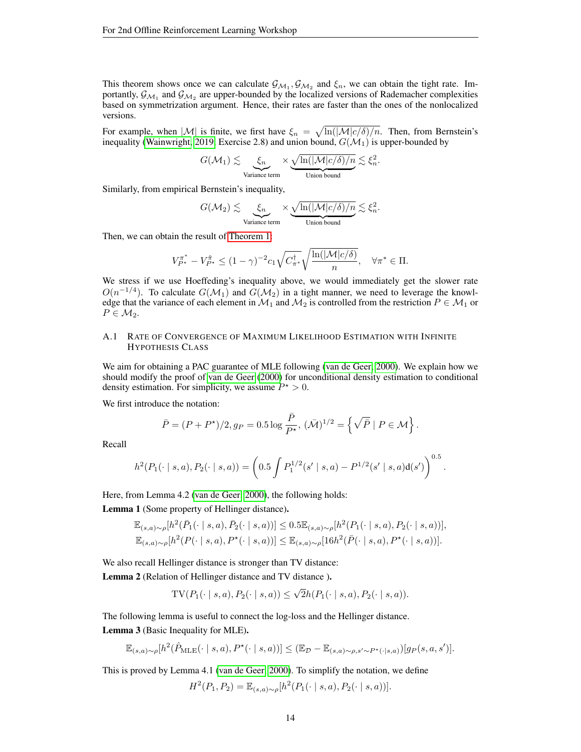This theorem shows once we can calculate $\mathcal{G}_{\mathcal{M}_1}, \mathcal{G}_{\mathcal{M}_2}$ and $\xi_n$, we can obtain the tight rate. Importantly, $\mathcal{G}_{\mathcal{M}_1}$ and $\mathcal{G}_{\mathcal{M}_2}$ are upper-bounded by the localized versions of Rademacher complexities based on symmetrization argument. Hence, their rates are faster than the ones of the nonlocalized versions.

For example, when $|\mathcal{M}|$ is finite, we first have $\xi_n = \sqrt{\ln(|\mathcal{M}|c/\delta)/n}$. Then, from Bernstein's inequality (Wainwright, 2019, Exercise 2.8) and union bound, $G(\mathcal{M}_1)$ is upper-bounded by

$$G(\mathcal{M}_1) \lesssim \underbrace{\xi_n}_{\text{Variance term}} \times \underbrace{\sqrt{\ln(|\mathcal{M}|c/\delta)/n}}_{\text{Union bound}} \lesssim \xi_n^2.$$

Similarly, from empirical Bernstein's inequality,

$$G(\mathcal{M}_2) \lesssim \underbrace{\xi_n}_{\text{Variance term}} \times \underbrace{\sqrt{\ln(|\mathcal{M}|c/\delta)/n}}_{\text{Union bound}} \lesssim \xi_n^2.$$

Then, we can obtain the result of Theorem 1:

$$V_{P^\star}^{\pi^*} - V_{P^\star}^{\hat{\pi}} \leq (1-\gamma)^{-2} c_1 \sqrt{C_{\pi^*}^{\dagger}} \sqrt{\frac{\ln(|\mathcal{M}|c/\delta)}{n}}, \quad \forall \pi^* \in \Pi.$$

We stress if we use Hoeffeding's inequality above, we would immediately get the slower rate $O(n^{-1/4})$. To calculate $G(\mathcal{M}_1)$ and $G(\mathcal{M}_2)$ in a tight manner, we need to leverage the knowledge that the variance of each element in $\mathcal{M}_1$ and $\mathcal{M}_2$ is controlled from the restriction $P \in \mathcal{M}_1$ or $P \in \mathcal{M}_2$.

### A.1 Rate of Convergence of Maximum Likelihood Estimation with Infinite Hypothesis Class

We aim for obtaining a PAC guarantee of MLE following (van de Geer, 2000). We explain how we should modify the proof of van de Geer (2000) for unconditional density estimation to conditional density estimation. For simplicity, we assume $P^\star > 0$.

We first introduce the notation:

$$\bar{P} = (P + P^\star)/2, g_P = 0.5 \log \frac{\bar{P}}{P^\star}, (\bar{\mathcal{M}})^{1/2} = \left\{ \sqrt{\bar{P}} \mid P \in \mathcal{M} \right\}.$$

Recall

$$h^2(P_1(\cdot \mid s,a), P_2(\cdot \mid s,a)) = \left( 0.5 \int P_1^{1/2}(s' \mid s,a) - P^{1/2}(s' \mid s,a) \mathrm{d}(s') \right)^{0.5}.$$

Here, from Lemma 4.2 (van de Geer, 2000), the following holds:

**Lemma 1** (Some property of Hellinger distance)**.**

$$\mathbb{E}_{(s,a)\sim\rho}[h^2(\bar{P}_1(\cdot \mid s,a), \bar{P}_2(\cdot \mid s,a))] \leq 0.5 \mathbb{E}_{(s,a)\sim\rho}[h^2(P_1(\cdot \mid s,a), P_2(\cdot \mid s,a))],$$
$$\mathbb{E}_{(s,a)\sim\rho}[h^2(P(\cdot \mid s,a), P^\star(\cdot \mid s,a))] \leq \mathbb{E}_{(s,a)\sim\rho}[16 h^2(\bar{P}(\cdot \mid s,a), P^\star(\cdot \mid s,a))].$$

We also recall Hellinger distance is stronger than TV distance:

**Lemma 2** (Relation of Hellinger distance and TV distance )**.**

$$\mathrm{TV}(P_1(\cdot \mid s,a), P_2(\cdot \mid s,a)) \leq \sqrt{2} h(P_1(\cdot \mid s,a), P_2(\cdot \mid s,a)).$$

The following lemma is useful to connect the log-loss and the Hellinger distance.

**Lemma 3** (Basic Inequality for MLE)**.**

$$\mathbb{E}_{(s,a)\sim\rho}[h^2(\hat{P}_{\mathrm{MLE}}(\cdot \mid s,a), P^\star(\cdot \mid s,a))] \leq (\mathbb{E}_{\mathcal{D}} - \mathbb{E}_{(s,a)\sim\rho, s'\sim P^\star(\cdot\mid s,a)})[g_P(s,a,s')].$$

This is proved by Lemma 4.1 (van de Geer, 2000). To simplify the notation, we define

$$H^2(P_1, P_2) = \mathbb{E}_{(s,a)\sim\rho}[h^2(P_1(\cdot \mid s,a), P_2(\cdot \mid s,a))].$$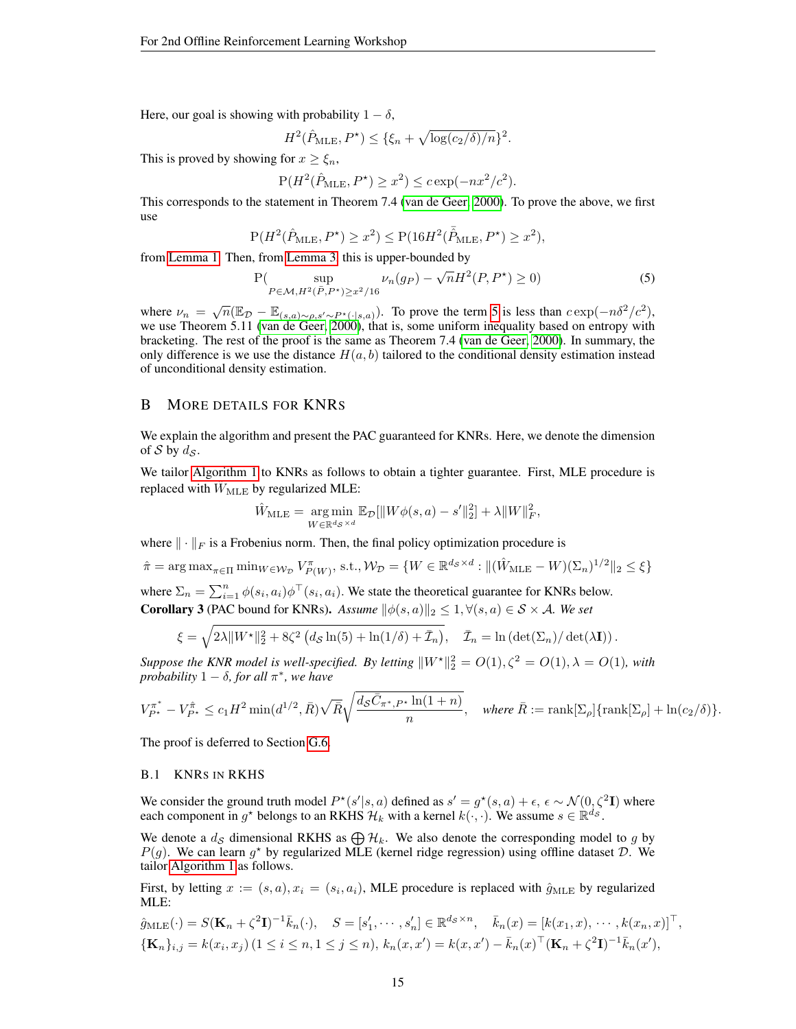Here, our goal is showing with probability $1-\delta$,

$$H^2(\hat{P}_{\rm MLE}, P^\star) \leq \{\xi_n + \sqrt{\log(c_2/\delta)/n}\}^2.$$

This is proved by showing for $x \geq \xi_n$,

$$\mathrm{P}(H^2(\hat{P}_{\rm MLE}, P^\star) \geq x^2) \leq c\exp(-nx^2/c^2).$$

This corresponds to the statement in Theorem 7.4 (van de Geer, 2000). To prove the above, we first use

$$\mathrm{P}(H^2(\hat{P}_{\rm MLE}, P^\star) \geq x^2) \leq \mathrm{P}(16H^2(\bar{\hat{P}}_{\rm MLE}, P^\star) \geq x^2),$$

from Lemma 1. Then, from Lemma 3, this is upper-bounded by

$$\mathrm{P}( \sup_{P \in \mathcal{M}, H^2(\bar{P}, P^\star) \geq x^2/16} \nu_n(g_P) - \sqrt{n}H^2(P, P^\star) \geq 0) \tag{5}$$

where $\nu_n = \sqrt{n}(\mathbb{E}_{\mathcal{D}} - \mathbb{E}_{(s,a)\sim\rho, s'\sim P^\star(\cdot|s,a)})$. To prove the term 5 is less than $c\exp(-n\delta^2/c^2)$, we use Theorem 5.11 (van de Geer, 2000), that is, some uniform inequality based on entropy with bracketing. The rest of the proof is the same as Theorem 7.4 (van de Geer, 2000). In summary, the only difference is we use the distance $H(a,b)$ tailored to the conditional density estimation instead of unconditional density estimation.

## B More details for KNRs

We explain the algorithm and present the PAC guaranteed for KNRs. Here, we denote the dimension of $\mathcal{S}$ by $d_{\mathcal{S}}$.

We tailor Algorithm 1 to KNRs as follows to obtain a tighter guarantee. First, MLE procedure is replaced with $W_{\rm MLE}$ by regularized MLE:

$$\hat{W}_{\rm MLE} = \mathop{\arg\min}_{W \in \mathbb{R}^{d_{\mathcal{S}} \times d}} \mathbb{E}_{\mathcal{D}}[\|W\phi(s,a) - s'\|_2^2] + \lambda \|W\|_F^2,$$

where $\|\cdot\|_F$ is a Frobenius norm. Then, the final policy optimization procedure is

$$\hat{\pi} = \arg\max_{\pi \in \Pi} \min_{W \in \mathcal{W}_{\mathcal{D}}} V^{\pi}_{P(W)},\ \mathrm{s.t.}, \mathcal{W}_{\mathcal{D}} = \{W \in \mathbb{R}^{d_{\mathcal{S}} \times d} : \|(\hat{W}_{\rm MLE} - W)(\Sigma_n)^{1/2}\|_2 \leq \xi\}$$

where $\Sigma_n = \sum_{i=1}^n \phi(s_i,a_i)\phi^\top(s_i,a_i)$. We state the theoretical guarantee for KNRs below.

**Corollary 3** (PAC bound for KNRs). *Assume $\|\phi(s,a)\|_2 \leq 1, \forall (s,a) \in \mathcal{S}\times\mathcal{A}$. We set*

$$\xi = \sqrt{2\lambda\|W^\star\|_2^2 + 8\zeta^2\left(d_{\mathcal{S}}\ln(5) + \ln(1/\delta) + \bar{\mathcal{I}}_n\right)}, \quad \bar{\mathcal{I}}_n = \ln\left(\det(\Sigma_n)/\det(\lambda \mathbf{I})\right).$$

*Suppose the KNR model is well-specified. By letting $\|W^\star\|_2^2 = O(1), \zeta^2 = O(1), \lambda = O(1)$, with probability $1-\delta$, for all $\pi^*$, we have*

$$V^{\pi^*}_{P^\star} - V^{\hat{\pi}}_{P^\star} \leq c_1 H^2 \min(d^{1/2}, \bar{R})\sqrt{\bar{R}}\sqrt{\frac{d_{\mathcal{S}}\bar{C}_{\pi^*,P^\star}\ln(1+n)}{n}}, \quad \text{where } \bar{R} := \mathrm{rank}[\Sigma_\rho]\{\mathrm{rank}[\Sigma_\rho] + \ln(c_2/\delta)\}.$$

The proof is deferred to Section G.6.

### B.1 KNRs in RKHS

We consider the ground truth model $P^\star(s'|s,a)$ defined as $s' = g^\star(s,a) + \epsilon$, $\epsilon \sim \mathcal{N}(0, \zeta^2\mathbf{I})$ where each component in $g^\star$ belongs to an RKHS $\mathcal{H}_k$ with a kernel $k(\cdot,\cdot)$. We assume $s \in \mathbb{R}^{d_{\mathcal{S}}}$.

We denote a $d_{\mathcal{S}}$ dimensional RKHS as $\bigoplus \mathcal{H}_k$. We also denote the corresponding model to $g$ by $P(g)$. We can learn $g^\star$ by regularized MLE (kernel ridge regression) using offline dataset $\mathcal{D}$. We tailor Algorithm 1 as follows.

First, by letting $x := (s,a), x_i = (s_i,a_i)$, MLE procedure is replaced with $\hat{g}_{\rm MLE}$ by regularized MLE:

$$\hat{g}_{\rm MLE}(\cdot) = S(\mathbf{K}_n + \zeta^2\mathbf{I})^{-1}\bar{k}_n(\cdot), \quad S = [s_1', \cdots, s_n'] \in \mathbb{R}^{d_{\mathcal{S}} \times n}, \quad \bar{k}_n(x) = [k(x_1,x), \cdots, k(x_n,x)]^\top,$$

$$\{\mathbf{K}_n\}_{i,j} = k(x_i,x_j)\,(1 \leq i \leq n, 1 \leq j \leq n),\ k_n(x,x') = k(x,x') - \bar{k}_n(x)^\top(\mathbf{K}_n + \zeta^2\mathbf{I})^{-1}\bar{k}_n(x'),$$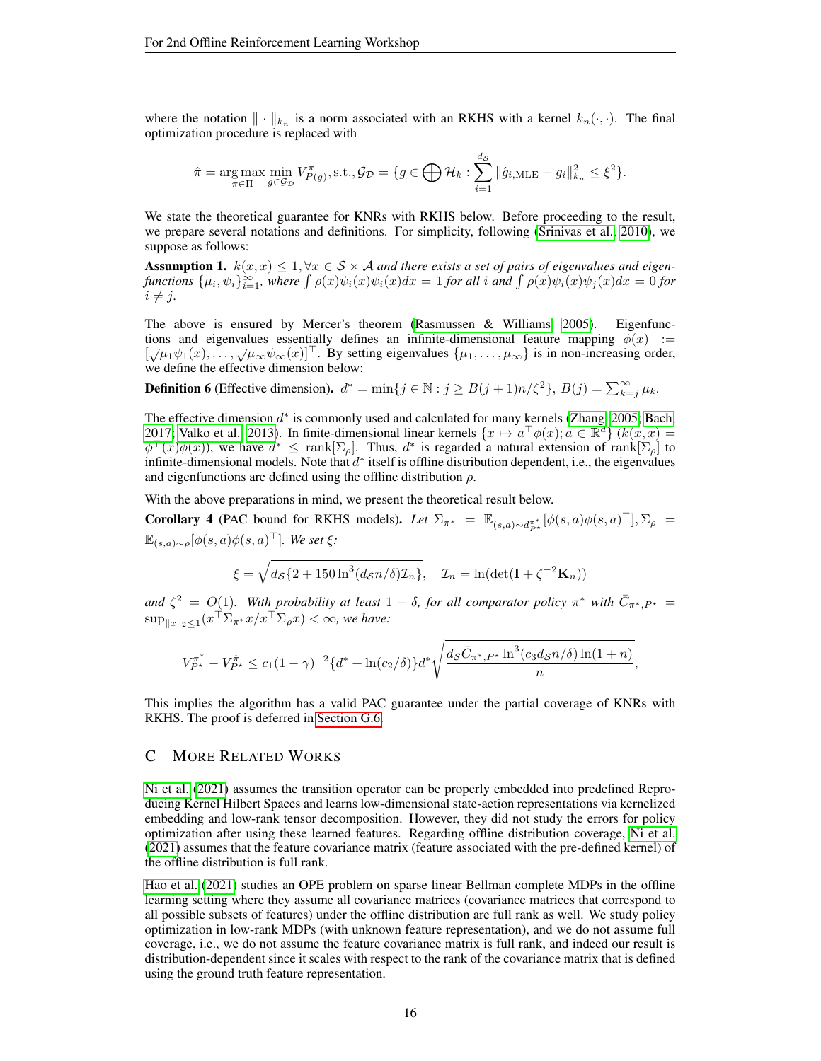where the notation $\|\cdot\|_{k_n}$ is a norm associated with an RKHS with a kernel $k_n(\cdot,\cdot)$. The final optimization procedure is replaced with

$$\hat{\pi} = \arg\max_{\pi\in\Pi} \min_{g\in\mathcal{G}_{\mathcal{D}}} V^{\pi}_{P(g)}, \text{s.t.}, \mathcal{G}_{\mathcal{D}} = \{g \in \bigoplus \mathcal{H}_k : \sum_{i=1}^{d_{\mathcal{S}}} \|\hat{g}_{i,\mathrm{MLE}} - g_i\|^2_{k_n} \leq \xi^2\}.$$

We state the theoretical guarantee for KNRs with RKHS below. Before proceeding to the result, we prepare several notations and definitions. For simplicity, following (Srinivas et al., 2010), we suppose as follows:

**Assumption 1.** *$k(x,x) \leq 1, \forall x \in \mathcal{S}\times\mathcal{A}$ and there exists a set of pairs of eigenvalues and eigenfunctions $\{\mu_i, \psi_i\}_{i=1}^{\infty}$, where $\int \rho(x)\psi_i(x)\psi_i(x)dx = 1$ for all $i$ and $\int \rho(x)\psi_i(x)\psi_j(x)dx = 0$ for $i \neq j$.*

The above is ensured by Mercer's theorem (Rasmussen & Williams, 2005). Eigenfunctions and eigenvalues essentially defines an infinite-dimensional feature mapping $\phi(x) := [\sqrt{\mu_1}\psi_1(x), \ldots, \sqrt{\mu_\infty}\psi_\infty(x)]^\top$. By setting eigenvalues $\{\mu_1, \ldots, \mu_\infty\}$ is in non-increasing order, we define the effective dimension below:

**Definition 6** (Effective dimension). $d^* = \min\{j \in \mathbb{N} : j \geq B(j+1)n/\zeta^2\}$, $B(j) = \sum_{k=j}^{\infty} \mu_k$.

The effective dimension $d^*$ is commonly used and calculated for many kernels (Zhang, 2005; Bach, 2017; Valko et al., 2013). In finite-dimensional linear kernels $\{x \mapsto a^\top\phi(x); a \in \mathbb{R}^d\}$ ($k(x,x) = \phi^\top(x)\phi(x)$), we have $d^* \leq \mathrm{rank}[\Sigma_\rho]$. Thus, $d^*$ is regarded a natural extension of $\mathrm{rank}[\Sigma_\rho]$ to infinite-dimensional models. Note that $d^*$ itself is offline distribution dependent, i.e., the eigenvalues and eigenfunctions are defined using the offline distribution $\rho$.

With the above preparations in mind, we present the theoretical result below.

**Corollary 4** (PAC bound for RKHS models). *Let $\Sigma_{\pi^*} = \mathbb{E}_{(s,a)\sim d^{\pi^*}_{P^\star}}[\phi(s,a)\phi(s,a)^\top], \Sigma_\rho = \mathbb{E}_{(s,a)\sim\rho}[\phi(s,a)\phi(s,a)^\top]$. We set $\xi$:*

$$\xi = \sqrt{d_{\mathcal{S}}\{2 + 150\ln^3(d_{\mathcal{S}}n/\delta)\mathcal{I}_n\}}, \quad \mathcal{I}_n = \ln(\det(\mathbf{I} + \zeta^{-2}\mathbf{K}_n))$$

*and $\zeta^2 = O(1)$. With probability at least $1-\delta$, for all comparator policy $\pi^*$ with $\bar{C}_{\pi^*,P^\star} = \sup_{\|x\|_2\leq 1}(x^\top\Sigma_{\pi^*}x/x^\top\Sigma_\rho x) < \infty$, we have:*

$$V^{\pi^*}_{P^\star} - V^{\hat{\pi}}_{P^\star} \leq c_1(1-\gamma)^{-2}\{d^* + \ln(c_2/\delta)\}d^*\sqrt{\frac{d_{\mathcal{S}}\bar{C}_{\pi^*,P^\star}\ln^3(c_3 d_{\mathcal{S}}n/\delta)\ln(1+n)}{n}},$$

This implies the algorithm has a valid PAC guarantee under the partial coverage of KNRs with RKHS. The proof is deferred in Section G.6.

## C More Related Works

Ni et al. (2021) assumes the transition operator can be properly embedded into predefined Reproducing Kernel Hilbert Spaces and learns low-dimensional state-action representations via kernelized embedding and low-rank tensor decomposition. However, they did not study the errors for policy optimization after using these learned features. Regarding offline distribution coverage, Ni et al. (2021) assumes that the feature covariance matrix (feature associated with the pre-defined kernel) of the offline distribution is full rank.

Hao et al. (2021) studies an OPE problem on sparse linear Bellman complete MDPs in the offline learning setting where they assume all covariance matrices (covariance matrices that correspond to all possible subsets of features) under the offline distribution are full rank as well. We study policy optimization in low-rank MDPs (with unknown feature representation), and we do not assume full coverage, i.e., we do not assume the feature covariance matrix is full rank, and indeed our result is distribution-dependent since it scales with respect to the rank of the covariance matrix that is defined using the ground truth feature representation.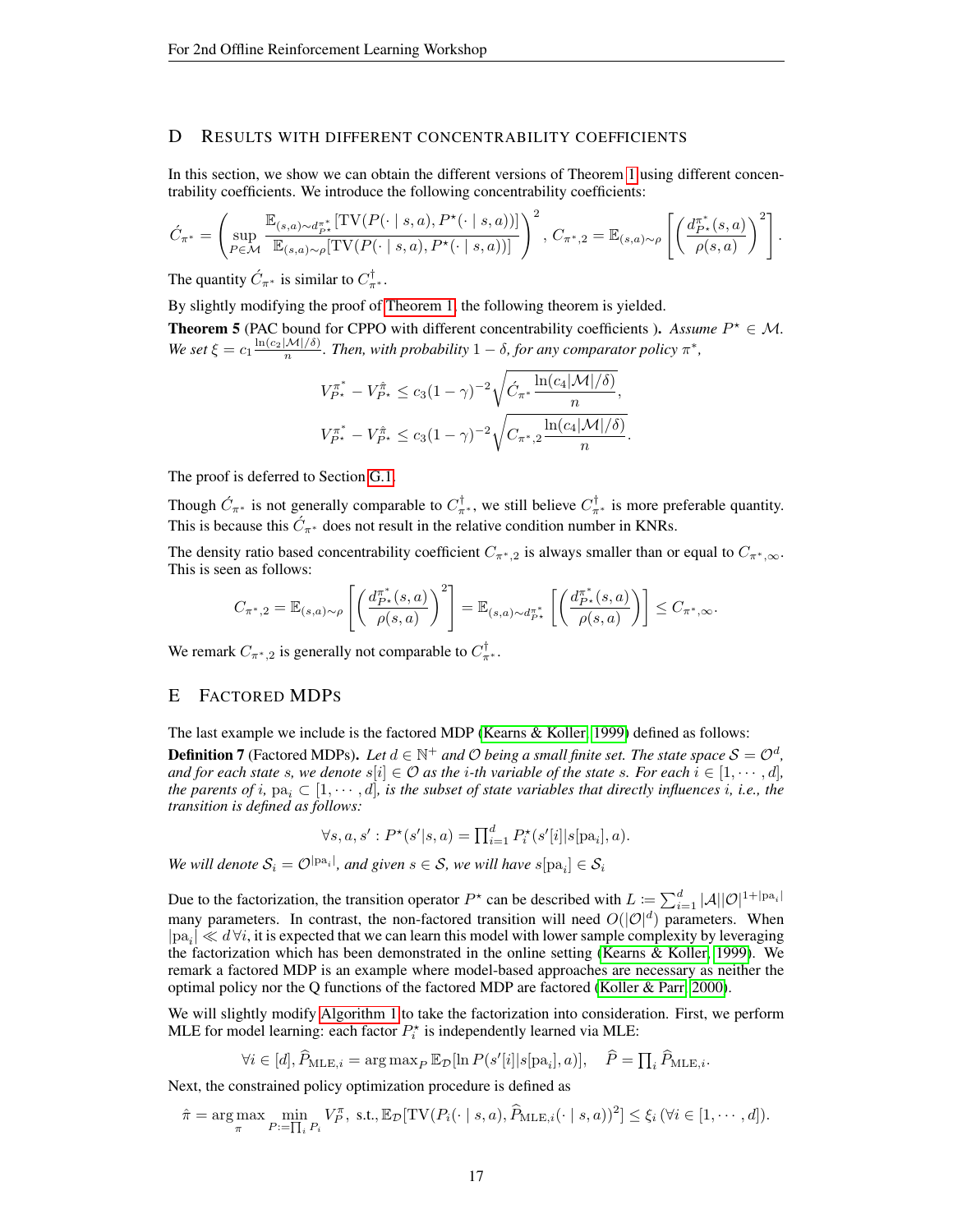## D Results with different concentrability coefficients

In this section, we show we can obtain the different versions of Theorem 1 using different concentrability coefficients. We introduce the following concentrability coefficients:

$$\acute{C}_{\pi^*} = \left( \sup_{P \in \mathcal{M}} \frac{\mathbb{E}_{(s,a)\sim d^{\pi^*}_{P^\star}}[\mathrm{TV}(P(\cdot \mid s,a), P^\star(\cdot \mid s,a))]}{\mathbb{E}_{(s,a)\sim \rho}[\mathrm{TV}(P(\cdot \mid s,a), P^\star(\cdot \mid s,a))]} \right)^2, \; C_{\pi^*,2} = \mathbb{E}_{(s,a)\sim\rho}\left[ \left( \frac{d^{\pi^*}_{P^\star}(s,a)}{\rho(s,a)} \right)^2 \right].$$

The quantity $\acute{C}_{\pi^*}$ is similar to $C^{\dagger}_{\pi^*}$.

By slightly modifying the proof of Theorem 1, the following theorem is yielded.

**Theorem 5** (PAC bound for CPPO with different concentrability coefficients ). *Assume $P^\star \in \mathcal{M}$. We set $\xi = c_1 \frac{\ln(c_2|\mathcal{M}|/\delta)}{n}$. Then, with probability $1-\delta$, for any comparator policy $\pi^*$,*

$$V^{\pi^*}_{P^\star} - V^{\hat{\pi}}_{P^\star} \le c_3(1-\gamma)^{-2}\sqrt{\acute{C}_{\pi^*}\frac{\ln(c_4|\mathcal{M}|/\delta)}{n}},$$
$$V^{\pi^*}_{P^\star} - V^{\hat{\pi}}_{P^\star} \le c_3(1-\gamma)^{-2}\sqrt{C_{\pi^*,2}\frac{\ln(c_4|\mathcal{M}|/\delta)}{n}}.$$

The proof is deferred to Section G.1.

Though $\acute{C}_{\pi^*}$ is not generally comparable to $C^{\dagger}_{\pi^*}$, we still believe $C^{\dagger}_{\pi^*}$ is more preferable quantity. This is because this $\acute{C}_{\pi^*}$ does not result in the relative condition number in KNRs.

The density ratio based concentrability coefficient $C_{\pi^*,2}$ is always smaller than or equal to $C_{\pi^*,\infty}$. This is seen as follows:

$$C_{\pi^*,2} = \mathbb{E}_{(s,a)\sim\rho}\left[ \left( \frac{d^{\pi^*}_{P^\star}(s,a)}{\rho(s,a)} \right)^2 \right] = \mathbb{E}_{(s,a)\sim d^{\pi^*}_{P^\star}}\left[ \left( \frac{d^{\pi^*}_{P^\star}(s,a)}{\rho(s,a)} \right) \right] \le C_{\pi^*,\infty}.$$

We remark $C_{\pi^*,2}$ is generally not comparable to $C^{\dagger}_{\pi^*}$.

## E Factored MDPs

The last example we include is the factored MDP (Kearns & Koller, 1999) defined as follows:

**Definition 7** (Factored MDPs). *Let $d \in \mathbb{N}^+$ and $\mathcal{O}$ being a small finite set. The state space $\mathcal{S} = \mathcal{O}^d$, and for each state $s$, we denote $s[i] \in \mathcal{O}$ as the $i$-th variable of the state $s$. For each $i \in [1, \cdots, d]$, the parents of $i$, $\mathrm{pa}_i \subset [1, \cdots, d]$, is the subset of state variables that directly influences $i$, i.e., the transition is defined as follows:*

$$\forall s, a, s' : P^\star(s'|s,a) = \textstyle\prod_{i=1}^d P^\star_i(s'[i]|s[\mathrm{pa}_i], a).$$

*We will denote $\mathcal{S}_i = \mathcal{O}^{|\mathrm{pa}_i|}$, and given $s \in \mathcal{S}$, we will have $s[\mathrm{pa}_i] \in \mathcal{S}_i$*

Due to the factorization, the transition operator $P^\star$ can be described with $L := \sum_{i=1}^d |\mathcal{A}||\mathcal{O}|^{1+|\mathrm{pa}_i|}$ many parameters. In contrast, the non-factored transition will need $O(|\mathcal{O}|^d)$ parameters. When $|\mathrm{pa}_i| \ll d \, \forall i$, it is expected that we can learn this model with lower sample complexity by leveraging the factorization which has been demonstrated in the online setting (Kearns & Koller, 1999). We remark a factored MDP is an example where model-based approaches are necessary as neither the optimal policy nor the Q functions of the factored MDP are factored (Koller & Parr, 2000).

We will slightly modify Algorithm 1 to take the factorization into consideration. First, we perform MLE for model learning: each factor $P^\star_i$ is independently learned via MLE:

$$\forall i \in [d], \widehat{P}_{\mathrm{MLE},i} = \arg\max_P \mathbb{E}_{\mathcal{D}}[\ln P(s'[i]|s[\mathrm{pa}_i], a)], \quad \widehat{P} = \textstyle\prod_i \widehat{P}_{\mathrm{MLE},i}.$$

Next, the constrained policy optimization procedure is defined as

$$\hat{\pi} = \arg\max_{\pi} \min_{P := \prod_i P_i} V^{\pi}_P, \text{ s.t.}, \mathbb{E}_{\mathcal{D}}[\mathrm{TV}(P_i(\cdot \mid s,a), \widehat{P}_{\mathrm{MLE},i}(\cdot \mid s,a))^2] \le \xi_i \, (\forall i \in [1, \cdots, d]).$$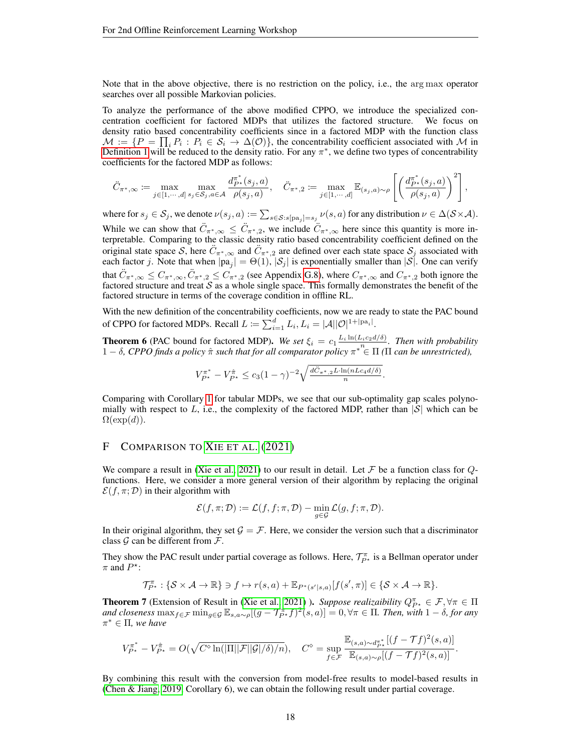Note that in the above objective, there is no restriction on the policy, i.e., the $\arg\max$ operator searches over all possible Markovian policies.

To analyze the performance of the above modified CPPO, we introduce the specialized concentration coefficient for factored MDPs that utilizes the factored structure. We focus on density ratio based concentrability coefficients since in a factored MDP with the function class $\mathcal{M} := \{P = \prod_i P_i : P_i \in \mathcal{S}_i \to \Delta(\mathcal{O})\}$, the concentrability coefficient associated with $\mathcal{M}$ in Definition 1 will be reduced to the density ratio. For any $\pi^*$, we define two types of concentrability coefficients for the factored MDP as follows:

$$
\ddot{C}_{\pi^*,\infty} := \max_{j\in[1,\cdots,d]} \max_{s_j\in\mathcal{S}_j, a\in\mathcal{A}} \frac{d^{\pi^*}_{P^\star}(s_j,a)}{\rho(s_j,a)}, \quad \ddot{C}_{\pi^*,2} := \max_{j\in[1,\cdots,d]} \mathbb{E}_{(s_j,a)\sim\rho}\left[\left(\frac{d^{\pi^*}_{P^\star}(s_j,a)}{\rho(s_j,a)}\right)^2\right],
$$

where for $s_j \in \mathcal{S}_j$, we denote $\nu(s_j,a) := \sum_{s\in\mathcal{S}:s[\mathrm{pa}_j]=s_j} \nu(s,a)$ for any distribution $\nu \in \Delta(\mathcal{S}\times\mathcal{A})$. While we can show that $\ddot{C}_{\pi^*,\infty} \le \ddot{C}_{\pi^*,2}$, we include $\ddot{C}_{\pi^*,\infty}$ here since this quantity is more interpretable. Comparing to the classic density ratio based concentrability coefficient defined on the original state space $\mathcal{S}$, here $\ddot{C}_{\pi^*,\infty}$ and $\ddot{C}_{\pi^*,2}$ are defined over each state space $\mathcal{S}_j$ associated with each factor $j$. Note that when $|\mathrm{pa}_j| = \Theta(1)$, $|\mathcal{S}_j|$ is exponentially smaller than $|\mathcal{S}|$. One can verify that $\ddot{C}_{\pi^*,\infty} \le C_{\pi^*,\infty}, \ddot{C}_{\pi^*,2} \le C_{\pi^*,2}$ (see Appendix G.8), where $C_{\pi^*,\infty}$ and $C_{\pi^*,2}$ both ignore the factored structure and treat $\mathcal{S}$ as a whole single space. This formally demonstrates the benefit of the factored structure in terms of the coverage condition in offline RL.

With the new definition of the concentrability coefficients, now we are ready to state the PAC bound of CPPO for factored MDPs. Recall $L := \sum_{i=1}^d L_i, L_i = |\mathcal{A}||\mathcal{O}|^{1+|\mathrm{pa}_i|}$.

**Theorem 6** (PAC bound for factored MDP). *We set $\xi_i = c_1 \frac{L_i \ln(L_i c_2 d/\delta)}{n}$. Then with probability $1-\delta$, CPPO finds a policy $\hat{\pi}$ such that for all comparator policy $\pi^* \in \Pi$ ($\Pi$ can be unrestricted),*

$$
V^{\pi^*}_{P^\star} - V^{\hat{\pi}}_{P^\star} \le c_3(1-\gamma)^{-2}\sqrt{\frac{d\ddot{C}_{\pi^*,2} L \cdot \ln(nLc_4 d/\delta)}{n}}.
$$

Comparing with Corollary 1 for tabular MDPs, we see that our sub-optimality gap scales polynomially with respect to $L$, i.e., the complexity of the factored MDP, rather than $|\mathcal{S}|$ which can be $\Omega(\exp(d))$.

# F Comparison to Xie et al. (2021)

We compare a result in (Xie et al., 2021) to our result in detail. Let $\mathcal{F}$ be a function class for $Q$-functions. Here, we consider a more general version of their algorithm by replacing the original $\mathcal{E}(f,\pi;\mathcal{D})$ in their algorithm with

$$
\mathcal{E}(f,\pi;\mathcal{D}) := \mathcal{L}(f,f;\pi,\mathcal{D}) - \min_{g\in\mathcal{G}} \mathcal{L}(g,f;\pi,\mathcal{D}).
$$

In their original algorithm, they set $\mathcal{G} = \mathcal{F}$. Here, we consider the version such that a discriminator class $\mathcal{G}$ can be different from $\mathcal{F}$.

They show the PAC result under partial coverage as follows. Here, $\mathcal{T}^\pi_{P^\star}$ is a Bellman operator under $\pi$ and $P^\star$:

$$
\mathcal{T}^\pi_{P^\star} : \{\mathcal{S}\times\mathcal{A}\to\mathbb{R}\} \ni f \mapsto r(s,a) + \mathbb{E}_{P^\star(s'|s,a)}[f(s',\pi)] \in \{\mathcal{S}\times\mathcal{A}\to\mathbb{R}\}.
$$

**Theorem 7** (Extension of Result in (Xie et al., 2021) ). *Suppose realizability $Q^\pi_{P^\star} \in \mathcal{F}, \forall \pi \in \Pi$ and closeness $\max_{f\in\mathcal{F}} \min_{g\in\mathcal{G}} \mathbb{E}_{s,a\sim\rho}[(g - \mathcal{T}^\pi_{P^\star} f)^2(s,a)] = 0, \forall \pi \in \Pi$. Then, with $1-\delta$, for any $\pi^* \in \Pi$, we have*

$$
V^{\pi^*}_{P^\star} - V^{\hat{\pi}}_{P^\star} = O(\sqrt{C^\diamond \ln(|\Pi||\mathcal{F}||\mathcal{G}|/\delta)/n}), \quad C^\diamond = \sup_{f\in\mathcal{F}} \frac{\mathbb{E}_{(s,a)\sim d^{\pi^*}_{P^\star}}[(f-\mathcal{T}f)^2(s,a)]}{\mathbb{E}_{(s,a)\sim\rho}[(f-\mathcal{T}f)^2(s,a)]}.
$$

By combining this result with the conversion from model-free results to model-based results in (Chen & Jiang, 2019, Corollary 6), we can obtain the following result under partial coverage.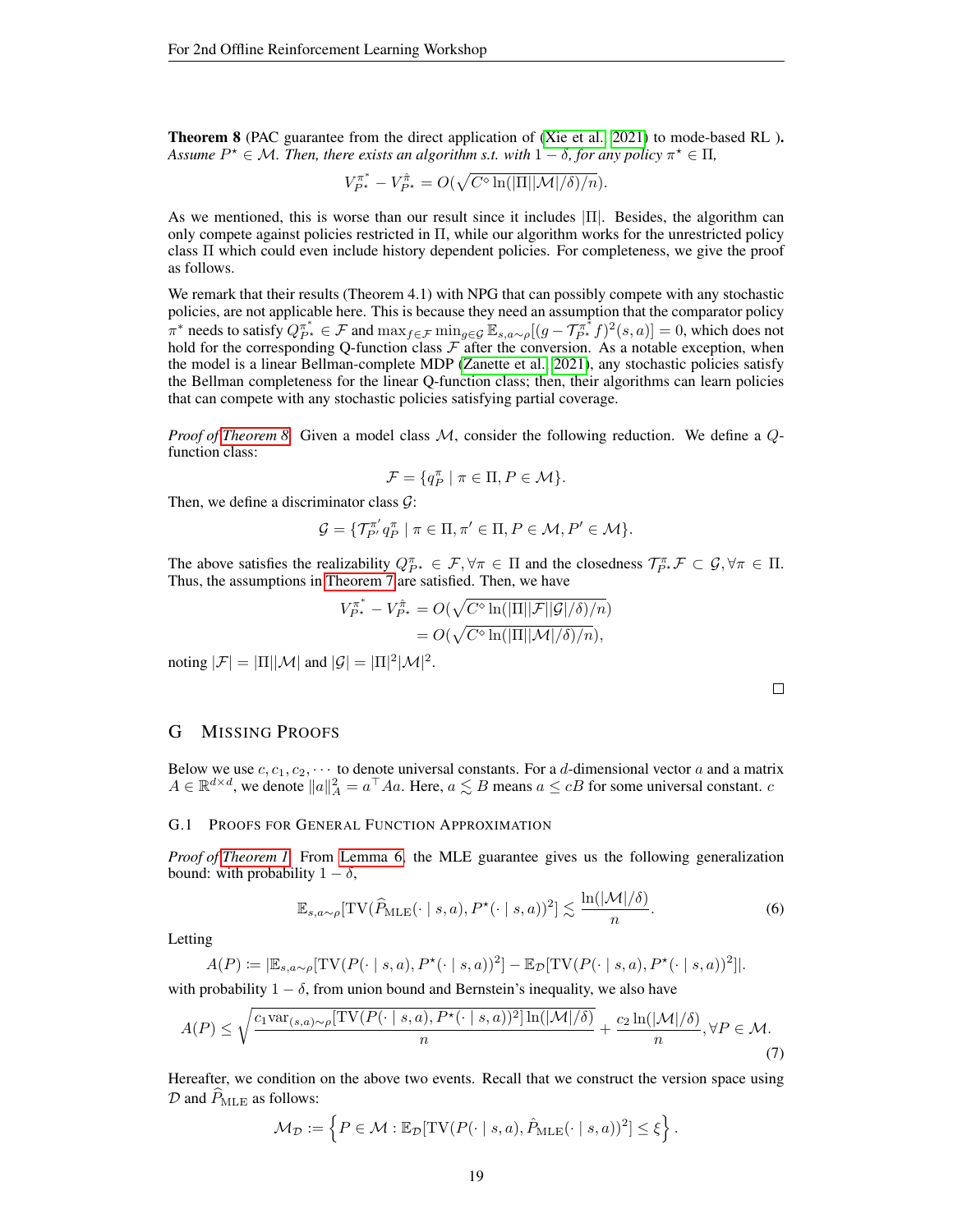**Theorem 8** (PAC guarantee from the direct application of (Xie et al., 2021) to mode-based RL ). *Assume $P^\star \in \mathcal{M}$. Then, there exists an algorithm s.t. with $1-\delta$, for any policy $\pi^\star \in \Pi$,*

$$V^{\pi^*}_{P^\star} - V^{\hat{\pi}}_{P^\star} = O(\sqrt{C^\diamond \ln(|\Pi||\mathcal{M}|/\delta)/n}).$$

As we mentioned, this is worse than our result since it includes $|\Pi|$. Besides, the algorithm can only compete against policies restricted in $\Pi$, while our algorithm works for the unrestricted policy class $\Pi$ which could even include history dependent policies. For completeness, we give the proof as follows.

We remark that their results (Theorem 4.1) with NPG that can possibly compete with any stochastic policies, are not applicable here. This is because they need an assumption that the comparator policy $\pi^*$ needs to satisfy $Q^{\pi^*}_{P^\star} \in \mathcal{F}$ and $\max_{f\in\mathcal{F}} \min_{g\in\mathcal{G}} \mathbb{E}_{s,a\sim\rho}[(g - \mathcal{T}^{\pi^*}_{P^\star} f)^2(s,a)] = 0$, which does not hold for the corresponding Q-function class $\mathcal{F}$ after the conversion. As a notable exception, when the model is a linear Bellman-complete MDP (Zanette et al., 2021), any stochastic policies satisfy the Bellman completeness for the linear Q-function class; then, their algorithms can learn policies that can compete with any stochastic policies satisfying partial coverage.

*Proof of Theorem 8.* Given a model class $\mathcal{M}$, consider the following reduction. We define a $Q$-function class:

$$\mathcal{F} = \{q^\pi_P \mid \pi \in \Pi, P \in \mathcal{M}\}.$$

Then, we define a discriminator class $\mathcal{G}$:

$$\mathcal{G} = \{\mathcal{T}^{\pi'}_{P'} q^\pi_P \mid \pi \in \Pi, \pi' \in \Pi, P \in \mathcal{M}, P' \in \mathcal{M}\}.$$

The above satisfies the realizability $Q^\pi_{P^\star} \in \mathcal{F}, \forall \pi \in \Pi$ and the closedness $\mathcal{T}^\pi_{P^\star}\mathcal{F} \subset \mathcal{G}, \forall \pi \in \Pi$. Thus, the assumptions in Theorem 7 are satisfied. Then, we have

$$\begin{aligned} V^{\pi^*}_{P^\star} - V^{\hat{\pi}}_{P^\star} &= O(\sqrt{C^\diamond \ln(|\Pi||\mathcal{F}||\mathcal{G}|/\delta)/n}) \\ &= O(\sqrt{C^\diamond \ln(|\Pi||\mathcal{M}|/\delta)/n}), \end{aligned}$$

noting $|\mathcal{F}| = |\Pi||\mathcal{M}|$ and $|\mathcal{G}| = |\Pi|^2|\mathcal{M}|^2$. $\square$

# G Missing Proofs

Below we use $c, c_1, c_2, \cdots$ to denote universal constants. For a $d$-dimensional vector $a$ and a matrix $A \in \mathbb{R}^{d\times d}$, we denote $\|a\|^2_A = a^\top A a$. Here, $a \lesssim B$ means $a \le cB$ for some universal constant. $c$

## G.1 Proofs for General Function Approximation

*Proof of Theorem 1.* From Lemma 6, the MLE guarantee gives us the following generalization bound: with probability $1-\delta$,

$$\mathbb{E}_{s,a\sim\rho}[\mathrm{TV}(\widehat{P}_{\mathrm{MLE}}(\cdot \mid s,a), P^\star(\cdot \mid s,a))^2] \lesssim \frac{\ln(|\mathcal{M}|/\delta)}{n}. \tag{6}$$

Letting

$$A(P) \coloneqq |\mathbb{E}_{s,a\sim\rho}[\mathrm{TV}(P(\cdot \mid s,a), P^\star(\cdot \mid s,a))^2] - \mathbb{E}_{\mathcal{D}}[\mathrm{TV}(P(\cdot \mid s,a), P^\star(\cdot \mid s,a))^2]|.$$

with probability $1-\delta$, from union bound and Bernstein's inequality, we also have

$$A(P) \le \sqrt{\frac{c_1 \mathrm{var}_{(s,a)\sim\rho}[\mathrm{TV}(P(\cdot \mid s,a), P^\star(\cdot \mid s,a))^2]\ln(|\mathcal{M}|/\delta)}{n}} + \frac{c_2\ln(|\mathcal{M}|/\delta)}{n}, \forall P \in \mathcal{M}. \tag{7}$$

Hereafter, we condition on the above two events. Recall that we construct the version space using $\mathcal{D}$ and $\widehat{P}_{\mathrm{MLE}}$ as follows:

$$\mathcal{M}_{\mathcal{D}} \coloneqq \left\{P \in \mathcal{M} : \mathbb{E}_{\mathcal{D}}[\mathrm{TV}(P(\cdot \mid s,a), \hat{P}_{\mathrm{MLE}}(\cdot \mid s,a))^2] \le \xi\right\}.$$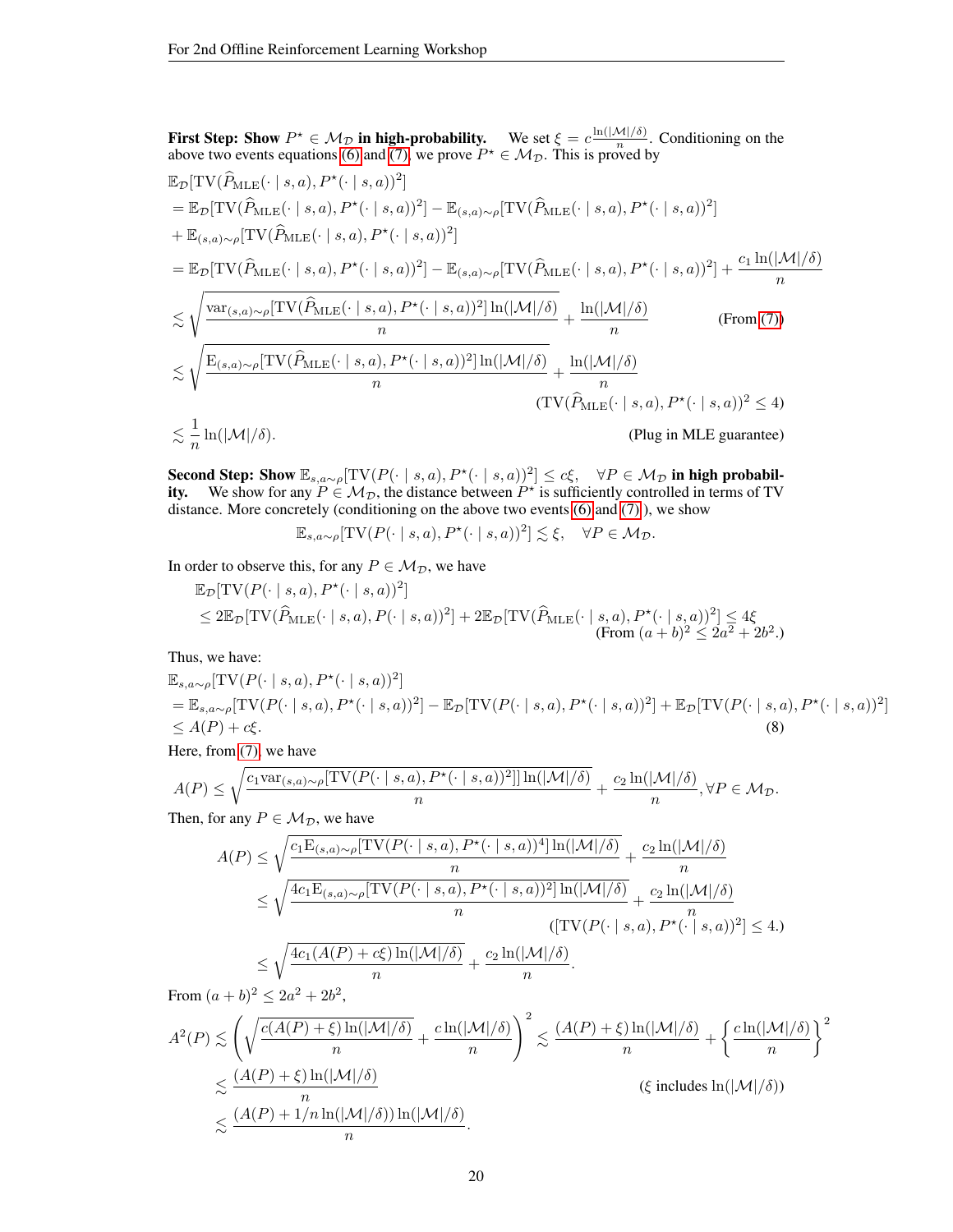**First Step: Show $P^\star \in \mathcal{M}_\mathcal{D}$ in high-probability.** We set $\xi = c\frac{\ln(|\mathcal{M}|/\delta)}{n}$. Conditioning on the above two events equations (6) and (7), we prove $P^\star \in \mathcal{M}_\mathcal{D}$. This is proved by

$$
\begin{aligned}
&\mathbb{E}_\mathcal{D}[\mathrm{TV}(\widehat{P}_{\mathrm{MLE}}(\cdot \mid s,a), P^\star(\cdot \mid s,a))^2] \\
&= \mathbb{E}_\mathcal{D}[\mathrm{TV}(\widehat{P}_{\mathrm{MLE}}(\cdot \mid s,a), P^\star(\cdot \mid s,a))^2] - \mathbb{E}_{(s,a)\sim\rho}[\mathrm{TV}(\widehat{P}_{\mathrm{MLE}}(\cdot \mid s,a), P^\star(\cdot \mid s,a))^2] \\
&+ \mathbb{E}_{(s,a)\sim\rho}[\mathrm{TV}(\widehat{P}_{\mathrm{MLE}}(\cdot \mid s,a), P^\star(\cdot \mid s,a))^2] \\
&= \mathbb{E}_\mathcal{D}[\mathrm{TV}(\widehat{P}_{\mathrm{MLE}}(\cdot \mid s,a), P^\star(\cdot \mid s,a))^2] - \mathbb{E}_{(s,a)\sim\rho}[\mathrm{TV}(\widehat{P}_{\mathrm{MLE}}(\cdot \mid s,a), P^\star(\cdot \mid s,a))^2] + \frac{c_1\ln(|\mathcal{M}|/\delta)}{n} \\
&\lesssim \sqrt{\frac{\mathrm{var}_{(s,a)\sim\rho}[\mathrm{TV}(\widehat{P}_{\mathrm{MLE}}(\cdot \mid s,a), P^\star(\cdot \mid s,a))^2]\ln(|\mathcal{M}|/\delta)}{n}} + \frac{\ln(|\mathcal{M}|/\delta)}{n} \qquad \text{(From (7))} \\
&\lesssim \sqrt{\frac{\mathrm{E}_{(s,a)\sim\rho}[\mathrm{TV}(\widehat{P}_{\mathrm{MLE}}(\cdot \mid s,a), P^\star(\cdot \mid s,a))^2]\ln(|\mathcal{M}|/\delta)}{n}} + \frac{\ln(|\mathcal{M}|/\delta)}{n} \\
&\qquad\qquad (\mathrm{TV}(\widehat{P}_{\mathrm{MLE}}(\cdot \mid s,a), P^\star(\cdot \mid s,a))^2 \leq 4) \\
&\lesssim \frac{1}{n}\ln(|\mathcal{M}|/\delta). \qquad \text{(Plug in MLE guarantee)}
\end{aligned}
$$

**Second Step: Show $\mathbb{E}_{s,a\sim\rho}[\mathrm{TV}(P(\cdot \mid s,a), P^\star(\cdot \mid s,a))^2] \leq c\xi, \quad \forall P \in \mathcal{M}_\mathcal{D}$ in high probability.** We show for any $P \in \mathcal{M}_\mathcal{D}$, the distance between $P^\star$ is sufficiently controlled in terms of TV distance. More concretely (conditioning on the above two events (6) and (7) ), we show

$$
\mathbb{E}_{s,a\sim\rho}[\mathrm{TV}(P(\cdot \mid s,a), P^\star(\cdot \mid s,a))^2] \lesssim \xi, \quad \forall P \in \mathcal{M}_\mathcal{D}.
$$

In order to observe this, for any $P \in \mathcal{M}_\mathcal{D}$, we have

$$
\begin{aligned}
&\mathbb{E}_\mathcal{D}[\mathrm{TV}(P(\cdot \mid s,a), P^\star(\cdot \mid s,a))^2] \\
&\leq 2\mathbb{E}_\mathcal{D}[\mathrm{TV}(\widehat{P}_{\mathrm{MLE}}(\cdot \mid s,a), P(\cdot \mid s,a))^2] + 2\mathbb{E}_\mathcal{D}[\mathrm{TV}(\widehat{P}_{\mathrm{MLE}}(\cdot \mid s,a), P^\star(\cdot \mid s,a))^2] \leq 4\xi \\
&\qquad\qquad \text{(From } (a+b)^2 \leq 2a^2 + 2b^2.)
\end{aligned}
$$

Thus, we have:

$$
\begin{aligned}
&\mathbb{E}_{s,a\sim\rho}[\mathrm{TV}(P(\cdot \mid s,a), P^\star(\cdot \mid s,a))^2] \\
&= \mathbb{E}_{s,a\sim\rho}[\mathrm{TV}(P(\cdot \mid s,a), P^\star(\cdot \mid s,a))^2] - \mathbb{E}_\mathcal{D}[\mathrm{TV}(P(\cdot \mid s,a), P^\star(\cdot \mid s,a))^2] + \mathbb{E}_\mathcal{D}[\mathrm{TV}(P(\cdot \mid s,a), P^\star(\cdot \mid s,a))^2] \\
&\leq A(P) + c\xi. \qquad (8)
\end{aligned}
$$

Here, from (7), we have

$$
A(P) \leq \sqrt{\frac{c_1\mathrm{var}_{(s,a)\sim\rho}[\mathrm{TV}(P(\cdot \mid s,a), P^\star(\cdot \mid s,a))^2]]\ln(|\mathcal{M}|/\delta)}{n}} + \frac{c_2\ln(|\mathcal{M}|/\delta)}{n}, \forall P \in \mathcal{M}_\mathcal{D}.
$$

Then, for any $P \in \mathcal{M}_\mathcal{D}$, we have

$$
\begin{aligned}
A(P) &\leq \sqrt{\frac{c_1\mathrm{E}_{(s,a)\sim\rho}[\mathrm{TV}(P(\cdot \mid s,a), P^\star(\cdot \mid s,a))^4]\ln(|\mathcal{M}|/\delta)}{n}} + \frac{c_2\ln(|\mathcal{M}|/\delta)}{n} \\
&\leq \sqrt{\frac{4c_1\mathrm{E}_{(s,a)\sim\rho}[\mathrm{TV}(P(\cdot \mid s,a), P^\star(\cdot \mid s,a))^2]\ln(|\mathcal{M}|/\delta)}{n}} + \frac{c_2\ln(|\mathcal{M}|/\delta)}{n} \\
&\qquad\qquad ([\mathrm{TV}(P(\cdot \mid s,a), P^\star(\cdot \mid s,a))^2] \leq 4.) \\
&\leq \sqrt{\frac{4c_1(A(P)+c\xi)\ln(|\mathcal{M}|/\delta)}{n}} + \frac{c_2\ln(|\mathcal{M}|/\delta)}{n}.
\end{aligned}
$$

From $(a+b)^2 \leq 2a^2 + 2b^2$,

$$
\begin{aligned}
A^2(P) &\lesssim \left(\sqrt{\frac{c(A(P)+\xi)\ln(|\mathcal{M}|/\delta)}{n}} + \frac{c\ln(|\mathcal{M}|/\delta)}{n}\right)^2 \lesssim \frac{(A(P)+\xi)\ln(|\mathcal{M}|/\delta)}{n} + \left\{\frac{c\ln(|\mathcal{M}|/\delta)}{n}\right\}^2 \\
&\lesssim \frac{(A(P)+\xi)\ln(|\mathcal{M}|/\delta)}{n} \qquad (\xi \text{ includes } \ln(|\mathcal{M}|/\delta)) \\
&\lesssim \frac{(A(P)+1/n\ln(|\mathcal{M}|/\delta))\ln(|\mathcal{M}|/\delta)}{n}.
\end{aligned}
$$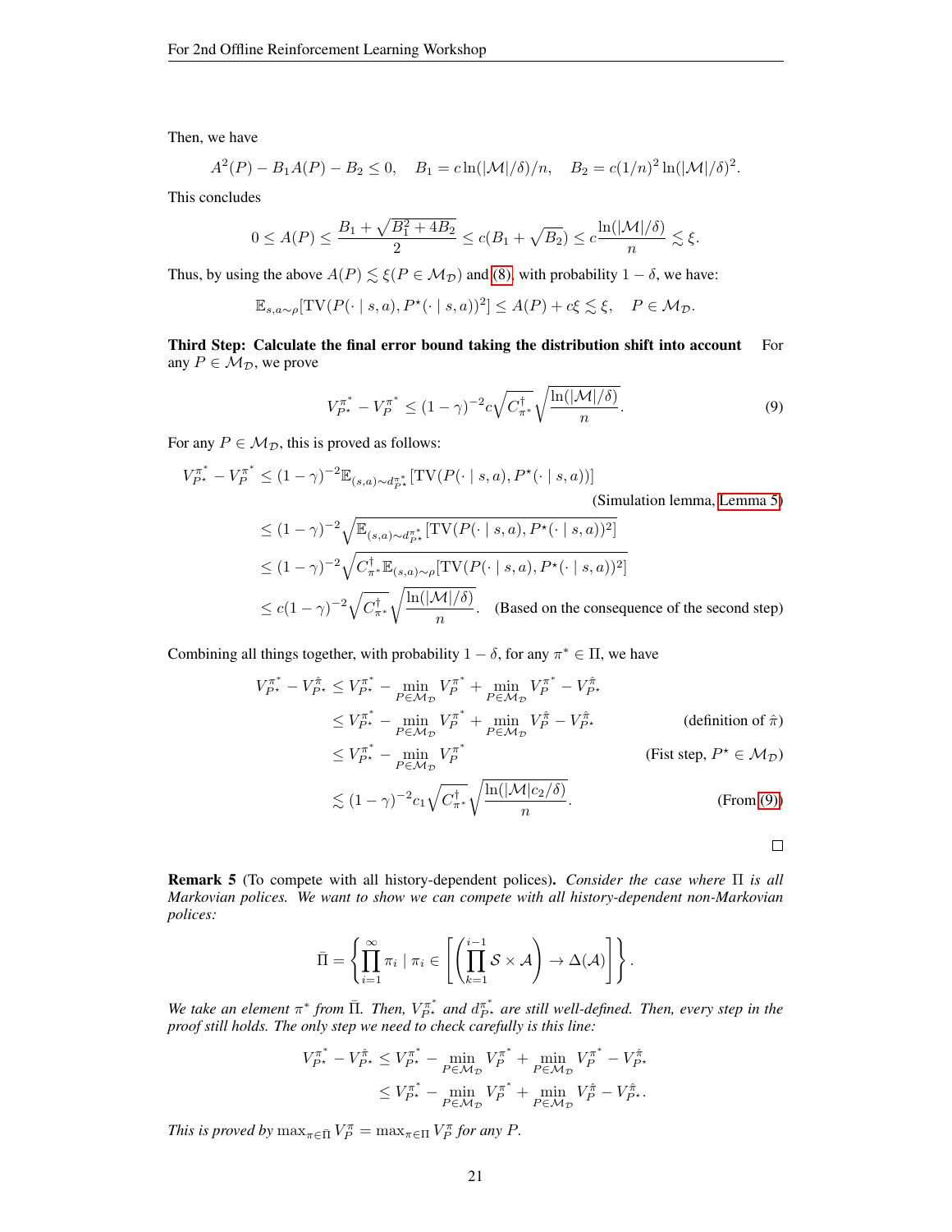Then, we have

$$A^2(P) - B_1 A(P) - B_2 \leq 0, \quad B_1 = c\ln(|\mathcal{M}|/\delta)/n, \quad B_2 = c(1/n)^2 \ln(|\mathcal{M}|/\delta)^2.$$

This concludes

$$0 \leq A(P) \leq \frac{B_1 + \sqrt{B_1^2 + 4B_2}}{2} \leq c(B_1 + \sqrt{B_2}) \leq c\frac{\ln(|\mathcal{M}|/\delta)}{n} \lesssim \xi.$$

Thus, by using the above $A(P) \lesssim \xi (P \in \mathcal{M}_{\mathcal{D}})$ and (8), with probability $1-\delta$, we have:

$$\mathbb{E}_{s,a\sim\rho}[\mathrm{TV}(P(\cdot \mid s,a), P^\star(\cdot \mid s,a))^2] \leq A(P) + c\xi \lesssim \xi, \quad P \in \mathcal{M}_{\mathcal{D}}.$$

**Third Step: Calculate the final error bound taking the distribution shift into account** For any $P \in \mathcal{M}_{\mathcal{D}}$, we prove

$$V_{P^\star}^{\pi^*} - V_P^{\pi^*} \leq (1-\gamma)^{-2} c\sqrt{C^\dagger_{\pi^*}}\sqrt{\frac{\ln(|\mathcal{M}|/\delta)}{n}}. \tag{9}$$

For any $P \in \mathcal{M}_{\mathcal{D}}$, this is proved as follows:

$$\begin{aligned}
V_{P^\star}^{\pi^*} - V_P^{\pi^*} &\leq (1-\gamma)^{-2}\mathbb{E}_{(s,a)\sim d_{P^\star}^{\pi^*}}[\mathrm{TV}(P(\cdot \mid s,a), P^\star(\cdot \mid s,a))] \\
&\qquad\qquad \text{(Simulation lemma, Lemma 5)} \\
&\leq (1-\gamma)^{-2}\sqrt{\mathbb{E}_{(s,a)\sim d_{P^\star}^{\pi^*}}[\mathrm{TV}(P(\cdot \mid s,a), P^\star(\cdot \mid s,a))^2]} \\
&\leq (1-\gamma)^{-2}\sqrt{C^\dagger_{\pi^*}\mathbb{E}_{(s,a)\sim\rho}[\mathrm{TV}(P(\cdot \mid s,a), P^\star(\cdot \mid s,a))^2]} \\
&\leq c(1-\gamma)^{-2}\sqrt{C^\dagger_{\pi^*}}\sqrt{\frac{\ln(|\mathcal{M}|/\delta)}{n}}. \quad \text{(Based on the consequence of the second step)}
\end{aligned}$$

Combining all things together, with probability $1-\delta$, for any $\pi^* \in \Pi$, we have

$$\begin{aligned}
V_{P^\star}^{\pi^*} - V_{P^\star}^{\hat{\pi}} &\leq V_{P^\star}^{\pi^*} - \min_{P\in\mathcal{M}_{\mathcal{D}}} V_P^{\pi^*} + \min_{P\in\mathcal{M}_{\mathcal{D}}} V_P^{\pi^*} - V_{P^\star}^{\hat{\pi}} \\
&\leq V_{P^\star}^{\pi^*} - \min_{P\in\mathcal{M}_{\mathcal{D}}} V_P^{\pi^*} + \min_{P\in\mathcal{M}_{\mathcal{D}}} V_P^{\hat{\pi}} - V_{P^\star}^{\hat{\pi}} && \text{(definition of } \hat{\pi}) \\
&\leq V_{P^\star}^{\pi^*} - \min_{P\in\mathcal{M}_{\mathcal{D}}} V_P^{\pi^*} && \text{(Fist step, } P^\star \in \mathcal{M}_{\mathcal{D}}) \\
&\lesssim (1-\gamma)^{-2} c_1\sqrt{C^\dagger_{\pi^*}}\sqrt{\frac{\ln(|\mathcal{M}|c_2/\delta)}{n}}. && \text{(From (9))}
\end{aligned}$$

□

**Remark 5** (To compete with all history-dependent polices). *Consider the case where $\Pi$ is all Markovian polices. We want to show we can compete with all history-dependent non-Markovian polices:*

$$\bar{\Pi} = \left\{\prod_{i=1}^{\infty}\pi_i \mid \pi_i \in \left[\left(\prod_{k=1}^{i-1}\mathcal{S}\times\mathcal{A}\right) \to \Delta(\mathcal{A})\right]\right\}.$$

*We take an element $\pi^*$ from $\bar{\Pi}$. Then, $V_{P^\star}^{\pi^*}$ and $d_{P^\star}^{\pi^*}$ are still well-defined. Then, every step in the proof still holds. The only step we need to check carefully is this line:*

$$\begin{aligned}
V_{P^\star}^{\pi^*} - V_{P^\star}^{\hat{\pi}} &\leq V_{P^\star}^{\pi^*} - \min_{P\in\mathcal{M}_{\mathcal{D}}} V_P^{\pi^*} + \min_{P\in\mathcal{M}_{\mathcal{D}}} V_P^{\pi^*} - V_{P^\star}^{\hat{\pi}} \\
&\leq V_{P^\star}^{\pi^*} - \min_{P\in\mathcal{M}_{\mathcal{D}}} V_P^{\pi^*} + \min_{P\in\mathcal{M}_{\mathcal{D}}} V_P^{\hat{\pi}} - V_{P^\star}^{\hat{\pi}}.
\end{aligned}$$

*This is proved by $\max_{\pi\in\bar{\Pi}} V_P^{\pi} = \max_{\pi\in\Pi} V_P^{\pi}$ for any $P$.*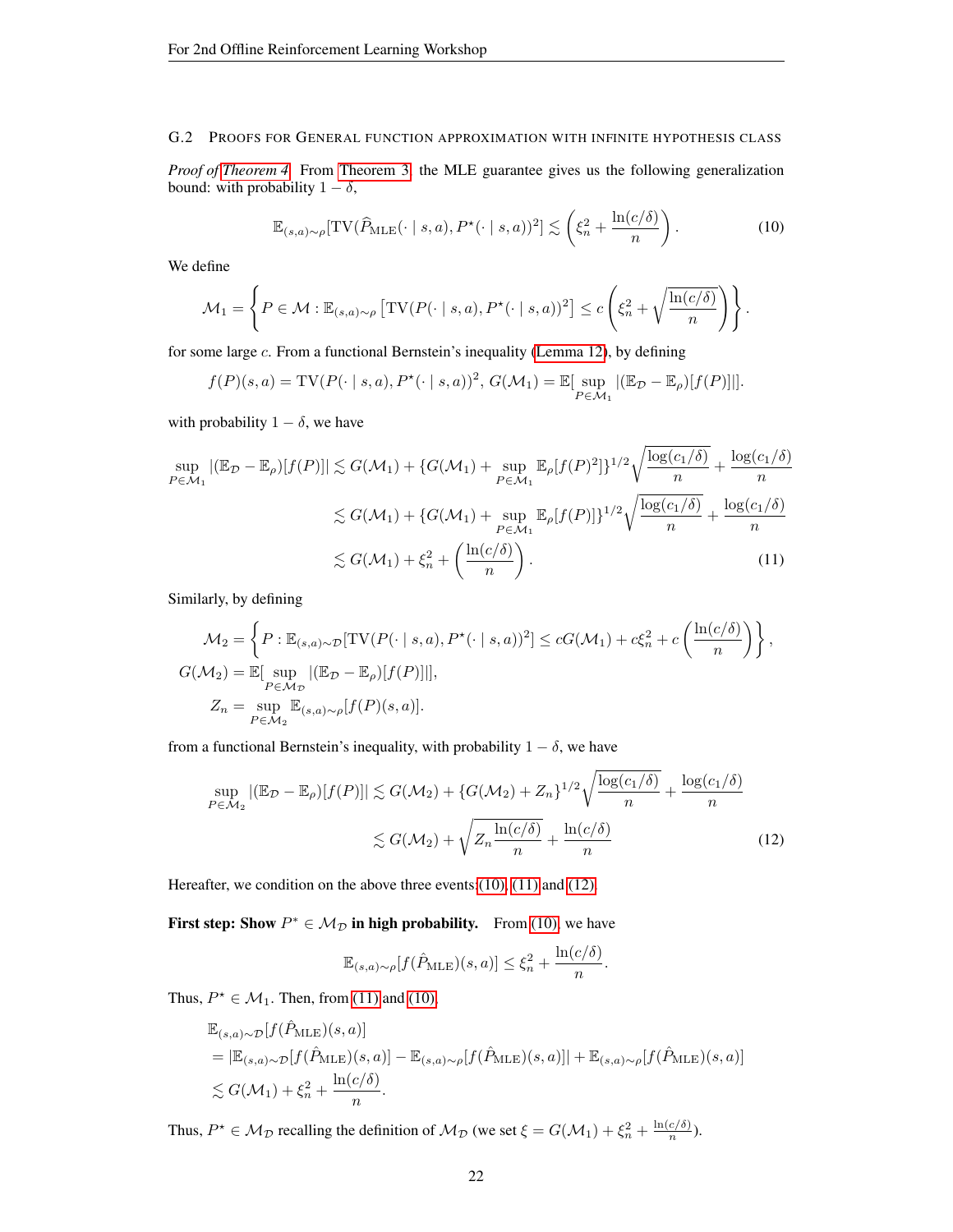### G.2 Proofs for General function approximation with infinite hypothesis class

*Proof of Theorem 4.* From Theorem 3, the MLE guarantee gives us the following generalization bound: with probability $1-\delta$,

$$\mathbb{E}_{(s,a)\sim\rho}[\mathrm{TV}(\widehat{P}_{\mathrm{MLE}}(\cdot \mid s,a), P^{\star}(\cdot \mid s,a))^2] \lesssim \left(\xi_n^2 + \frac{\ln(c/\delta)}{n}\right). \tag{10}$$

We define

$$\mathcal{M}_1 = \left\{ P \in \mathcal{M} : \mathbb{E}_{(s,a)\sim\rho}\left[\mathrm{TV}(P(\cdot \mid s,a), P^{\star}(\cdot \mid s,a))^2\right] \le c\left(\xi_n^2 + \sqrt{\frac{\ln(c/\delta)}{n}}\right)\right\}.$$

for some large $c$. From a functional Bernstein's inequality (Lemma 12), by defining

$$f(P)(s,a) = \mathrm{TV}(P(\cdot \mid s,a), P^{\star}(\cdot \mid s,a))^2,\ G(\mathcal{M}_1) = \mathbb{E}[\sup_{P\in\mathcal{M}_1} |(\mathbb{E}_{\mathcal{D}} - \mathbb{E}_{\rho})[f(P)]|].$$

with probability $1-\delta$, we have

$$\begin{aligned}
\sup_{P\in\mathcal{M}_1} |(\mathbb{E}_{\mathcal{D}} - \mathbb{E}_{\rho})[f(P)]| &\lesssim G(\mathcal{M}_1) + \{G(\mathcal{M}_1) + \sup_{P\in\mathcal{M}_1} \mathbb{E}_{\rho}[f(P)^2]\}^{1/2}\sqrt{\frac{\log(c_1/\delta)}{n}} + \frac{\log(c_1/\delta)}{n} \\
&\lesssim G(\mathcal{M}_1) + \{G(\mathcal{M}_1) + \sup_{P\in\mathcal{M}_1} \mathbb{E}_{\rho}[f(P)]\}^{1/2}\sqrt{\frac{\log(c_1/\delta)}{n}} + \frac{\log(c_1/\delta)}{n} \\
&\lesssim G(\mathcal{M}_1) + \xi_n^2 + \left(\frac{\ln(c/\delta)}{n}\right).
\end{aligned} \tag{11}$$

Similarly, by defining

$$\begin{aligned}
\mathcal{M}_2 &= \left\{ P : \mathbb{E}_{(s,a)\sim\mathcal{D}}[\mathrm{TV}(P(\cdot \mid s,a), P^{\star}(\cdot \mid s,a))^2] \le cG(\mathcal{M}_1) + c\xi_n^2 + c\left(\frac{\ln(c/\delta)}{n}\right)\right\}, \\
G(\mathcal{M}_2) &= \mathbb{E}[\sup_{P\in\mathcal{M}_{\mathcal{D}}} |(\mathbb{E}_{\mathcal{D}} - \mathbb{E}_{\rho})[f(P)]|], \\
Z_n &= \sup_{P\in\mathcal{M}_2} \mathbb{E}_{(s,a)\sim\rho}[f(P)(s,a)].
\end{aligned}$$

from a functional Bernstein's inequality, with probability $1-\delta$, we have

$$\begin{aligned}
\sup_{P\in\mathcal{M}_2} |(\mathbb{E}_{\mathcal{D}} - \mathbb{E}_{\rho})[f(P)]| &\lesssim G(\mathcal{M}_2) + \{G(\mathcal{M}_2) + Z_n\}^{1/2}\sqrt{\frac{\log(c_1/\delta)}{n}} + \frac{\log(c_1/\delta)}{n} \\
&\lesssim G(\mathcal{M}_2) + \sqrt{Z_n\frac{\ln(c/\delta)}{n}} + \frac{\ln(c/\delta)}{n}
\end{aligned} \tag{12}$$

Hereafter, we condition on the above three events (10), (11) and (12).

**First step: Show $P^{*} \in \mathcal{M}_{\mathcal{D}}$ in high probability.** From (10), we have

$$\mathbb{E}_{(s,a)\sim\rho}[f(\hat{P}_{\mathrm{MLE}})(s,a)] \le \xi_n^2 + \frac{\ln(c/\delta)}{n}.$$

Thus, $P^{\star} \in \mathcal{M}_1$. Then, from (11) and (10),

$$\begin{aligned}
&\mathbb{E}_{(s,a)\sim\mathcal{D}}[f(\hat{P}_{\mathrm{MLE}})(s,a)] \\
&= |\mathbb{E}_{(s,a)\sim\mathcal{D}}[f(\hat{P}_{\mathrm{MLE}})(s,a)] - \mathbb{E}_{(s,a)\sim\rho}[f(\hat{P}_{\mathrm{MLE}})(s,a)]| + \mathbb{E}_{(s,a)\sim\rho}[f(\hat{P}_{\mathrm{MLE}})(s,a)] \\
&\lesssim G(\mathcal{M}_1) + \xi_n^2 + \frac{\ln(c/\delta)}{n}.
\end{aligned}$$

Thus, $P^{\star} \in \mathcal{M}_{\mathcal{D}}$ recalling the definition of $\mathcal{M}_{\mathcal{D}}$ (we set $\xi = G(\mathcal{M}_1) + \xi_n^2 + \frac{\ln(c/\delta)}{n}$).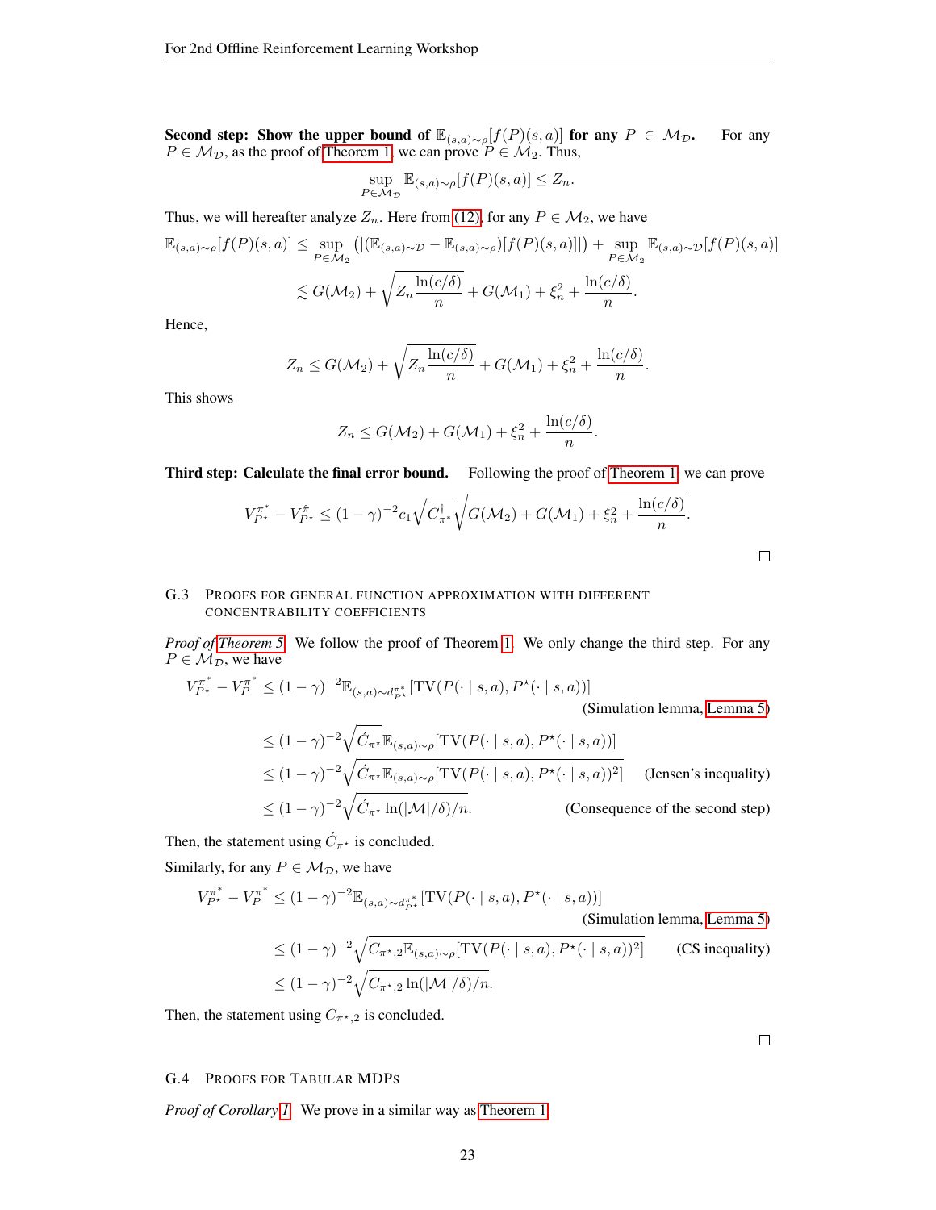**Second step: Show the upper bound of $\mathbb{E}_{(s,a)\sim\rho}[f(P)(s,a)]$ for any $P \in \mathcal{M}_{\mathcal{D}}$.** For any $P \in \mathcal{M}_{\mathcal{D}}$, as the proof of Theorem 1, we can prove $P \in \mathcal{M}_2$. Thus,

$$\sup_{P\in\mathcal{M}_{\mathcal{D}}} \mathbb{E}_{(s,a)\sim\rho}[f(P)(s,a)] \le Z_n.$$

Thus, we will hereafter analyze $Z_n$. Here from (12), for any $P \in \mathcal{M}_2$, we have

$$\mathbb{E}_{(s,a)\sim\rho}[f(P)(s,a)] \le \sup_{P\in\mathcal{M}_2}\left(|(\mathbb{E}_{(s,a)\sim\mathcal{D}} - \mathbb{E}_{(s,a)\sim\rho})[f(P)(s,a)]|\right) + \sup_{P\in\mathcal{M}_2}\mathbb{E}_{(s,a)\sim\mathcal{D}}[f(P)(s,a)]$$

$$\lesssim G(\mathcal{M}_2) + \sqrt{Z_n\frac{\ln(c/\delta)}{n}} + G(\mathcal{M}_1) + \xi_n^2 + \frac{\ln(c/\delta)}{n}.$$

Hence,

$$Z_n \le G(\mathcal{M}_2) + \sqrt{Z_n\frac{\ln(c/\delta)}{n}} + G(\mathcal{M}_1) + \xi_n^2 + \frac{\ln(c/\delta)}{n}.$$

This shows

$$Z_n \le G(\mathcal{M}_2) + G(\mathcal{M}_1) + \xi_n^2 + \frac{\ln(c/\delta)}{n}.$$

**Third step: Calculate the final error bound.** Following the proof of Theorem 1, we can prove

$$V^{\pi^*}_{P^\star} - V^{\hat{\pi}}_{P^\star} \le (1-\gamma)^{-2}c_1\sqrt{C^{\dagger}_{\pi^*}}\sqrt{G(\mathcal{M}_2) + G(\mathcal{M}_1) + \xi_n^2 + \frac{\ln(c/\delta)}{n}}.$$

□

### G.3 Proofs for general function approximation with different concentrability coefficients

*Proof of Theorem 5.* We follow the proof of Theorem 1. We only change the third step. For any $P \in \mathcal{M}_{\mathcal{D}}$, we have

$$
\begin{aligned}
V^{\pi^*}_{P^\star} - V^{\pi^*}_{P} &\le (1-\gamma)^{-2}\mathbb{E}_{(s,a)\sim d^{\pi^*}_{P^\star}}[\mathrm{TV}(P(\cdot\mid s,a), P^\star(\cdot\mid s,a))] && \text{(Simulation lemma, Lemma 5)}\\
&\le (1-\gamma)^{-2}\sqrt{\acute{C}_{\pi^\star}}\mathbb{E}_{(s,a)\sim\rho}[\mathrm{TV}(P(\cdot\mid s,a), P^\star(\cdot\mid s,a))]\\
&\le (1-\gamma)^{-2}\sqrt{\acute{C}_{\pi^\star}\mathbb{E}_{(s,a)\sim\rho}[\mathrm{TV}(P(\cdot\mid s,a), P^\star(\cdot\mid s,a))^2]} && \text{(Jensen's inequality)}\\
&\le (1-\gamma)^{-2}\sqrt{\acute{C}_{\pi^\star}\ln(|\mathcal{M}|/\delta)/n}. && \text{(Consequence of the second step)}
\end{aligned}
$$

Then, the statement using $\acute{C}_{\pi^\star}$ is concluded.

Similarly, for any $P \in \mathcal{M}_{\mathcal{D}}$, we have

$$
\begin{aligned}
V^{\pi^*}_{P^\star} - V^{\pi^*}_{P} &\le (1-\gamma)^{-2}\mathbb{E}_{(s,a)\sim d^{\pi^*}_{P^\star}}[\mathrm{TV}(P(\cdot\mid s,a), P^\star(\cdot\mid s,a))] && \text{(Simulation lemma, Lemma 5)}\\
&\le (1-\gamma)^{-2}\sqrt{C_{\pi^\star,2}\mathbb{E}_{(s,a)\sim\rho}[\mathrm{TV}(P(\cdot\mid s,a), P^\star(\cdot\mid s,a))^2]} && \text{(CS inequality)}\\
&\le (1-\gamma)^{-2}\sqrt{C_{\pi^\star,2}\ln(|\mathcal{M}|/\delta)/n}.
\end{aligned}
$$

Then, the statement using $C_{\pi^\star,2}$ is concluded.

□

### G.4 Proofs for Tabular MDPs

*Proof of Corollary 1.* We prove in a similar way as Theorem 1.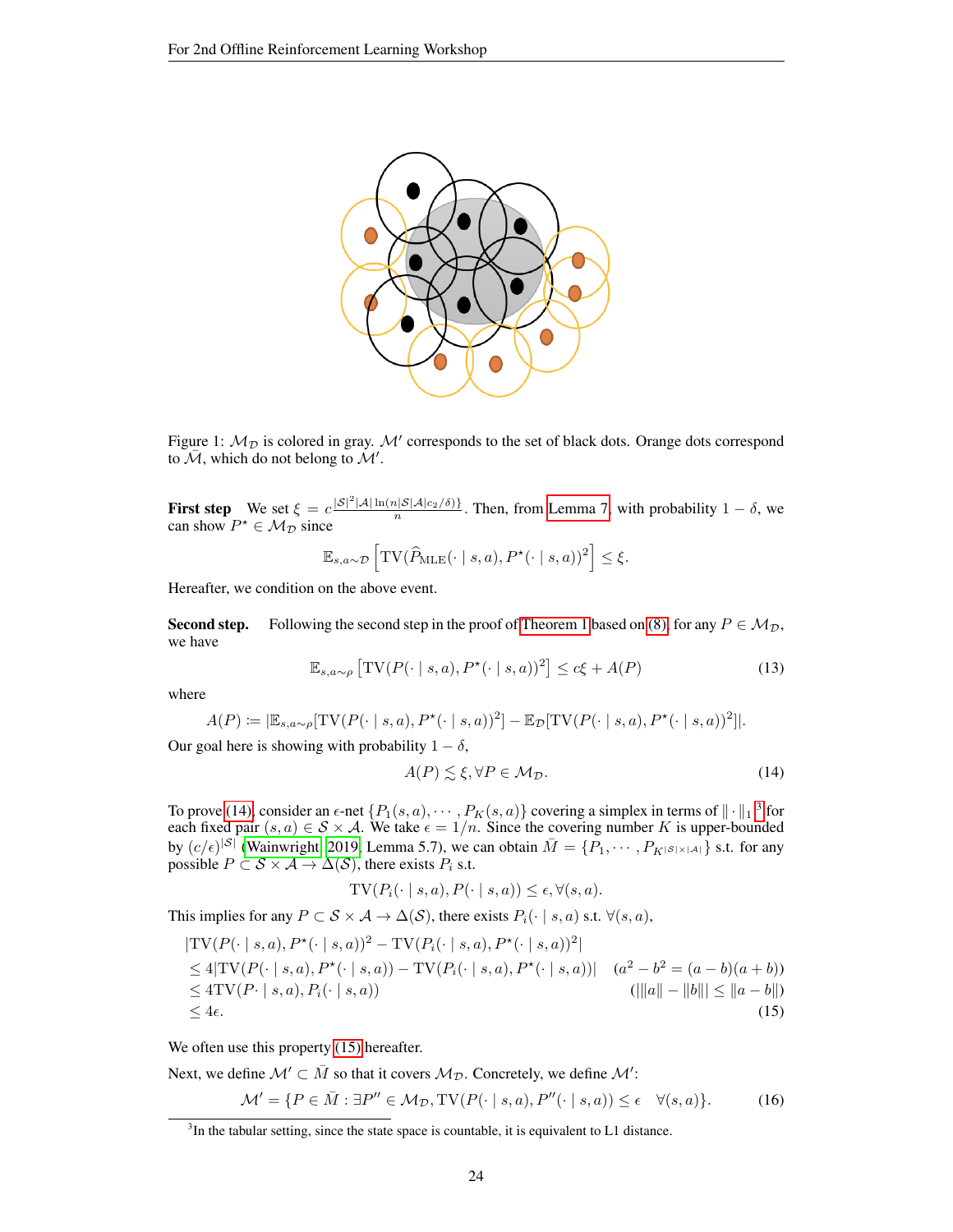Figure 1: $\mathcal{M}_{\mathcal{D}}$ is colored in gray. $\mathcal{M}'$ corresponds to the set of black dots. Orange dots correspond to $\bar{\mathcal{M}}$, which do not belong to $\mathcal{M}'$.

**First step** We set $\xi = c\frac{|\mathcal{S}|^2|\mathcal{A}|\ln(n|\mathcal{S}||\mathcal{A}|c_2/\delta)\}}{n}$. Then, from Lemma 7, with probability $1-\delta$, we can show $P^\star \in \mathcal{M}_{\mathcal{D}}$ since

$$\mathbb{E}_{s,a\sim\mathcal{D}}\left[\mathrm{TV}(\widehat{P}_{\mathrm{MLE}}(\cdot\mid s,a),P^\star(\cdot\mid s,a))^2\right]\leq \xi.$$

Hereafter, we condition on the above event.

**Second step.** Following the second step in the proof of Theorem 1 based on (8), for any $P\in\mathcal{M}_{\mathcal{D}}$, we have

$$\mathbb{E}_{s,a\sim\rho}\left[\mathrm{TV}(P(\cdot\mid s,a),P^\star(\cdot\mid s,a))^2\right]\lesssim c\xi + A(P) \tag{13}$$

where

$$A(P) \coloneqq |\mathbb{E}_{s,a\sim\rho}[\mathrm{TV}(P(\cdot\mid s,a),P^\star(\cdot\mid s,a))^2] - \mathbb{E}_{\mathcal{D}}[\mathrm{TV}(P(\cdot\mid s,a),P^\star(\cdot\mid s,a))^2]|.$$

Our goal here is showing with probability $1-\delta$,

$$A(P)\lesssim \xi, \forall P\in\mathcal{M}_{\mathcal{D}}. \tag{14}$$

To prove (14), consider an $\epsilon$-net $\{P_1(s,a),\cdots,P_K(s,a)\}$ covering a simplex in terms of $\|\cdot\|_1$ [3] for each fixed pair $(s,a)\in\mathcal{S}\times\mathcal{A}$. We take $\epsilon=1/n$. Since the covering number $K$ is upper-bounded by $(c/\epsilon)^{|\mathcal{S}|}$ (Wainwright, 2019, Lemma 5.7), we can obtain $\bar{M}=\{P_1,\cdots,P_{K^{|\mathcal{S}|\times|\mathcal{A}|}}\}$ s.t. for any possible $P\subset\mathcal{S}\times\mathcal{A}\to\Delta(\mathcal{S})$, there exists $P_i$ s.t.

$$\mathrm{TV}(P_i(\cdot\mid s,a),P(\cdot\mid s,a))\leq\epsilon,\forall(s,a).$$

This implies for any $P\subset\mathcal{S}\times\mathcal{A}\to\Delta(\mathcal{S})$, there exists $P_i(\cdot\mid s,a)$ s.t. $\forall(s,a)$,

$$
\begin{aligned}
&|\mathrm{TV}(P(\cdot\mid s,a),P^\star(\cdot\mid s,a))^2-\mathrm{TV}(P_i(\cdot\mid s,a),P^\star(\cdot\mid s,a))^2| \\
&\leq 4|\mathrm{TV}(P(\cdot\mid s,a),P^\star(\cdot\mid s,a))-\mathrm{TV}(P_i(\cdot\mid s,a),P^\star(\cdot\mid s,a))| \qquad (a^2-b^2=(a-b)(a+b))\\
&\leq 4\mathrm{TV}(P\cdot\mid s,a),P_i(\cdot\mid s,a)) \qquad (|\|a\|-\|b\||\leq\|a-b\|)\\
&\leq 4\epsilon.
\end{aligned} \tag{15}
$$

We often use this property (15) hereafter.

Next, we define $\mathcal{M}'\subset\bar{M}$ so that it covers $\mathcal{M}_{\mathcal{D}}$. Concretely, we define $\mathcal{M}'$:

$$\mathcal{M}'=\{P\in\bar{M}:\exists P''\in\mathcal{M}_{\mathcal{D}},\mathrm{TV}(P(\cdot\mid s,a),P''(\cdot\mid s,a))\leq\epsilon\quad\forall(s,a)\}. \tag{16}$$

[3] In the tabular setting, since the state space is countable, it is equivalent to L1 distance.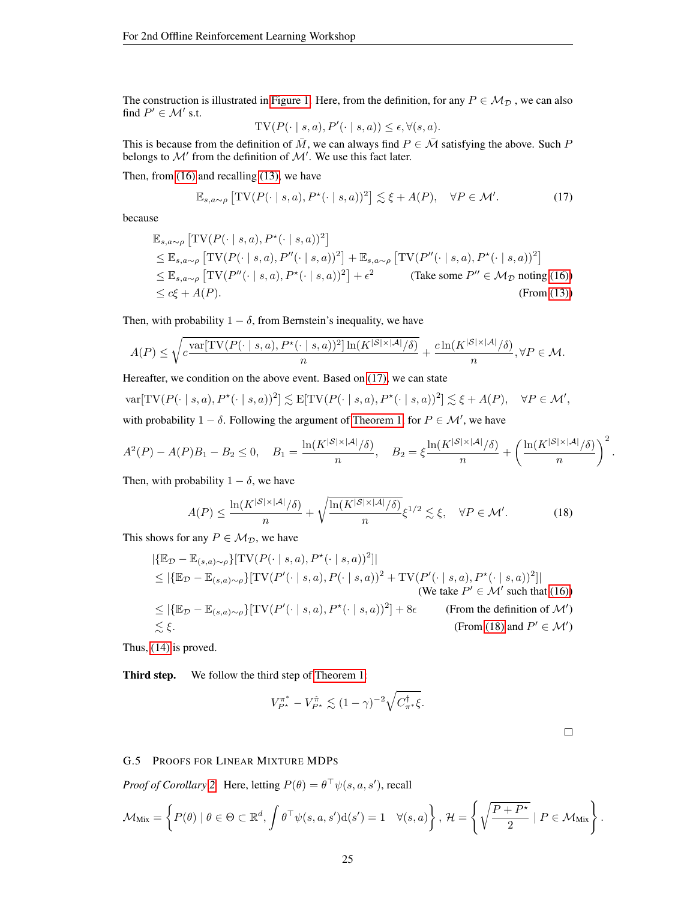The construction is illustrated in Figure 1. Here, from the definition, for any $P \in \mathcal{M}_{\mathcal{D}}$ , we can also find $P' \in \mathcal{M}'$ s.t.

$$\mathrm{TV}(P(\cdot \mid s,a), P'(\cdot \mid s,a)) \leq \epsilon, \forall (s,a).$$

This is because from the definition of $\bar{M}$, we can always find $P \in \bar{\mathcal{M}}$ satisfying the above. Such $P$ belongs to $\mathcal{M}'$ from the definition of $\mathcal{M}'$. We use this fact later.

Then, from (16) and recalling (13), we have

$$\mathbb{E}_{s,a\sim\rho}\left[\mathrm{TV}(P(\cdot \mid s,a), P^{\star}(\cdot \mid s,a))^2\right] \lesssim \xi + A(P), \quad \forall P \in \mathcal{M}'. \tag{17}$$

because

$$\begin{aligned}
&\mathbb{E}_{s,a\sim\rho}\left[\mathrm{TV}(P(\cdot \mid s,a), P^{\star}(\cdot \mid s,a))^2\right] \\
&\leq \mathbb{E}_{s,a\sim\rho}\left[\mathrm{TV}(P(\cdot \mid s,a), P''(\cdot \mid s,a))^2\right] + \mathbb{E}_{s,a\sim\rho}\left[\mathrm{TV}(P''(\cdot \mid s,a), P^{\star}(\cdot \mid s,a))^2\right] \\
&\leq \mathbb{E}_{s,a\sim\rho}\left[\mathrm{TV}(P''(\cdot \mid s,a), P^{\star}(\cdot \mid s,a))^2\right] + \epsilon^2 \qquad \text{(Take some } P'' \in \mathcal{M}_{\mathcal{D}} \text{ noting (16))} \\
&\leq c\xi + A(P). \qquad \text{(From (13))}
\end{aligned}$$

Then, with probability $1-\delta$, from Bernstein's inequality, we have

$$A(P) \leq \sqrt{c\frac{\mathrm{var}[\mathrm{TV}(P(\cdot \mid s,a), P^{\star}(\cdot \mid s,a))^2]\ln(K^{|\mathcal{S}|\times|\mathcal{A}|}/\delta)}{n}} + \frac{c\ln(K^{|\mathcal{S}|\times|\mathcal{A}|}/\delta)}{n}, \forall P \in \mathcal{M}.$$

Hereafter, we condition on the above event. Based on (17), we can state

$$\mathrm{var}[\mathrm{TV}(P(\cdot \mid s,a), P^{\star}(\cdot \mid s,a))^2] \lesssim \mathrm{E}[\mathrm{TV}(P(\cdot \mid s,a), P^{\star}(\cdot \mid s,a))^2] \lesssim \xi + A(P), \quad \forall P \in \mathcal{M}',$$

with probability $1-\delta$. Following the argument of Theorem 1, for $P \in \mathcal{M}'$, we have

$$A^2(P) - A(P)B_1 - B_2 \leq 0, \quad B_1 = \frac{\ln(K^{|\mathcal{S}|\times|\mathcal{A}|}/\delta)}{n}, \quad B_2 = \xi\frac{\ln(K^{|\mathcal{S}|\times|\mathcal{A}|}/\delta)}{n} + \left(\frac{\ln(K^{|\mathcal{S}|\times|\mathcal{A}|}/\delta)}{n}\right)^2.$$

Then, with probability $1-\delta$, we have

$$A(P) \leq \frac{\ln(K^{|\mathcal{S}|\times|\mathcal{A}|}/\delta)}{n} + \sqrt{\frac{\ln(K^{|\mathcal{S}|\times|\mathcal{A}|}/\delta)}{n}}\xi^{1/2} \lesssim \xi, \quad \forall P \in \mathcal{M}'. \tag{18}$$

This shows for any $P \in \mathcal{M}_{\mathcal{D}}$, we have

$$\begin{aligned}
&|\{\mathbb{E}_{\mathcal{D}} - \mathbb{E}_{(s,a)\sim\rho}\}[\mathrm{TV}(P(\cdot \mid s,a), P^{\star}(\cdot \mid s,a))^2]| \\
&\leq |\{\mathbb{E}_{\mathcal{D}} - \mathbb{E}_{(s,a)\sim\rho}\}[\mathrm{TV}(P'(\cdot \mid s,a), P(\cdot \mid s,a))^2 + \mathrm{TV}(P'(\cdot \mid s,a), P^{\star}(\cdot \mid s,a))^2]| \\
&\qquad \text{(We take } P' \in \mathcal{M}' \text{ such that (16))} \\
&\leq |\{\mathbb{E}_{\mathcal{D}} - \mathbb{E}_{(s,a)\sim\rho}\}[\mathrm{TV}(P'(\cdot \mid s,a), P^{\star}(\cdot \mid s,a))^2] + 8\epsilon \qquad \text{(From the definition of } \mathcal{M}'\text{)} \\
&\lesssim \xi. \qquad \text{(From (18) and } P' \in \mathcal{M}'\text{)}
\end{aligned}$$

Thus, (14) is proved.

**Third step.** We follow the third step of Theorem 1.

$$V^{\pi^*}_{P^\star} - V^{\hat{\pi}}_{P^\star} \lesssim (1-\gamma)^{-2}\sqrt{C^{\dagger}_{\pi^*}\xi}.$$

∎

### G.5 Proofs for Linear Mixture MDPs

*Proof of Corollary 2.* Here, letting $P(\theta) = \theta^\top\psi(s,a,s')$, recall

$$\mathcal{M}_{\mathrm{Mix}} = \left\{P(\theta) \mid \theta \in \Theta \subset \mathbb{R}^d, \int \theta^\top\psi(s,a,s')\mathrm{d}(s') = 1 \quad \forall(s,a)\right\}, \mathcal{H} = \left\{\sqrt{\frac{P+P^\star}{2}} \mid P \in \mathcal{M}_{\mathrm{Mix}}\right\}.$$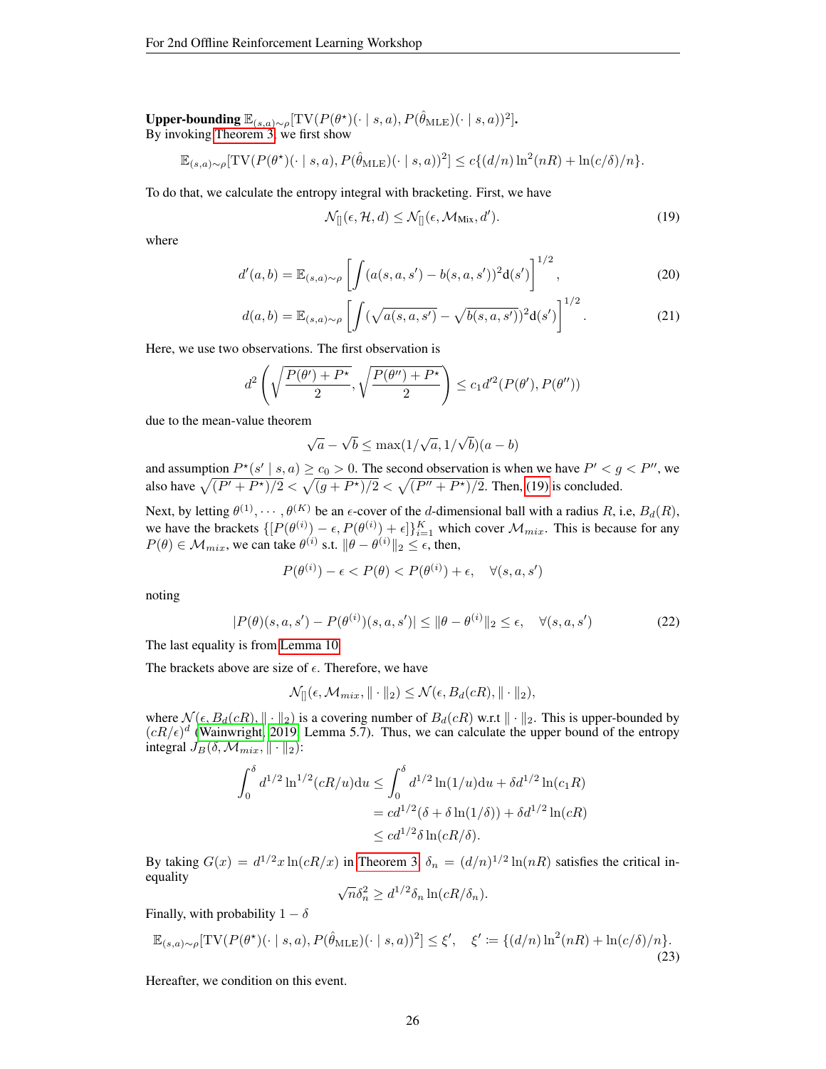**Upper-bounding $\mathbb{E}_{(s,a)\sim\rho}[\mathrm{TV}(P(\theta^\star)(\cdot \mid s,a), P(\hat{\theta}_{\mathrm{MLE}})(\cdot \mid s,a))^2]$.**
By invoking Theorem 3, we first show

$$\mathbb{E}_{(s,a)\sim\rho}[\mathrm{TV}(P(\theta^\star)(\cdot \mid s,a), P(\hat{\theta}_{\mathrm{MLE}})(\cdot \mid s,a))^2] \leq c\{(d/n)\ln^2(nR) + \ln(c/\delta)/n\}.$$

To do that, we calculate the entropy integral with bracketing. First, we have

$$\mathcal{N}_{[]}(\epsilon, \mathcal{H}, d) \leq \mathcal{N}_{[]}(\epsilon, \mathcal{M}_{\mathrm{Mix}}, d'). \tag{19}$$

where

$$d'(a,b) = \mathbb{E}_{(s,a)\sim\rho}\left[\int (a(s,a,s') - b(s,a,s'))^2 \mathrm{d}(s')\right]^{1/2}, \tag{20}$$

$$d(a,b) = \mathbb{E}_{(s,a)\sim\rho}\left[\int (\sqrt{a(s,a,s')} - \sqrt{b(s,a,s')})^2 \mathrm{d}(s')\right]^{1/2}. \tag{21}$$

Here, we use two observations. The first observation is

$$d^2\left(\sqrt{\frac{P(\theta') + P^\star}{2}}, \sqrt{\frac{P(\theta'') + P^\star}{2}}\right) \leq c_1 d'^2(P(\theta'), P(\theta''))$$

due to the mean-value theorem

$$\sqrt{a} - \sqrt{b} \leq \max(1/\sqrt{a}, 1/\sqrt{b})(a-b)$$

and assumption $P^\star(s' \mid s,a) \geq c_0 > 0$. The second observation is when we have $P' < g < P''$, we also have $\sqrt{(P' + P^\star)/2} < \sqrt{(g + P^\star)/2} < \sqrt{(P'' + P^\star)/2}$. Then, (19) is concluded.

Next, by letting $\theta^{(1)}, \cdots, \theta^{(K)}$ be an $\epsilon$-cover of the $d$-dimensional ball with a radius $R$, i.e, $B_d(R)$, we have the brackets $\{[P(\theta^{(i)}) - \epsilon, P(\theta^{(i)}) + \epsilon]\}_{i=1}^K$ which cover $\mathcal{M}_{mix}$. This is because for any $P(\theta) \in \mathcal{M}_{mix}$, we can take $\theta^{(i)}$ s.t. $\|\theta - \theta^{(i)}\|_2 \leq \epsilon$, then,

$$P(\theta^{(i)}) - \epsilon < P(\theta) < P(\theta^{(i)}) + \epsilon, \quad \forall (s,a,s')$$

noting

$$|P(\theta)(s,a,s') - P(\theta^{(i)})(s,a,s')| \leq \|\theta - \theta^{(i)}\|_2 \leq \epsilon, \quad \forall (s,a,s') \tag{22}$$

The last equality is from Lemma 10.

The brackets above are size of $\epsilon$. Therefore, we have

$$\mathcal{N}_{[]}(\epsilon, \mathcal{M}_{mix}, \|\cdot\|_2) \leq \mathcal{N}(\epsilon, B_d(cR), \|\cdot\|_2),$$

where $\mathcal{N}(\epsilon, B_d(cR), \|\cdot\|_2)$ is a covering number of $B_d(cR)$ w.r.t $\|\cdot\|_2$. This is upper-bounded by $(cR/\epsilon)^d$ (Wainwright, 2019, Lemma 5.7). Thus, we can calculate the upper bound of the entropy integral $J_B(\delta, \mathcal{M}_{mix}, \|\cdot\|_2)$:

$$\begin{aligned}
\int_0^\delta d^{1/2}\ln^{1/2}(cR/u)\mathrm{d}u &\leq \int_0^\delta d^{1/2}\ln(1/u)\mathrm{d}u + \delta d^{1/2}\ln(c_1 R) \\
&= cd^{1/2}(\delta + \delta\ln(1/\delta)) + \delta d^{1/2}\ln(cR) \\
&\leq cd^{1/2}\delta\ln(cR/\delta).
\end{aligned}$$

By taking $G(x) = d^{1/2}x\ln(cR/x)$ in Theorem 3, $\delta_n = (d/n)^{1/2}\ln(nR)$ satisfies the critical inequality

$$\sqrt{n}\delta_n^2 \geq d^{1/2}\delta_n \ln(cR/\delta_n).$$

Finally, with probability $1-\delta$

$$\mathbb{E}_{(s,a)\sim\rho}[\mathrm{TV}(P(\theta^\star)(\cdot \mid s,a), P(\hat{\theta}_{\mathrm{MLE}})(\cdot \mid s,a))^2] \leq \xi', \quad \xi' \coloneqq \{(d/n)\ln^2(nR) + \ln(c/\delta)/n\}. \tag{23}$$

Hereafter, we condition on this event.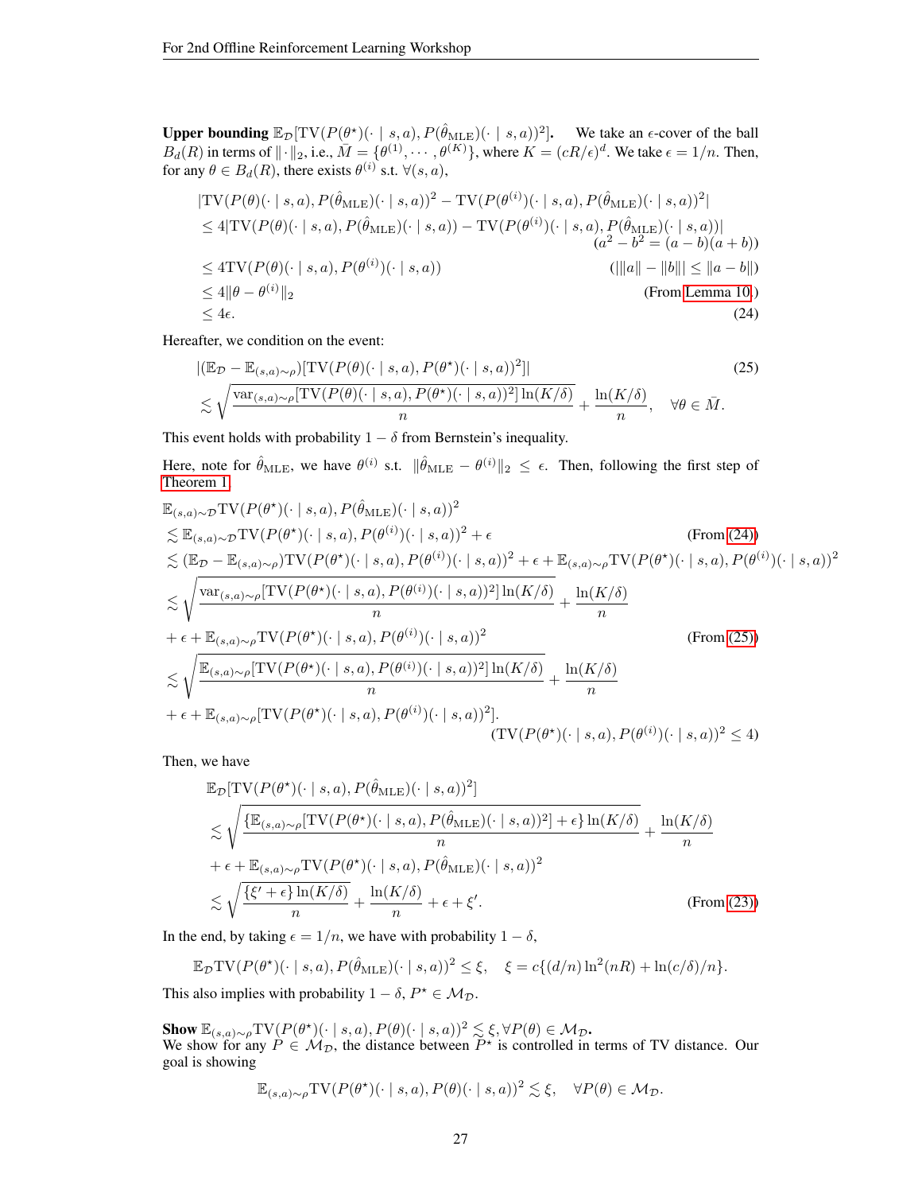**Upper bounding $\mathbb{E}_{\mathcal{D}}[\mathrm{TV}(P(\theta^\star)(\cdot \mid s,a), P(\hat{\theta}_{\mathrm{MLE}})(\cdot \mid s,a))^2]$.** We take an $\epsilon$-cover of the ball $B_d(R)$ in terms of $\|\cdot\|_2$, i.e., $\bar{M} = \{\theta^{(1)}, \cdots, \theta^{(K)}\}$, where $K = (cR/\epsilon)^d$. We take $\epsilon = 1/n$. Then, for any $\theta \in B_d(R)$, there exists $\theta^{(i)}$ s.t. $\forall (s,a)$,

$$
\begin{aligned}
&|\mathrm{TV}(P(\theta)(\cdot \mid s,a), P(\hat{\theta}_{\mathrm{MLE}})(\cdot \mid s,a))^2 - \mathrm{TV}(P(\theta^{(i)})(\cdot \mid s,a), P(\hat{\theta}_{\mathrm{MLE}})(\cdot \mid s,a))^2| \\
&\leq 4|\mathrm{TV}(P(\theta)(\cdot \mid s,a), P(\hat{\theta}_{\mathrm{MLE}})(\cdot \mid s,a)) - \mathrm{TV}(P(\theta^{(i)})(\cdot \mid s,a), P(\hat{\theta}_{\mathrm{MLE}})(\cdot \mid s,a))| \\
&\qquad\qquad\qquad\qquad\qquad\qquad\qquad\qquad\qquad\qquad (a^2 - b^2 = (a-b)(a+b)) \\
&\leq 4\mathrm{TV}(P(\theta)(\cdot \mid s,a), P(\theta^{(i)})(\cdot \mid s,a)) \qquad\qquad (|\|a\| - \|b\|| \leq \|a-b\|) \\
&\leq 4\|\theta - \theta^{(i)}\|_2 \qquad\qquad \text{(From Lemma 10.)} \\
&\leq 4\epsilon. \qquad\qquad (24)
\end{aligned}
$$

Hereafter, we condition on the event:

$$
\begin{aligned}
&|(\mathbb{E}_{\mathcal{D}} - \mathbb{E}_{(s,a)\sim\rho})[\mathrm{TV}(P(\theta)(\cdot \mid s,a), P(\theta^\star)(\cdot \mid s,a))^2]| \qquad (25) \\
&\lesssim \sqrt{\frac{\mathrm{var}_{(s,a)\sim\rho}[\mathrm{TV}(P(\theta)(\cdot \mid s,a), P(\theta^\star)(\cdot \mid s,a))^2]\ln(K/\delta)}{n}} + \frac{\ln(K/\delta)}{n}, \quad \forall \theta \in \bar{M}.
\end{aligned}
$$

This event holds with probability $1-\delta$ from Bernstein's inequality.

Here, note for $\hat{\theta}_{\mathrm{MLE}}$, we have $\theta^{(i)}$ s.t. $\|\hat{\theta}_{\mathrm{MLE}} - \theta^{(i)}\|_2 \leq \epsilon$. Then, following the first step of Theorem 1,

$$
\begin{aligned}
&\mathbb{E}_{(s,a)\sim\mathcal{D}}\mathrm{TV}(P(\theta^\star)(\cdot \mid s,a), P(\hat{\theta}_{\mathrm{MLE}})(\cdot \mid s,a))^2 \\
&\lesssim \mathbb{E}_{(s,a)\sim\mathcal{D}}\mathrm{TV}(P(\theta^\star)(\cdot \mid s,a), P(\theta^{(i)})(\cdot \mid s,a))^2 + \epsilon \qquad \text{(From (24))} \\
&\lesssim (\mathbb{E}_{\mathcal{D}} - \mathbb{E}_{(s,a)\sim\rho})\mathrm{TV}(P(\theta^\star)(\cdot \mid s,a), P(\theta^{(i)})(\cdot \mid s,a))^2 + \epsilon + \mathbb{E}_{(s,a)\sim\rho}\mathrm{TV}(P(\theta^\star)(\cdot \mid s,a), P(\theta^{(i)})(\cdot \mid s,a))^2 \\
&\lesssim \sqrt{\frac{\mathrm{var}_{(s,a)\sim\rho}[\mathrm{TV}(P(\theta^\star)(\cdot \mid s,a), P(\theta^{(i)})(\cdot \mid s,a))^2]\ln(K/\delta)}{n}} + \frac{\ln(K/\delta)}{n} \\
&\quad + \epsilon + \mathbb{E}_{(s,a)\sim\rho}\mathrm{TV}(P(\theta^\star)(\cdot \mid s,a), P(\theta^{(i)})(\cdot \mid s,a))^2 \qquad \text{(From (25))} \\
&\lesssim \sqrt{\frac{\mathbb{E}_{(s,a)\sim\rho}[\mathrm{TV}(P(\theta^\star)(\cdot \mid s,a), P(\theta^{(i)})(\cdot \mid s,a))^2]\ln(K/\delta)}{n}} + \frac{\ln(K/\delta)}{n} \\
&\quad + \epsilon + \mathbb{E}_{(s,a)\sim\rho}[\mathrm{TV}(P(\theta^\star)(\cdot \mid s,a), P(\theta^{(i)})(\cdot \mid s,a))^2]. \\
&\qquad\qquad\qquad\qquad\qquad\qquad (\mathrm{TV}(P(\theta^\star)(\cdot \mid s,a), P(\theta^{(i)})(\cdot \mid s,a))^2 \leq 4)
\end{aligned}
$$

Then, we have

$$
\begin{aligned}
&\mathbb{E}_{\mathcal{D}}[\mathrm{TV}(P(\theta^\star)(\cdot \mid s,a), P(\hat{\theta}_{\mathrm{MLE}})(\cdot \mid s,a))^2] \\
&\lesssim \sqrt{\frac{\{\mathbb{E}_{(s,a)\sim\rho}[\mathrm{TV}(P(\theta^\star)(\cdot \mid s,a), P(\hat{\theta}_{\mathrm{MLE}})(\cdot \mid s,a))^2] + \epsilon\}\ln(K/\delta)}{n}} + \frac{\ln(K/\delta)}{n} \\
&\quad + \epsilon + \mathbb{E}_{(s,a)\sim\rho}\mathrm{TV}(P(\theta^\star)(\cdot \mid s,a), P(\hat{\theta}_{\mathrm{MLE}})(\cdot \mid s,a))^2 \\
&\lesssim \sqrt{\frac{\{\xi' + \epsilon\}\ln(K/\delta)}{n}} + \frac{\ln(K/\delta)}{n} + \epsilon + \xi'. \qquad \text{(From (23))}
\end{aligned}
$$

In the end, by taking $\epsilon = 1/n$, we have with probability $1-\delta$,

$$
\mathbb{E}_{\mathcal{D}}\mathrm{TV}(P(\theta^\star)(\cdot \mid s,a), P(\hat{\theta}_{\mathrm{MLE}})(\cdot \mid s,a))^2 \leq \xi, \quad \xi = c\{(d/n)\ln^2(nR) + \ln(c/\delta)/n\}.
$$

This also implies with probability $1-\delta$, $P^\star \in \mathcal{M}_{\mathcal{D}}$.

**Show $\mathbb{E}_{(s,a)\sim\rho}\mathrm{TV}(P(\theta^\star)(\cdot \mid s,a), P(\theta)(\cdot \mid s,a))^2 \lesssim \xi, \forall P(\theta) \in \mathcal{M}_{\mathcal{D}}$.**
We show for any $P \in \mathcal{M}_{\mathcal{D}}$, the distance between $P^\star$ is controlled in terms of TV distance. Our goal is showing

$$
\mathbb{E}_{(s,a)\sim\rho}\mathrm{TV}(P(\theta^\star)(\cdot \mid s,a), P(\theta)(\cdot \mid s,a))^2 \lesssim \xi, \quad \forall P(\theta) \in \mathcal{M}_{\mathcal{D}}.
$$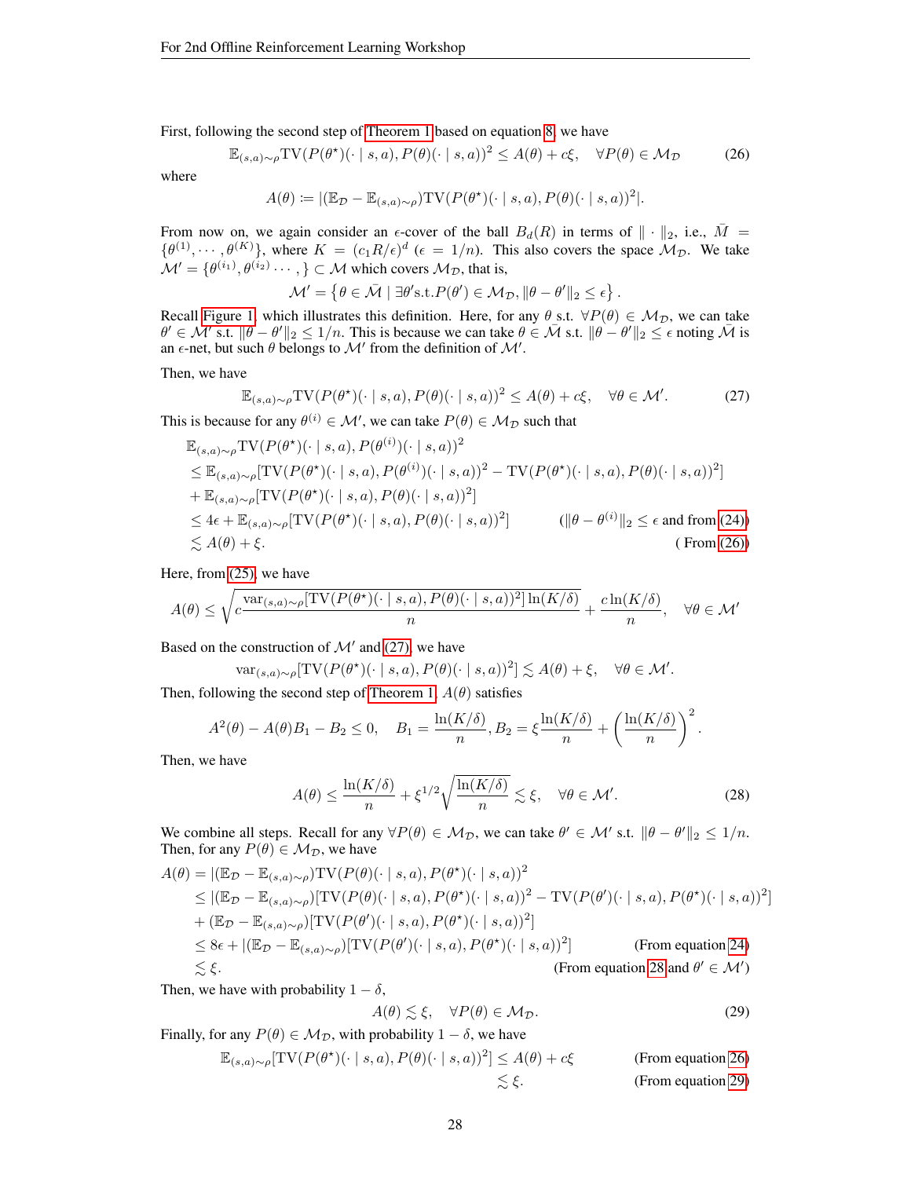First, following the second step of Theorem 1 based on equation 8, we have

$$\mathbb{E}_{(s,a)\sim\rho}\mathrm{TV}(P(\theta^\star)(\cdot \mid s,a), P(\theta)(\cdot \mid s,a))^2 \leq A(\theta) + c\xi, \quad \forall P(\theta) \in \mathcal{M}_{\mathcal{D}} \tag{26}$$

where

$$A(\theta) := |(\mathbb{E}_{\mathcal{D}} - \mathbb{E}_{(s,a)\sim\rho})\mathrm{TV}(P(\theta^\star)(\cdot \mid s,a), P(\theta)(\cdot \mid s,a))^2|.$$

From now on, we again consider an $\epsilon$-cover of the ball $B_d(R)$ in terms of $\|\cdot\|_2$, i.e., $\bar{M} = \{\theta^{(1)}, \cdots, \theta^{(K)}\}$, where $K = (c_1 R/\epsilon)^d$ ($\epsilon = 1/n$). This also covers the space $\mathcal{M}_{\mathcal{D}}$. We take $\mathcal{M}' = \{\theta^{(i_1)}, \theta^{(i_2)} \cdots, \} \subset \mathcal{M}$ which covers $\mathcal{M}_{\mathcal{D}}$, that is,

$$\mathcal{M}' = \left\{\theta \in \bar{\mathcal{M}} \mid \exists \theta' \text{s.t.} P(\theta') \in \mathcal{M}_{\mathcal{D}}, \|\theta - \theta'\|_2 \leq \epsilon \right\}.$$

Recall Figure 1, which illustrates this definition. Here, for any $\theta$ s.t. $\forall P(\theta) \in \mathcal{M}_{\mathcal{D}}$, we can take $\theta' \in \mathcal{M}'$ s.t. $\|\theta - \theta'\|_2 \leq 1/n$. This is because we can take $\theta \in \bar{\mathcal{M}}$ s.t. $\|\theta - \theta'\|_2 \leq \epsilon$ noting $\bar{\mathcal{M}}$ is an $\epsilon$-net, but such $\theta$ belongs to $\mathcal{M}'$ from the definition of $\mathcal{M}'$.

Then, we have

$$\mathbb{E}_{(s,a)\sim\rho}\mathrm{TV}(P(\theta^\star)(\cdot \mid s,a), P(\theta)(\cdot \mid s,a))^2 \leq A(\theta) + c\xi, \quad \forall \theta \in \mathcal{M}'. \tag{27}$$

This is because for any $\theta^{(i)} \in \mathcal{M}'$, we can take $P(\theta) \in \mathcal{M}_{\mathcal{D}}$ such that

$$\begin{aligned}
&\mathbb{E}_{(s,a)\sim\rho}\mathrm{TV}(P(\theta^\star)(\cdot \mid s,a), P(\theta^{(i)})(\cdot \mid s,a))^2 \\
&\leq \mathbb{E}_{(s,a)\sim\rho}[\mathrm{TV}(P(\theta^\star)(\cdot \mid s,a), P(\theta^{(i)})(\cdot \mid s,a))^2 - \mathrm{TV}(P(\theta^\star)(\cdot \mid s,a), P(\theta)(\cdot \mid s,a))^2] \\
&+ \mathbb{E}_{(s,a)\sim\rho}[\mathrm{TV}(P(\theta^\star)(\cdot \mid s,a), P(\theta)(\cdot \mid s,a))^2] \\
&\leq 4\epsilon + \mathbb{E}_{(s,a)\sim\rho}[\mathrm{TV}(P(\theta^\star)(\cdot \mid s,a), P(\theta)(\cdot \mid s,a))^2] \qquad (\|\theta - \theta^{(i)}\|_2 \leq \epsilon \text{ and from (24)}) \\
&\lesssim A(\theta) + \xi. \qquad (\text{From (26)})
\end{aligned}$$

Here, from (25), we have

$$A(\theta) \leq \sqrt{c\frac{\mathrm{var}_{(s,a)\sim\rho}[\mathrm{TV}(P(\theta^\star)(\cdot \mid s,a), P(\theta)(\cdot \mid s,a))^2]\ln(K/\delta)}{n}} + \frac{c\ln(K/\delta)}{n}, \quad \forall \theta \in \mathcal{M}'$$

Based on the construction of $\mathcal{M}'$ and (27), we have

$$\mathrm{var}_{(s,a)\sim\rho}[\mathrm{TV}(P(\theta^\star)(\cdot \mid s,a), P(\theta)(\cdot \mid s,a))^2] \lesssim A(\theta) + \xi, \quad \forall \theta \in \mathcal{M}'.$$

Then, following the second step of Theorem 1, $A(\theta)$ satisfies

$$A^2(\theta) - A(\theta)B_1 - B_2 \leq 0, \quad B_1 = \frac{\ln(K/\delta)}{n}, B_2 = \xi\frac{\ln(K/\delta)}{n} + \left(\frac{\ln(K/\delta)}{n}\right)^2.$$

Then, we have

$$A(\theta) \leq \frac{\ln(K/\delta)}{n} + \xi^{1/2}\sqrt{\frac{\ln(K/\delta)}{n}} \lesssim \xi, \quad \forall \theta \in \mathcal{M}'. \tag{28}$$

We combine all steps. Recall for any $\forall P(\theta) \in \mathcal{M}_{\mathcal{D}}$, we can take $\theta' \in \mathcal{M}'$ s.t. $\|\theta - \theta'\|_2 \leq 1/n$. Then, for any $P(\theta) \in \mathcal{M}_{\mathcal{D}}$, we have

$$\begin{aligned}
A(\theta) &= |(\mathbb{E}_{\mathcal{D}} - \mathbb{E}_{(s,a)\sim\rho})\mathrm{TV}(P(\theta)(\cdot \mid s,a), P(\theta^\star)(\cdot \mid s,a))^2 \\
&\leq |(\mathbb{E}_{\mathcal{D}} - \mathbb{E}_{(s,a)\sim\rho})[\mathrm{TV}(P(\theta)(\cdot \mid s,a), P(\theta^\star)(\cdot \mid s,a))^2 - \mathrm{TV}(P(\theta')(\cdot \mid s,a), P(\theta^\star)(\cdot \mid s,a))^2] \\
&+ (\mathbb{E}_{\mathcal{D}} - \mathbb{E}_{(s,a)\sim\rho})[\mathrm{TV}(P(\theta')(\cdot \mid s,a), P(\theta^\star)(\cdot \mid s,a))^2] \\
&\leq 8\epsilon + |(\mathbb{E}_{\mathcal{D}} - \mathbb{E}_{(s,a)\sim\rho})[\mathrm{TV}(P(\theta')(\cdot \mid s,a), P(\theta^\star)(\cdot \mid s,a))^2] \qquad (\text{From equation 24}) \\
&\lesssim \xi. \qquad (\text{From equation 28 and } \theta' \in \mathcal{M}')
\end{aligned}$$

Then, we have with probability $1-\delta$,

$$A(\theta) \lesssim \xi, \quad \forall P(\theta) \in \mathcal{M}_{\mathcal{D}}. \tag{29}$$

Finally, for any $P(\theta) \in \mathcal{M}_{\mathcal{D}}$, with probability $1-\delta$, we have

$$\begin{aligned}
\mathbb{E}_{(s,a)\sim\rho}[\mathrm{TV}(P(\theta^\star)(\cdot \mid s,a), P(\theta)(\cdot \mid s,a))^2] &\leq A(\theta) + c\xi \qquad (\text{From equation 26}) \\
&\lesssim \xi. \qquad (\text{From equation 29})
\end{aligned}$$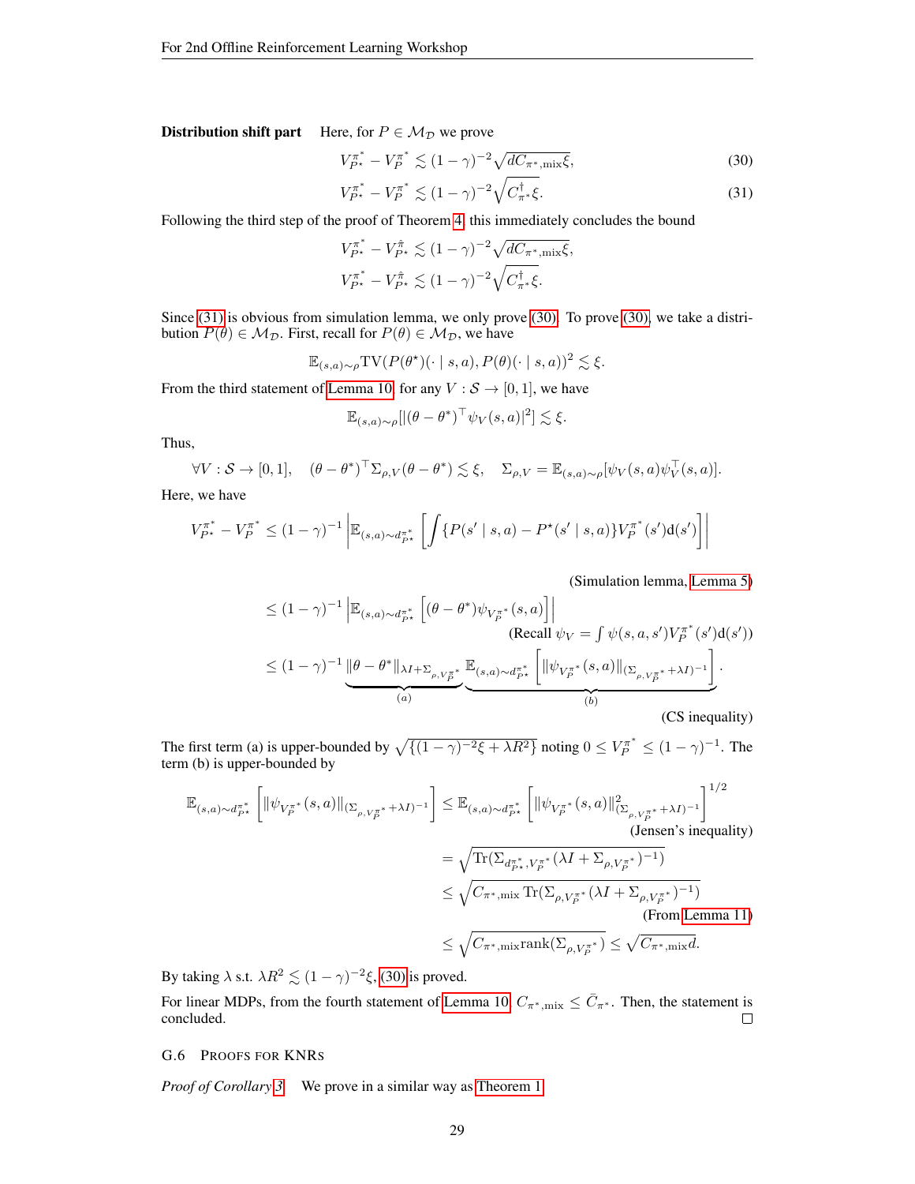**Distribution shift part** Here, for $P \in \mathcal{M}_{\mathcal{D}}$ we prove

$$
V^{\pi^*}_{P^\star} - V^{\pi^*}_{P} \lesssim (1-\gamma)^{-2}\sqrt{dC_{\pi^*,\mathrm{mix}}\xi}, \tag{30}
$$

$$
V^{\pi^*}_{P^\star} - V^{\pi^*}_{P} \lesssim (1-\gamma)^{-2}\sqrt{C^\dagger_{\pi^*}\xi}. \tag{31}
$$

Following the third step of the proof of Theorem 4, this immediately concludes the bound

$$
V^{\pi^*}_{P^\star} - V^{\hat{\pi}}_{P^\star} \lesssim (1-\gamma)^{-2}\sqrt{dC_{\pi^*,\mathrm{mix}}\xi},
$$

$$
V^{\pi^*}_{P^\star} - V^{\hat{\pi}}_{P^\star} \lesssim (1-\gamma)^{-2}\sqrt{C^\dagger_{\pi^*}\xi}.
$$

Since (31) is obvious from simulation lemma, we only prove (30). To prove (30), we take a distribution $P(\theta) \in \mathcal{M}_{\mathcal{D}}$. First, recall for $P(\theta) \in \mathcal{M}_{\mathcal{D}}$, we have

$$
\mathbb{E}_{(s,a)\sim\rho}\mathrm{TV}(P(\theta^\star)(\cdot \mid s,a), P(\theta)(\cdot \mid s,a))^2 \lesssim \xi.
$$

From the third statement of Lemma 10, for any $V:\mathcal{S}\to[0,1]$, we have

$$
\mathbb{E}_{(s,a)\sim\rho}[|(\theta-\theta^*)^\top\psi_V(s,a)|^2] \lesssim \xi.
$$

Thus,

$$
\forall V:\mathcal{S}\to[0,1], \quad (\theta-\theta^*)^\top\Sigma_{\rho,V}(\theta-\theta^*) \lesssim \xi, \quad \Sigma_{\rho,V} = \mathbb{E}_{(s,a)\sim\rho}[\psi_V(s,a)\psi_V^\top(s,a)].
$$

Here, we have

$$
V^{\pi^*}_{P^\star} - V^{\pi^*}_{P} \le (1-\gamma)^{-1}\left|\mathbb{E}_{(s,a)\sim d^{\pi^*}_{P^\star}}\left[\int\{P(s' \mid s,a) - P^\star(s' \mid s,a)\}V^{\pi^*}_P(s')\mathrm{d}(s')\right]\right|
$$

(Simulation lemma, Lemma 5)

$$
\le (1-\gamma)^{-1}\left|\mathbb{E}_{(s,a)\sim d^{\pi^*}_{P^\star}}\left[(\theta-\theta^*)\psi_{V^{\pi^*}_P}(s,a)\right]\right|
$$

(Recall $\psi_V = \int \psi(s,a,s')V^{\pi^*}_P(s')\mathrm{d}(s')$)

$$
\le (1-\gamma)^{-1}\underbrace{\|\theta-\theta^*\|_{\lambda I + \Sigma_{\rho,V^{\pi^*}_P}}}_{(a)}\underbrace{\mathbb{E}_{(s,a)\sim d^{\pi^*}_{P^\star}}\left[\|\psi_{V^{\pi^*}_P}(s,a)\|_{(\Sigma_{\rho,V^{\pi^*}_P}+\lambda I)^{-1}}\right]}_{(b)}.
$$

(CS inequality)

The first term (a) is upper-bounded by $\sqrt{\{(1-\gamma)^{-2}\xi + \lambda R^2\}}$ noting $0 \le V^{\pi^*}_P \le (1-\gamma)^{-1}$. The term (b) is upper-bounded by

$$
\mathbb{E}_{(s,a)\sim d^{\pi^*}_{P^\star}}\left[\|\psi_{V^{\pi^*}_P}(s,a)\|_{(\Sigma_{\rho,V^{\pi^*}_P}+\lambda I)^{-1}}\right] \le \mathbb{E}_{(s,a)\sim d^{\pi^*}_{P^\star}}\left[\|\psi_{V^{\pi^*}_P}(s,a)\|^2_{(\Sigma_{\rho,V^{\pi^*}_P}+\lambda I)^{-1}}\right]^{1/2}
$$

(Jensen's inequality)

$$
= \sqrt{\mathrm{Tr}(\Sigma_{d^{\pi^*}_{P^\star},V^{\pi^*}_P}(\lambda I + \Sigma_{\rho,V^{\pi^*}_P})^{-1})}
$$

$$
\le \sqrt{C_{\pi^*,\mathrm{mix}}\,\mathrm{Tr}(\Sigma_{\rho,V^{\pi^*}_P}(\lambda I + \Sigma_{\rho,V^{\pi^*}_P})^{-1})}
$$

(From Lemma 11)

$$
\le \sqrt{C_{\pi^*,\mathrm{mix}}\mathrm{rank}(\Sigma_{\rho,V^{\pi^*}_P})} \le \sqrt{C_{\pi^*,\mathrm{mix}}d}.
$$

By taking $\lambda$ s.t. $\lambda R^2 \lesssim (1-\gamma)^{-2}\xi$, (30) is proved.

For linear MDPs, from the fourth statement of Lemma 10, $C_{\pi^*,\mathrm{mix}} \le \bar{C}_{\pi^*}$. Then, the statement is concluded. □

### G.6 Proofs for KNRs

*Proof of Corollary 3.* We prove in a similar way as Theorem 1.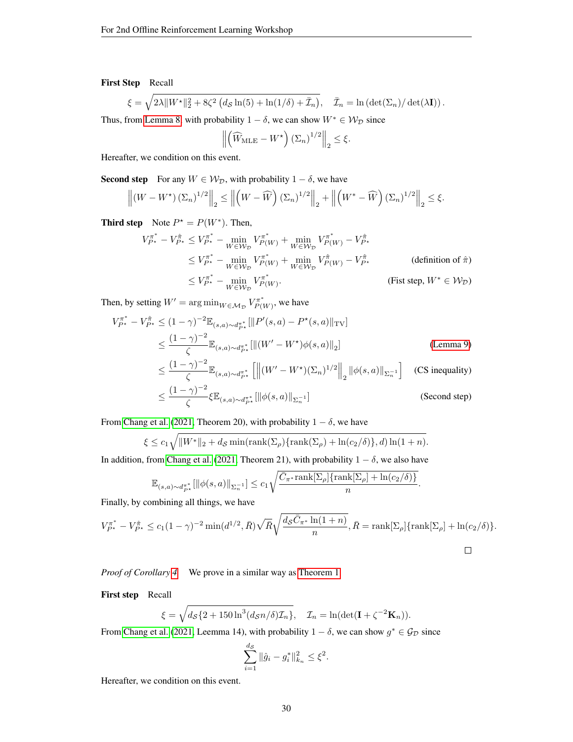**First Step** Recall

$$\xi = \sqrt{2\lambda \|W^\star\|_2^2 + 8\zeta^2 \left(d_{\mathcal{S}} \ln(5) + \ln(1/\delta) + \bar{\mathcal{I}}_n\right)}, \quad \bar{\mathcal{I}}_n = \ln\left(\det(\Sigma_n)/\det(\lambda \mathbf{I})\right).$$

Thus, from Lemma 8, with probability $1-\delta$, we can show $W^* \in \mathcal{W}_{\mathcal{D}}$ since

$$\left\| \left(\widehat{W}_{\mathrm{MLE}} - W^\star\right)(\Sigma_n)^{1/2} \right\|_2 \leq \xi.$$

Hereafter, we condition on this event.

**Second step** For any $W \in \mathcal{W}_{\mathcal{D}}$, with probability $1-\delta$, we have

$$\left\|(W - W^\star)(\Sigma_n)^{1/2}\right\|_2 \leq \left\|\left(W - \widehat{W}\right)(\Sigma_n)^{1/2}\right\|_2 + \left\|\left(W^* - \widehat{W}\right)(\Sigma_n)^{1/2}\right\|_2 \leq \xi.$$

**Third step** Note $P^\star = P(W^*)$. Then,

$$\begin{aligned}
V^{\pi^*}_{P^\star} - V^{\hat{\pi}}_{P^\star} &\leq V^{\pi^*}_{P^\star} - \min_{W \in \mathcal{W}_{\mathcal{D}}} V^{\pi^*}_{P(W)} + \min_{W \in \mathcal{W}_{\mathcal{D}}} V^{\pi^*}_{P(W)} - V^{\hat{\pi}}_{P^\star} \\
&\leq V^{\pi^*}_{P^\star} - \min_{W \in \mathcal{W}_{\mathcal{D}}} V^{\pi^*}_{P(W)} + \min_{W \in \mathcal{W}_{\mathcal{D}}} V^{\hat{\pi}}_{P(W)} - V^{\hat{\pi}}_{P^\star} && \text{(definition of } \hat{\pi}) \\
&\leq V^{\pi^*}_{P^\star} - \min_{W \in \mathcal{W}_{\mathcal{D}}} V^{\pi^*}_{P(W)}. && \text{(Fist step, } W^* \in \mathcal{W}_{\mathcal{D}})
\end{aligned}$$

Then, by setting $W' = \arg\min_{W \in \mathcal{M}_{\mathcal{D}}} V^{\pi^*}_{P(W)}$, we have

$$\begin{aligned}
V^{\pi^*}_{P^\star} - V^{\hat{\pi}}_{P^\star} &\leq (1-\gamma)^{-2} \mathbb{E}_{(s,a)\sim d^{\pi^*}_{P^\star}}[\|P'(s,a) - P^\star(s,a)\|_{\mathrm{TV}}] \\
&\leq \frac{(1-\gamma)^{-2}}{\zeta} \mathbb{E}_{(s,a)\sim d^{\pi^*}_{P^\star}}[\|(W' - W^\star)\phi(s,a)\|_2] && \text{(Lemma 9)} \\
&\leq \frac{(1-\gamma)^{-2}}{\zeta} \mathbb{E}_{(s,a)\sim d^{\pi^*}_{P^\star}}\left[\left\|(W' - W^\star)(\Sigma_n)^{1/2}\right\|_2 \|\phi(s,a)\|_{\Sigma_n^{-1}}\right] && \text{(CS inequality)} \\
&\leq \frac{(1-\gamma)^{-2}}{\zeta} \xi \mathbb{E}_{(s,a)\sim d^{\pi^*}_{P^\star}}[\|\phi(s,a)\|_{\Sigma_n^{-1}}] && \text{(Second step)}
\end{aligned}$$

From Chang et al. (2021, Theorem 20), with probability $1-\delta$, we have

$$\xi \leq c_1 \sqrt{\|W^*\|_2 + d_{\mathcal{S}} \min(\mathrm{rank}(\Sigma_\rho)\{\mathrm{rank}(\Sigma_\rho) + \ln(c_2/\delta)\}, d) \ln(1+n)}.$$

In addition, from Chang et al. (2021, Theorem 21), with probability $1-\delta$, we also have

$$\mathbb{E}_{(s,a)\sim d^{\pi^*}_{P^\star}}[\|\phi(s,a)\|_{\Sigma_n^{-1}}] \leq c_1 \sqrt{\frac{\bar{C}_{\pi^*} \mathrm{rank}[\Sigma_\rho]\{\mathrm{rank}[\Sigma_\rho] + \ln(c_2/\delta)\}}{n}}.$$

Finally, by combining all things, we have

$$V^{\pi^*}_{P^\star} - V^{\hat{\pi}}_{P^\star} \leq c_1 (1-\gamma)^{-2} \min(d^{1/2}, \bar{R}) \sqrt{\bar{R}} \sqrt{\frac{d_{\mathcal{S}} \bar{C}_{\pi^*} \ln(1+n)}{n}}, \; \bar{R} = \mathrm{rank}[\Sigma_\rho]\{\mathrm{rank}[\Sigma_\rho] + \ln(c_2/\delta)\}.$$

□

*Proof of Corollary 4.* We prove in a similar way as Theorem 1.

**First step** Recall

$$\xi = \sqrt{d_{\mathcal{S}}\{2 + 150 \ln^3(d_{\mathcal{S}} n/\delta) \mathcal{I}_n\}}, \quad \mathcal{I}_n = \ln(\det(\mathbf{I} + \zeta^{-2} \mathbf{K}_n)).$$

From Chang et al. (2021, Leemma 14), with probability $1-\delta$, we can show $g^* \in \mathcal{G}_{\mathcal{D}}$ since

$$\sum_{i=1}^{d_{\mathcal{S}}} \|\hat{g}_i - g^*_i\|^2_{k_n} \leq \xi^2.$$

Hereafter, we condition on this event.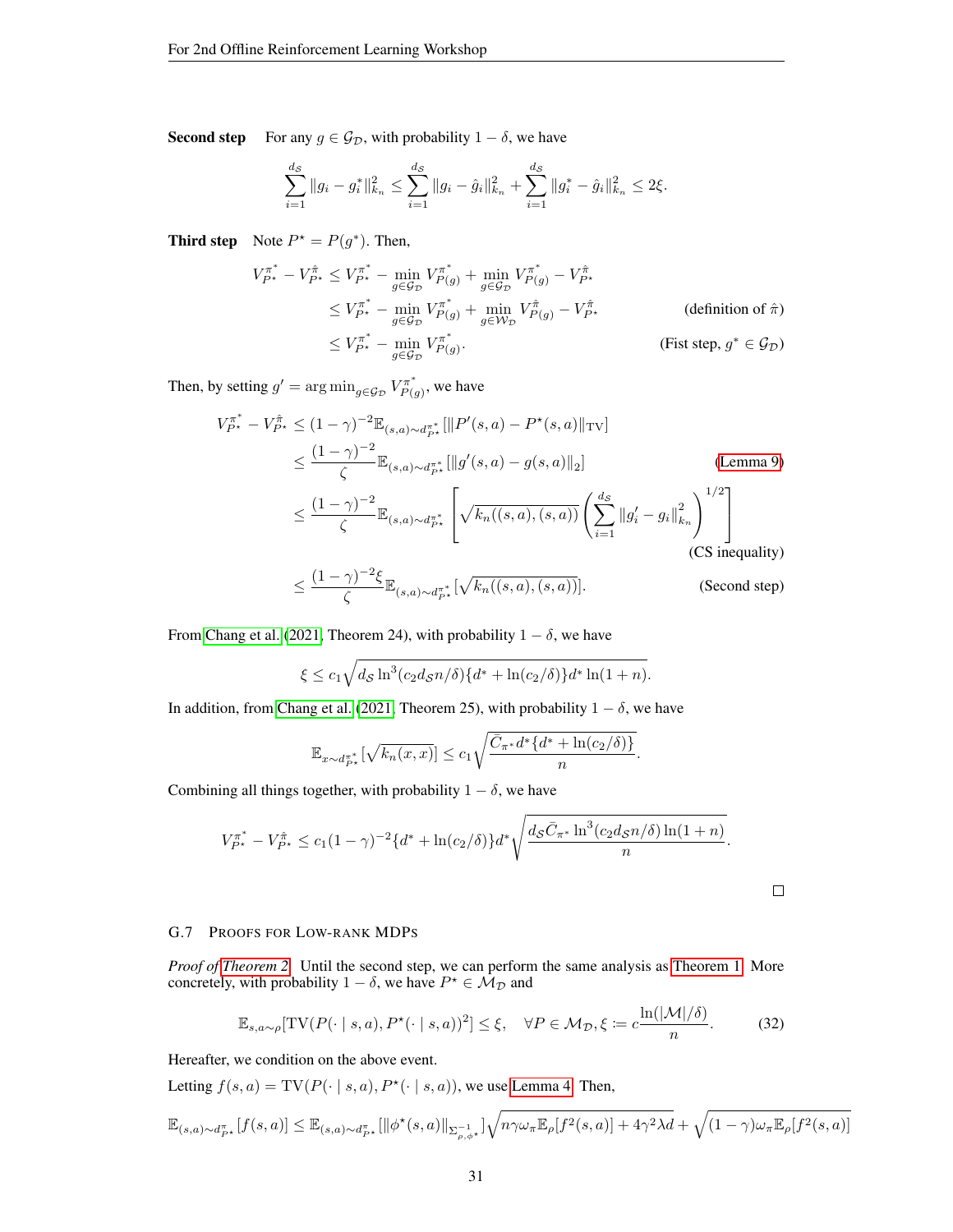**Second step** For any $g \in \mathcal{G}_{\mathcal{D}}$, with probability $1-\delta$, we have

$$\sum_{i=1}^{d_{\mathcal{S}}} \|g_i - g_i^*\|_{k_n}^2 \leq \sum_{i=1}^{d_{\mathcal{S}}} \|g_i - \hat{g}_i\|_{k_n}^2 + \sum_{i=1}^{d_{\mathcal{S}}} \|g_i^* - \hat{g}_i\|_{k_n}^2 \leq 2\xi.$$

**Third step** Note $P^\star = P(g^*)$. Then,

$$\begin{aligned}
V_{P^\star}^{\pi^*} - V_{P^\star}^{\hat{\pi}} &\leq V_{P^\star}^{\pi^*} - \min_{g \in \mathcal{G}_{\mathcal{D}}} V_{P(g)}^{\pi^*} + \min_{g \in \mathcal{G}_{\mathcal{D}}} V_{P(g)}^{\pi^*} - V_{P^\star}^{\hat{\pi}} \\
&\leq V_{P^\star}^{\pi^*} - \min_{g \in \mathcal{G}_{\mathcal{D}}} V_{P(g)}^{\pi^*} + \min_{g \in \mathcal{W}_{\mathcal{D}}} V_{P(g)}^{\hat{\pi}} - V_{P^\star}^{\hat{\pi}} && \text{(definition of } \hat{\pi}) \\
&\leq V_{P^\star}^{\pi^*} - \min_{g \in \mathcal{G}_{\mathcal{D}}} V_{P(g)}^{\pi^*}. && \text{(Fist step, } g^* \in \mathcal{G}_{\mathcal{D}})
\end{aligned}$$

Then, by setting $g' = \arg\min_{g \in \mathcal{G}_{\mathcal{D}}} V_{P(g)}^{\pi^*}$, we have

$$\begin{aligned}
V_{P^\star}^{\pi^*} - V_{P^\star}^{\hat{\pi}} &\leq (1-\gamma)^{-2} \mathbb{E}_{(s,a)\sim d_{P^\star}^{\pi^*}}[\|P'(s,a) - P^\star(s,a)\|_{\mathrm{TV}}] \\
&\leq \frac{(1-\gamma)^{-2}}{\zeta} \mathbb{E}_{(s,a)\sim d_{P^\star}^{\pi^*}}[\|g'(s,a) - g(s,a)\|_2] && \text{(Lemma 9)} \\
&\leq \frac{(1-\gamma)^{-2}}{\zeta} \mathbb{E}_{(s,a)\sim d_{P^\star}^{\pi^*}}\left[\sqrt{k_n((s,a),(s,a))}\left(\sum_{i=1}^{d_{\mathcal{S}}} \|g_i' - g_i\|_{k_n}^2\right)^{1/2}\right] && \text{(CS inequality)} \\
&\leq \frac{(1-\gamma)^{-2}\xi}{\zeta} \mathbb{E}_{(s,a)\sim d_{P^\star}^{\pi^*}}[\sqrt{k_n((s,a),(s,a))}]. && \text{(Second step)}
\end{aligned}$$

From Chang et al. (2021, Theorem 24), with probability $1-\delta$, we have

$$\xi \leq c_1 \sqrt{d_{\mathcal{S}} \ln^3(c_2 d_{\mathcal{S}} n/\delta)\{d^* + \ln(c_2/\delta)\} d^* \ln(1+n)}.$$

In addition, from Chang et al. (2021, Theorem 25), with probability $1-\delta$, we have

$$\mathbb{E}_{x\sim d_{P^\star}^{\pi^*}}[\sqrt{k_n(x,x)}] \leq c_1 \sqrt{\frac{\bar{C}_{\pi^*} d^* \{d^* + \ln(c_2/\delta)\}}{n}}.$$

Combining all things together, with probability $1-\delta$, we have

$$V_{P^\star}^{\pi^*} - V_{P^\star}^{\hat{\pi}} \leq c_1 (1-\gamma)^{-2} \{d^* + \ln(c_2/\delta)\} d^* \sqrt{\frac{d_{\mathcal{S}} \bar{C}_{\pi^*} \ln^3(c_2 d_{\mathcal{S}} n/\delta)\ln(1+n)}{n}}.$$

□

## G.7 Proofs for Low-rank MDPs

*Proof of Theorem 2.* Until the second step, we can perform the same analysis as Theorem 1. More concretely, with probability $1-\delta$, we have $P^\star \in \mathcal{M}_{\mathcal{D}}$ and

$$\mathbb{E}_{s,a\sim\rho}[\mathrm{TV}(P(\cdot \mid s,a), P^\star(\cdot \mid s,a))^2] \leq \xi, \quad \forall P \in \mathcal{M}_{\mathcal{D}}, \xi \coloneqq c\frac{\ln(|\mathcal{M}|/\delta)}{n}. \tag{32}$$

Hereafter, we condition on the above event.

Letting $f(s,a) = \mathrm{TV}(P(\cdot \mid s,a), P^\star(\cdot \mid s,a))$, we use Lemma 4. Then,

$$\mathbb{E}_{(s,a)\sim d_{P^\star}^{\pi}}[f(s,a)] \leq \mathbb{E}_{(s,a)\sim d_{P^\star}^{\pi}}[\|\phi^\star(s,a)\|_{\Sigma_{\rho,\phi^\star}^{-1}}]\sqrt{n\gamma\omega_\pi \mathbb{E}_\rho[f^2(s,a)] + 4\gamma^2\lambda d} + \sqrt{(1-\gamma)\omega_\pi \mathbb{E}_\rho[f^2(s,a)]}$$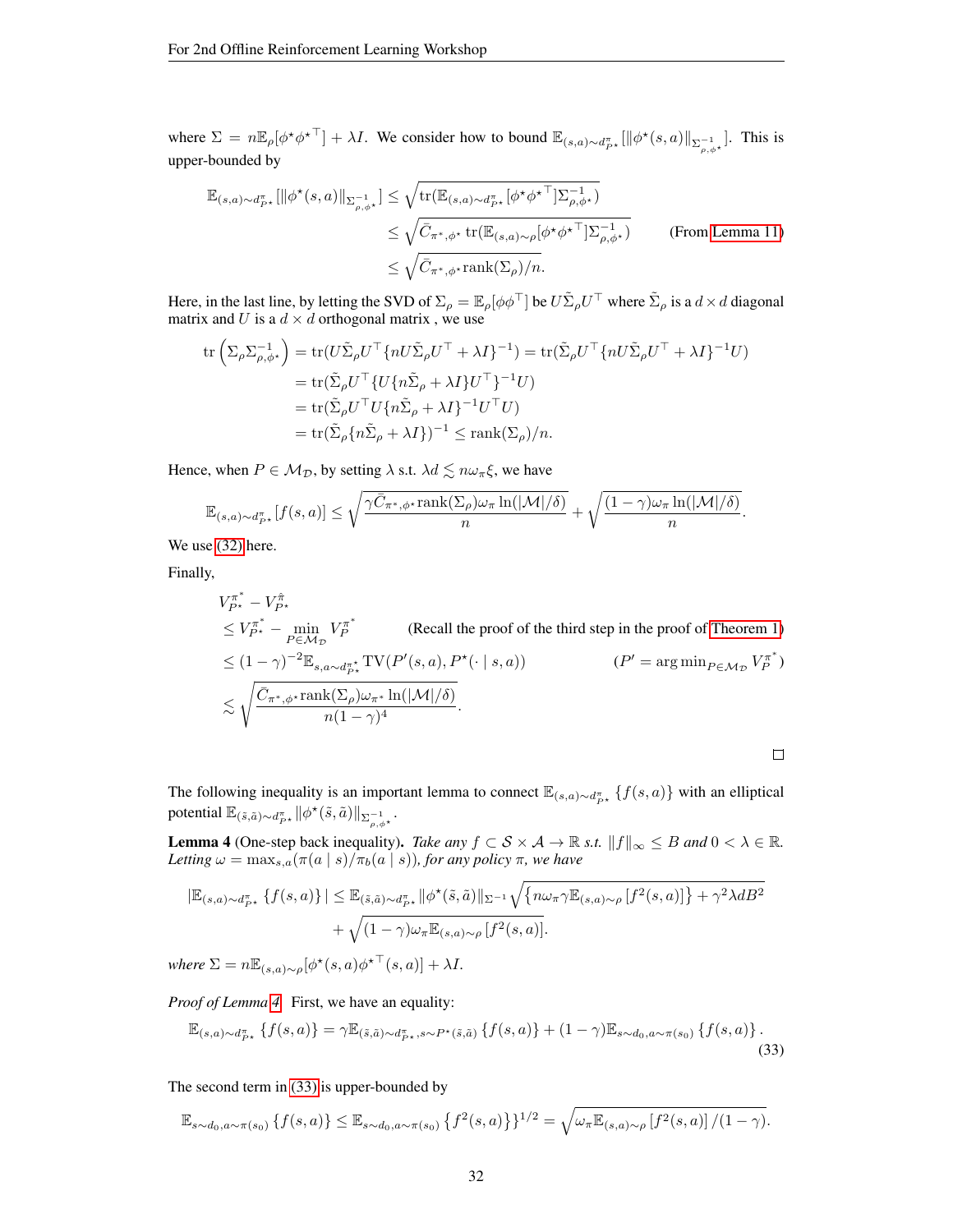where $\Sigma = n\mathbb{E}_\rho[\phi^\star \phi^{\star\top}] + \lambda I$. We consider how to bound $\mathbb{E}_{(s,a)\sim d^\pi_{P^\star}}[\|\phi^\star(s,a)\|_{\Sigma^{-1}_{\rho,\phi^\star}}]$. This is upper-bounded by

$$
\begin{aligned}
\mathbb{E}_{(s,a)\sim d^\pi_{P^\star}}[\|\phi^\star(s,a)\|_{\Sigma^{-1}_{\rho,\phi^\star}}] &\leq \sqrt{\mathrm{tr}(\mathbb{E}_{(s,a)\sim d^\pi_{P^\star}}[\phi^\star \phi^{\star\top}]\Sigma^{-1}_{\rho,\phi^\star})} \\
&\leq \sqrt{\bar{C}_{\pi^*,\phi^\star}\, \mathrm{tr}(\mathbb{E}_{(s,a)\sim \rho}[\phi^\star \phi^{\star\top}]\Sigma^{-1}_{\rho,\phi^\star})} \qquad \text{(From Lemma 11)} \\
&\leq \sqrt{\bar{C}_{\pi^*,\phi^\star}\mathrm{rank}(\Sigma_\rho)/n}.
\end{aligned}
$$

Here, in the last line, by letting the SVD of $\Sigma_\rho = \mathbb{E}_\rho[\phi\phi^\top]$ be $U\tilde{\Sigma}_\rho U^\top$ where $\tilde{\Sigma}_\rho$ is a $d \times d$ diagonal matrix and $U$ is a $d \times d$ orthogonal matrix , we use

$$
\begin{aligned}
\mathrm{tr}\left(\Sigma_\rho \Sigma^{-1}_{\rho,\phi^\star}\right) &= \mathrm{tr}(U\tilde{\Sigma}_\rho U^\top \{nU\tilde{\Sigma}_\rho U^\top + \lambda I\}^{-1}) = \mathrm{tr}(\tilde{\Sigma}_\rho U^\top \{nU\tilde{\Sigma}_\rho U^\top + \lambda I\}^{-1} U) \\
&= \mathrm{tr}(\tilde{\Sigma}_\rho U^\top \{U\{n\tilde{\Sigma}_\rho + \lambda I\}U^\top\}^{-1} U) \\
&= \mathrm{tr}(\tilde{\Sigma}_\rho U^\top U\{n\tilde{\Sigma}_\rho + \lambda I\}^{-1} U^\top U) \\
&= \mathrm{tr}(\tilde{\Sigma}_\rho \{n\tilde{\Sigma}_\rho + \lambda I\})^{-1} \leq \mathrm{rank}(\Sigma_\rho)/n.
\end{aligned}
$$

Hence, when $P \in \mathcal{M}_\mathcal{D}$, by setting $\lambda$ s.t. $\lambda d \lesssim n\omega_\pi \xi$, we have

$$
\mathbb{E}_{(s,a)\sim d^\pi_{P^\star}}[f(s,a)] \leq \sqrt{\frac{\gamma \bar{C}_{\pi^*,\phi^\star}\mathrm{rank}(\Sigma_\rho)\omega_\pi \ln(|\mathcal{M}|/\delta)}{n}} + \sqrt{\frac{(1-\gamma)\omega_\pi \ln(|\mathcal{M}|/\delta)}{n}}.
$$

We use (32) here.

Finally,

$$
\begin{aligned}
&V^{\pi^*}_{P^\star} - V^{\hat{\pi}}_{P^\star} \\
&\leq V^{\pi^*}_{P^\star} - \min_{P \in \mathcal{M}_\mathcal{D}} V^{\pi^*}_P \qquad \text{(Recall the proof of the third step in the proof of Theorem 1)} \\
&\leq (1-\gamma)^{-2}\mathbb{E}_{s,a\sim d^{\pi^*}_{P^\star}} \mathrm{TV}(P'(s,a), P^\star(\cdot \mid s,a)) \qquad (P' = \arg\min_{P\in\mathcal{M}_\mathcal{D}} V^{\pi^*}_P) \\
&\lesssim \sqrt{\frac{\bar{C}_{\pi^*,\phi^\star}\mathrm{rank}(\Sigma_\rho)\omega_{\pi^*}\ln(|\mathcal{M}|/\delta)}{n(1-\gamma)^4}}.
\end{aligned}
$$

□

The following inequality is an important lemma to connect $\mathbb{E}_{(s,a)\sim d^\pi_{P^\star}}\{f(s,a)\}$ with an elliptical potential $\mathbb{E}_{(\tilde{s},\tilde{a})\sim d^\pi_{P^\star}}\|\phi^\star(\tilde{s},\tilde{a})\|_{\Sigma^{-1}_{\rho,\phi^\star}}$.

**Lemma 4** (One-step back inequality). *Take any $f \subset \mathcal{S}\times\mathcal{A} \to \mathbb{R}$ s.t. $\|f\|_\infty \leq B$ and $0 < \lambda \in \mathbb{R}$. Letting $\omega = \max_{s,a}(\pi(a \mid s)/\pi_b(a \mid s))$, for any policy $\pi$, we have*

$$
\begin{aligned}
|\mathbb{E}_{(s,a)\sim d^\pi_{P^\star}}\{f(s,a)\}| \leq{}& \mathbb{E}_{(\tilde{s},\tilde{a})\sim d^\pi_{P^\star}}\|\phi^\star(\tilde{s},\tilde{a})\|_{\Sigma^{-1}}\sqrt{\{n\omega_\pi\gamma\mathbb{E}_{(s,a)\sim\rho}[f^2(s,a)]\} + \gamma^2\lambda d B^2} \\
&+ \sqrt{(1-\gamma)\omega_\pi \mathbb{E}_{(s,a)\sim\rho}[f^2(s,a)]}.
\end{aligned}
$$

*where $\Sigma = n\mathbb{E}_{(s,a)\sim\rho}[\phi^\star(s,a)\phi^{\star\top}(s,a)] + \lambda I$.*

*Proof of Lemma 4.* First, we have an equality:

$$
\mathbb{E}_{(s,a)\sim d^\pi_{P^\star}}\{f(s,a)\} = \gamma\mathbb{E}_{(\tilde{s},\tilde{a})\sim d^\pi_{P^\star}, s\sim P^\star(\tilde{s},\tilde{a})}\{f(s,a)\} + (1-\gamma)\mathbb{E}_{s\sim d_0, a\sim\pi(s_0)}\{f(s,a)\}. \tag{33}
$$

The second term in (33) is upper-bounded by

$$
\mathbb{E}_{s\sim d_0, a\sim\pi(s_0)}\{f(s,a)\} \leq \mathbb{E}_{s\sim d_0, a\sim\pi(s_0)}\{f^2(s,a)\}\}^{1/2} = \sqrt{\omega_\pi \mathbb{E}_{(s,a)\sim\rho}[f^2(s,a)]/(1-\gamma)}.
$$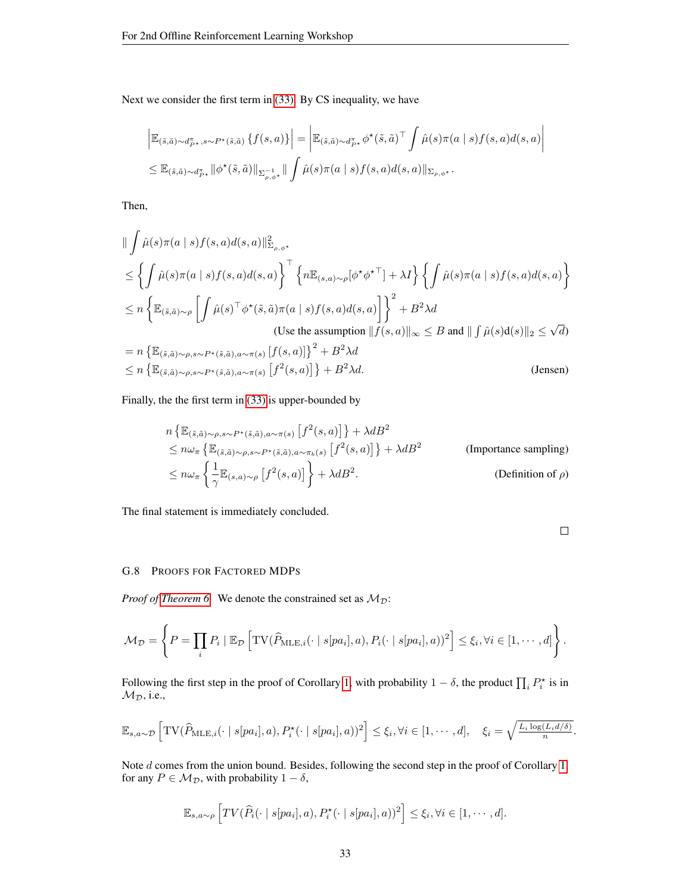Next we consider the first term in (33). By CS inequality, we have

$$
\left|\mathbb{E}_{(\tilde{s},\tilde{a})\sim d^{\pi}_{P^\star}, s\sim P^\star(\tilde{s},\tilde{a})}\left\{f(s,a)\right\}\right| = \left|\mathbb{E}_{(\tilde{s},\tilde{a})\sim d^{\pi}_{P^\star}}\phi^\star(\tilde{s},\tilde{a})^\top \int \hat{\mu}(s)\pi(a\mid s)f(s,a)d(s,a)\right|
$$

$$
\leq \mathbb{E}_{(\tilde{s},\tilde{a})\sim d^{\pi}_{P^\star}}\|\phi^\star(\tilde{s},\tilde{a})\|_{\Sigma^{-1}_{\rho,\phi^\star}}\|\int \hat{\mu}(s)\pi(a\mid s)f(s,a)d(s,a)\|_{\Sigma_{\rho,\phi^\star}}.
$$

Then,

$$
\begin{aligned}
&\|\int \hat{\mu}(s)\pi(a\mid s)f(s,a)d(s,a)\|^2_{\Sigma_{\rho,\phi^\star}} \\
&\leq \left\{\int \hat{\mu}(s)\pi(a\mid s)f(s,a)d(s,a)\right\}^\top\left\{n\mathbb{E}_{(s,a)\sim\rho}[\phi^\star\phi^{\star\top}]+\lambda I\right\}\left\{\int \hat{\mu}(s)\pi(a\mid s)f(s,a)d(s,a)\right\} \\
&\leq n\left\{\mathbb{E}_{(\tilde{s},\tilde{a})\sim\rho}\left[\int \hat{\mu}(s)^\top\phi^\star(\tilde{s},\tilde{a})\pi(a\mid s)f(s,a)d(s,a)\right]\right\}^2 + B^2\lambda d \\
&\qquad\qquad\qquad\qquad\text{(Use the assumption } \|f(s,a)\|_\infty\leq B \text{ and } \|\textstyle\int\hat{\mu}(s)\mathrm{d}(s)\|_2\leq\sqrt{d}) \\
&= n\left\{\mathbb{E}_{(\tilde{s},\tilde{a})\sim\rho, s\sim P^\star(\tilde{s},\tilde{a}), a\sim\pi(s)}\left[f(s,a)\right]\right\}^2 + B^2\lambda d \\
&\leq n\left\{\mathbb{E}_{(\tilde{s},\tilde{a})\sim\rho, s\sim P^\star(\tilde{s},\tilde{a}), a\sim\pi(s)}\left[f^2(s,a)\right]\right\} + B^2\lambda d. \qquad\text{(Jensen)}
\end{aligned}
$$

Finally, the the first term in (33) is upper-bounded by

$$
\begin{aligned}
&n\left\{\mathbb{E}_{(\tilde{s},\tilde{a})\sim\rho, s\sim P^\star(\tilde{s},\tilde{a}), a\sim\pi(s)}\left[f^2(s,a)\right]\right\} + \lambda dB^2 \\
&\leq n\omega_\pi\left\{\mathbb{E}_{(\tilde{s},\tilde{a})\sim\rho, s\sim P^\star(\tilde{s},\tilde{a}), a\sim\pi_b(s)}\left[f^2(s,a)\right]\right\} + \lambda dB^2 \qquad\text{(Importance sampling)} \\
&\leq n\omega_\pi\left\{\frac{1}{\gamma}\mathbb{E}_{(s,a)\sim\rho}\left[f^2(s,a)\right]\right\} + \lambda dB^2. \qquad\text{(Definition of } \rho)
\end{aligned}
$$

The final statement is immediately concluded.

□

### G.8 Proofs for Factored MDPs

*Proof of Theorem 6.* We denote the constrained set as $\mathcal{M}_\mathcal{D}$:

$$
\mathcal{M}_\mathcal{D} = \left\{P = \prod_i P_i \mid \mathbb{E}_\mathcal{D}\left[\mathrm{TV}(\widehat{P}_{\mathrm{MLE},i}(\cdot\mid s[pa_i],a), P_i(\cdot\mid s[pa_i],a))^2\right]\leq \xi_i, \forall i\in[1,\cdots,d]\right\}.
$$

Following the first step in the proof of Corollary 1, with probability $1-\delta$, the product $\prod_i P^\star_i$ is in $\mathcal{M}_\mathcal{D}$, i.e.,

$$
\mathbb{E}_{s,a\sim\mathcal{D}}\left[\mathrm{TV}(\widehat{P}_{\mathrm{MLE},i}(\cdot\mid s[pa_i],a), P^\star_i(\cdot\mid s[pa_i],a))^2\right]\leq\xi_i, \forall i\in[1,\cdots,d], \quad \xi_i = \sqrt{\frac{L_i\log(L_i d/\delta)}{n}}.
$$

Note $d$ comes from the union bound. Besides, following the second step in the proof of Corollary 1, for any $P\in\mathcal{M}_\mathcal{D}$, with probability $1-\delta$,

$$
\mathbb{E}_{s,a\sim\rho}\left[TV(\widehat{P}_i(\cdot\mid s[pa_i],a), P^\star_i(\cdot\mid s[pa_i],a))^2\right]\leq\xi_i, \forall i\in[1,\cdots,d].
$$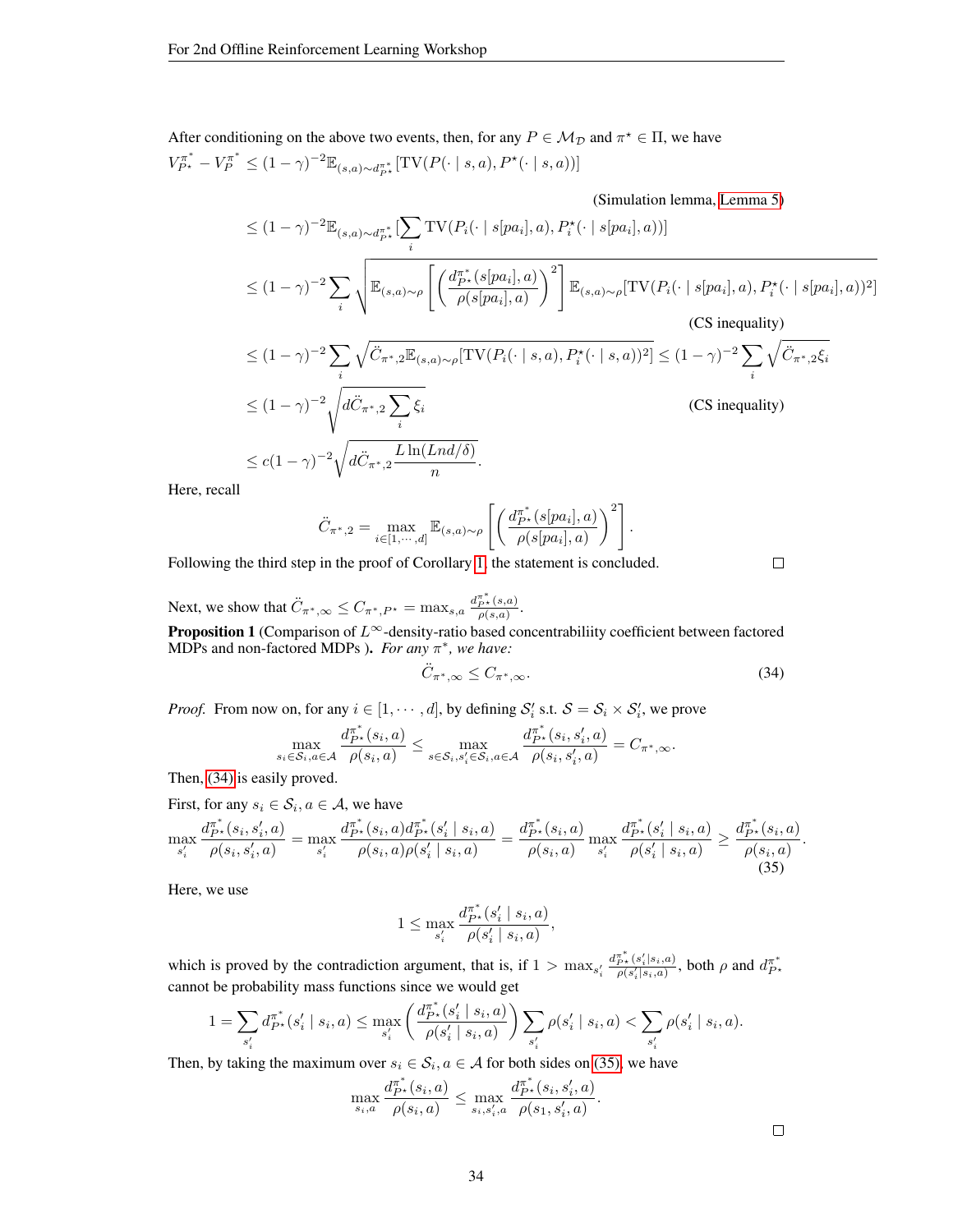After conditioning on the above two events, then, for any $P \in \mathcal{M}_{\mathcal{D}}$ and $\pi^\star \in \Pi$, we have

$$
\begin{aligned}
V^{\pi^*}_{P^\star} - V^{\pi^*}_{P} &\le (1-\gamma)^{-2}\mathbb{E}_{(s,a)\sim d^{\pi^*}_{P^\star}}[\mathrm{TV}(P(\cdot \mid s,a), P^\star(\cdot \mid s,a))] \\
&\qquad\qquad\qquad\qquad\qquad\qquad \text{(Simulation lemma, Lemma 5)} \\
&\le (1-\gamma)^{-2}\mathbb{E}_{(s,a)\sim d^{\pi^*}_{P^\star}}[\sum_i \mathrm{TV}(P_i(\cdot \mid s[pa_i],a), P^\star_i(\cdot \mid s[pa_i],a))] \\
&\le (1-\gamma)^{-2}\sum_i \sqrt{\mathbb{E}_{(s,a)\sim\rho}\left[\left(\frac{d^{\pi^*}_{P^\star}(s[pa_i],a)}{\rho(s[pa_i],a)}\right)^2\right]\mathbb{E}_{(s,a)\sim\rho}[\mathrm{TV}(P_i(\cdot \mid s[pa_i],a), P^\star_i(\cdot \mid s[pa_i],a))^2]} \\
&\qquad\qquad\qquad\qquad\qquad\qquad \text{(CS inequality)} \\
&\le (1-\gamma)^{-2}\sum_i \sqrt{\ddot{C}_{\pi^*,2}\mathbb{E}_{(s,a)\sim\rho}[\mathrm{TV}(P_i(\cdot \mid s,a), P^\star_i(\cdot \mid s,a))^2]} \le (1-\gamma)^{-2}\sum_i \sqrt{\ddot{C}_{\pi^*,2}\xi_i} \\
&\le (1-\gamma)^{-2}\sqrt{d\ddot{C}_{\pi^*,2}\sum_i \xi_i} \qquad\qquad \text{(CS inequality)} \\
&\le c(1-\gamma)^{-2}\sqrt{d\ddot{C}_{\pi^*,2}\frac{L\ln(Lnd/\delta)}{n}}.
\end{aligned}
$$

Here, recall

$$
\ddot{C}_{\pi^*,2} = \max_{i\in[1,\cdots,d]} \mathbb{E}_{(s,a)\sim\rho}\left[\left(\frac{d^{\pi^*}_{P^\star}(s[pa_i],a)}{\rho(s[pa_i],a)}\right)^2\right].
$$

Following the third step in the proof of Corollary 1, the statement is concluded. ∎

Next, we show that $\ddot{C}_{\pi^*,\infty} \le C_{\pi^*,P^\star} = \max_{s,a}\frac{d^{\pi^*}_{P^\star}(s,a)}{\rho(s,a)}$.

**Proposition 1** (Comparison of $L^\infty$-density-ratio based concentrabiliity coefficient between factored MDPs and non-factored MDPs ). *For any $\pi^*$, we have:*

$$
\ddot{C}_{\pi^*,\infty} \le C_{\pi^*,\infty}. \tag{34}
$$

*Proof.* From now on, for any $i \in [1,\cdots,d]$, by defining $\mathcal{S}'_i$ s.t. $\mathcal{S} = \mathcal{S}_i \times \mathcal{S}'_i$, we prove

$$
\max_{s_i\in\mathcal{S}_i, a\in\mathcal{A}} \frac{d^{\pi^*}_{P^\star}(s_i,a)}{\rho(s_i,a)} \le \max_{s\in\mathcal{S}_i, s'_i\in\mathcal{S}_i, a\in\mathcal{A}} \frac{d^{\pi^*}_{P^\star}(s_i,s'_i,a)}{\rho(s_i,s'_i,a)} = C_{\pi^*,\infty}.
$$

Then, (34) is easily proved.

First, for any $s_i \in \mathcal{S}_i, a \in \mathcal{A}$, we have

$$
\max_{s'_i}\frac{d^{\pi^*}_{P^\star}(s_i,s'_i,a)}{\rho(s_i,s'_i,a)} = \max_{s'_i}\frac{d^{\pi^*}_{P^\star}(s_i,a)d^{\pi^*}_{P^\star}(s'_i \mid s_i,a)}{\rho(s_i,a)\rho(s'_i \mid s_i,a)} = \frac{d^{\pi^*}_{P^\star}(s_i,a)}{\rho(s_i,a)}\max_{s'_i}\frac{d^{\pi^*}_{P^\star}(s'_i \mid s_i,a)}{\rho(s'_i \mid s_i,a)} \ge \frac{d^{\pi^*}_{P^\star}(s_i,a)}{\rho(s_i,a)}. \tag{35}
$$

Here, we use

$$
1 \le \max_{s'_i}\frac{d^{\pi^*}_{P^\star}(s'_i \mid s_i,a)}{\rho(s'_i \mid s_i,a)},
$$

which is proved by the contradiction argument, that is, if $1 > \max_{s'_i}\frac{d^{\pi^*}_{P^\star}(s'_i|s_i,a)}{\rho(s'_i|s_i,a)}$, both $\rho$ and $d^{\pi^*}_{P^\star}$ cannot be probability mass functions since we would get

$$
1 = \sum_{s'_i} d^{\pi^*}_{P^\star}(s'_i \mid s_i,a) \le \max_{s'_i}\left(\frac{d^{\pi^*}_{P^\star}(s'_i \mid s_i,a)}{\rho(s'_i \mid s_i,a)}\right)\sum_{s'_i}\rho(s'_i \mid s_i,a) < \sum_{s'_i}\rho(s'_i \mid s_i,a).
$$

Then, by taking the maximum over $s_i \in \mathcal{S}_i, a \in \mathcal{A}$ for both sides on (35), we have

$$
\max_{s_i,a}\frac{d^{\pi^*}_{P^\star}(s_i,a)}{\rho(s_i,a)} \le \max_{s_i,s'_i,a}\frac{d^{\pi^*}_{P^\star}(s_i,s'_i,a)}{\rho(s_1,s'_i,a)}.
$$

∎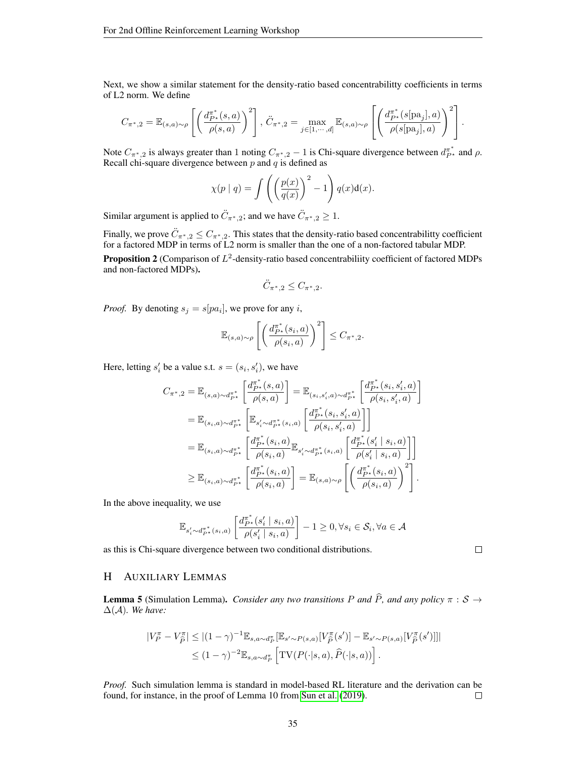Next, we show a similar statement for the density-ratio based concentrabilitty coefficients in terms of L2 norm. We define

$$
C_{\pi^*,2} = \mathbb{E}_{(s,a)\sim\rho}\left[\left(\frac{d^{\pi^*}_{P^\star}(s,a)}{\rho(s,a)}\right)^2\right],\ \ddot{C}_{\pi^*,2} = \max_{j\in[1,\cdots,d]} \mathbb{E}_{(s,a)\sim\rho}\left[\left(\frac{d^{\pi^*}_{P^\star}(s[\mathrm{pa}_j],a)}{\rho(s[\mathrm{pa}_j],a)}\right)^2\right].
$$

Note $C_{\pi^*,2}$ is always greater than 1 noting $C_{\pi^*,2}-1$ is Chi-square divergence between $d^{\pi^*}_{P^\star}$ and $\rho$. Recall chi-square divergence between $p$ and $q$ is defined as

$$
\chi(p \mid q) = \int \left(\left(\frac{p(x)}{q(x)}\right)^2 - 1\right) q(x)\mathrm{d}(x).
$$

Similar argument is applied to $\ddot{C}_{\pi^*,2}$; and we have $\ddot{C}_{\pi^*,2} \geq 1$.

Finally, we prove $\ddot{C}_{\pi^*,2} \leq C_{\pi^*,2}$. This states that the density-ratio based concentrabilitty coefficient for a factored MDP in terms of L2 norm is smaller than the one of a non-factored tabular MDP.

**Proposition 2** (Comparison of $L^2$-density-ratio based concentrabiliity coefficient of factored MDPs and non-factored MDPs)**.**

$$
\ddot{C}_{\pi^*,2} \leq C_{\pi^*,2}.
$$

*Proof.* By denoting $s_j = s[pa_i]$, we prove for any $i$,

$$
\mathbb{E}_{(s,a)\sim\rho}\left[\left(\frac{d^{\pi^*}_{P^\star}(s_i,a)}{\rho(s_i,a)}\right)^2\right] \leq C_{\pi^*,2}.
$$

Here, letting $s'_i$ be a value s.t. $s = (s_i, s'_i)$, we have

$$
\begin{aligned}
C_{\pi^*,2} &= \mathbb{E}_{(s,a)\sim d^{\pi^*}_{P^\star}}\left[\frac{d^{\pi^*}_{P^\star}(s,a)}{\rho(s,a)}\right] = \mathbb{E}_{(s_i,s'_i,a)\sim d^{\pi^*}_{P^\star}}\left[\frac{d^{\pi^*}_{P^\star}(s_i,s'_i,a)}{\rho(s_i,s'_i,a)}\right] \\
&= \mathbb{E}_{(s_i,a)\sim d^{\pi^*}_{P^\star}}\left[\mathbb{E}_{s'_i\sim d^{\pi^*}_{P^\star}(s_i,a)}\left[\frac{d^{\pi^*}_{P^\star}(s_i,s'_i,a)}{\rho(s_i,s'_i,a)}\right]\right] \\
&= \mathbb{E}_{(s_i,a)\sim d^{\pi^*}_{P^\star}}\left[\frac{d^{\pi^*}_{P^\star}(s_i,a)}{\rho(s_i,a)}\mathbb{E}_{s'_i\sim d^{\pi^*}_{P^\star}(s_i,a)}\left[\frac{d^{\pi^*}_{P^\star}(s'_i \mid s_i,a)}{\rho(s'_i \mid s_i,a)}\right]\right] \\
&\geq \mathbb{E}_{(s_i,a)\sim d^{\pi^*}_{P^\star}}\left[\frac{d^{\pi^*}_{P^\star}(s_i,a)}{\rho(s_i,a)}\right] = \mathbb{E}_{(s,a)\sim\rho}\left[\left(\frac{d^{\pi^*}_{P^\star}(s_i,a)}{\rho(s_i,a)}\right)^2\right].
\end{aligned}
$$

In the above inequality, we use

$$
\mathbb{E}_{s'_i\sim d^{\pi^*}_{P^\star}(s_i,a)}\left[\frac{d^{\pi^*}_{P^\star}(s'_i \mid s_i,a)}{\rho(s'_i \mid s_i,a)}\right] - 1 \geq 0, \forall s_i \in \mathcal{S}_i, \forall a \in \mathcal{A}
$$

as this is Chi-square divergence between two conditional distributions. $\square$

## H Auxiliary Lemmas

**Lemma 5** (Simulation Lemma)**.** *Consider any two transitions $P$ and $\widehat{P}$, and any policy $\pi : \mathcal{S} \to \Delta(\mathcal{A})$. We have:*

$$
\begin{aligned}
|V^\pi_P - V^\pi_{\widehat{P}}| &\leq |(1-\gamma)^{-1}\mathbb{E}_{s,a\sim d^\pi_P}[\mathbb{E}_{s'\sim P(s,a)}[V^\pi_{\widehat{P}}(s')] - \mathbb{E}_{s'\sim P(s,a)}[V^\pi_{\widehat{P}}(s')]]| \\
&\leq (1-\gamma)^{-2}\mathbb{E}_{s,a\sim d^\pi_P}\left[\mathrm{TV}(P(\cdot|s,a), \widehat{P}(\cdot|s,a))\right].
\end{aligned}
$$

*Proof.* Such simulation lemma is standard in model-based RL literature and the derivation can be found, for instance, in the proof of Lemma 10 from Sun et al. (2019). $\square$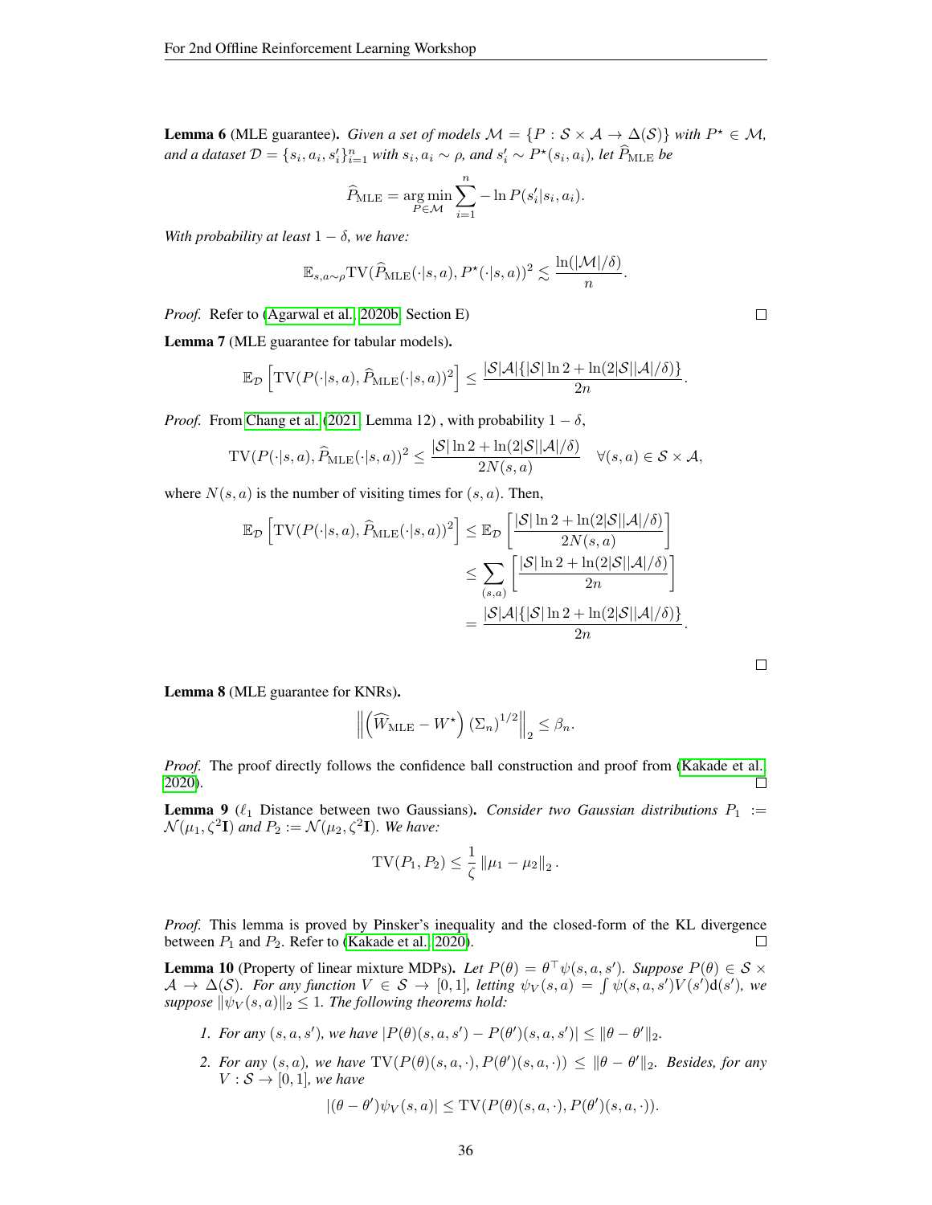**Lemma 6** (MLE guarantee)**.** *Given a set of models $\mathcal{M} = \{P : \mathcal{S} \times \mathcal{A} \to \Delta(\mathcal{S})\}$ with $P^\star \in \mathcal{M}$, and a dataset $\mathcal{D} = \{s_i, a_i, s_i'\}_{i=1}^n$ with $s_i, a_i \sim \rho$, and $s_i' \sim P^\star(s_i, a_i)$, let $\widehat{P}_{\mathrm{MLE}}$ be*

$$\widehat{P}_{\mathrm{MLE}} = \operatorname*{arg\,min}_{P \in \mathcal{M}} \sum_{i=1}^{n} -\ln P(s_i'|s_i, a_i).$$

*With probability at least $1-\delta$, we have:*

$$\mathbb{E}_{s,a\sim\rho} \mathrm{TV}(\widehat{P}_{\mathrm{MLE}}(\cdot|s,a), P^\star(\cdot|s,a))^2 \lesssim \frac{\ln(|\mathcal{M}|/\delta)}{n}.$$

*Proof.* Refer to (Agarwal et al., 2020b, Section E) □

**Lemma 7** (MLE guarantee for tabular models)**.**

$$\mathbb{E}_{\mathcal{D}}\left[\mathrm{TV}(P(\cdot|s,a), \widehat{P}_{\mathrm{MLE}}(\cdot|s,a))^2\right] \le \frac{|\mathcal{S}|\mathcal{A}|\{|\mathcal{S}|\ln 2 + \ln(2|\mathcal{S}||\mathcal{A}|/\delta)\}}{2n}.$$

*Proof.* From Chang et al. (2021, Lemma 12) , with probability $1-\delta$,

$$\mathrm{TV}(P(\cdot|s,a), \widehat{P}_{\mathrm{MLE}}(\cdot|s,a))^2 \le \frac{|\mathcal{S}|\ln 2 + \ln(2|\mathcal{S}||\mathcal{A}|/\delta)}{2N(s,a)} \quad \forall (s,a) \in \mathcal{S} \times \mathcal{A},$$

where $N(s,a)$ is the number of visiting times for $(s,a)$. Then,

$$\begin{aligned}
\mathbb{E}_{\mathcal{D}}\left[\mathrm{TV}(P(\cdot|s,a), \widehat{P}_{\mathrm{MLE}}(\cdot|s,a))^2\right] &\le \mathbb{E}_{\mathcal{D}}\left[\frac{|\mathcal{S}|\ln 2 + \ln(2|\mathcal{S}||\mathcal{A}|/\delta)}{2N(s,a)}\right] \\
&\le \sum_{(s,a)}\left[\frac{|\mathcal{S}|\ln 2 + \ln(2|\mathcal{S}||\mathcal{A}|/\delta)}{2n}\right] \\
&= \frac{|\mathcal{S}|\mathcal{A}|\{|\mathcal{S}|\ln 2 + \ln(2|\mathcal{S}||\mathcal{A}|/\delta)\}}{2n}.
\end{aligned}$$

□

**Lemma 8** (MLE guarantee for KNRs)**.**

$$\left\|\left(\widehat{W}_{\mathrm{MLE}} - W^\star\right)(\Sigma_n)^{1/2}\right\|_2 \le \beta_n.$$

*Proof.* The proof directly follows the confidence ball construction and proof from (Kakade et al., 2020). □

**Lemma 9** ($\ell_1$ Distance between two Gaussians)**.** *Consider two Gaussian distributions $P_1 := \mathcal{N}(\mu_1, \zeta^2\mathbf{I})$ and $P_2 := \mathcal{N}(\mu_2, \zeta^2\mathbf{I})$. We have:*

$$\mathrm{TV}(P_1, P_2) \le \frac{1}{\zeta}\left\|\mu_1 - \mu_2\right\|_2.$$

*Proof.* This lemma is proved by Pinsker's inequality and the closed-form of the KL divergence between $P_1$ and $P_2$. Refer to (Kakade et al., 2020). □

**Lemma 10** (Property of linear mixture MDPs)**.** *Let $P(\theta) = \theta^\top\psi(s,a,s')$. Suppose $P(\theta) \in \mathcal{S} \times \mathcal{A} \to \Delta(\mathcal{S})$. For any function $V \in \mathcal{S} \to [0,1]$, letting $\psi_V(s,a) = \int \psi(s,a,s')V(s')\mathrm{d}(s')$, we suppose $\|\psi_V(s,a)\|_2 \le 1$. The following theorems hold:*

1. *For any $(s,a,s')$, we have $|P(\theta)(s,a,s') - P(\theta')(s,a,s')| \le \|\theta - \theta'\|_2$.*
2. *For any $(s,a)$, we have $\mathrm{TV}(P(\theta)(s,a,\cdot), P(\theta')(s,a,\cdot)) \le \|\theta - \theta'\|_2$. Besides, for any $V : \mathcal{S} \to [0,1]$, we have*

$$|(\theta - \theta')\psi_V(s,a)| \le \mathrm{TV}(P(\theta)(s,a,\cdot), P(\theta')(s,a,\cdot)).$$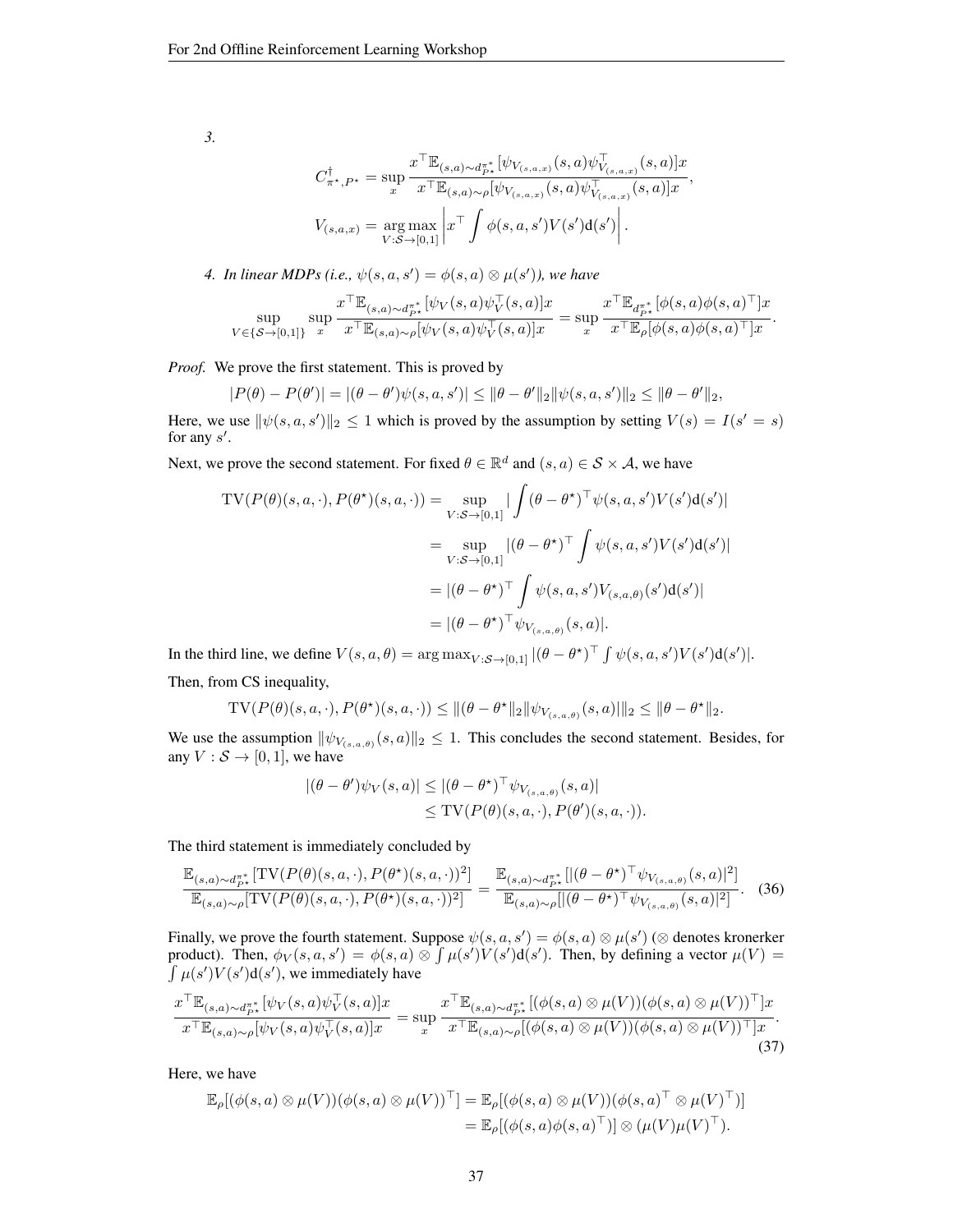*3.*

$$C^{\dagger}_{\pi^\star, P^\star} = \sup_x \frac{x^\top \mathbb{E}_{(s,a)\sim d^{\pi^*}_{P^\star}}[\psi_{V_{(s,a,x)}}(s,a)\psi^\top_{V_{(s,a,x)}}(s,a)]x}{x^\top \mathbb{E}_{(s,a)\sim \rho}[\psi_{V_{(s,a,x)}}(s,a)\psi^\top_{V_{(s,a,x)}}(s,a)]x},$$

$$V_{(s,a,x)} = \operatorname*{arg\,max}_{V:\mathcal{S}\to[0,1]} \left| x^\top \int \phi(s,a,s')V(s')\mathrm{d}(s')\right|.$$

*4. In linear MDPs (i.e., $\psi(s,a,s') = \phi(s,a)\otimes \mu(s')$), we have*

$$\sup_{V\in\{\mathcal{S}\to[0,1]\}} \sup_x \frac{x^\top \mathbb{E}_{(s,a)\sim d^{\pi^*}_{P^\star}}[\psi_V(s,a)\psi^\top_V(s,a)]x}{x^\top \mathbb{E}_{(s,a)\sim \rho}[\psi_V(s,a)\psi^\top_V(s,a)]x} = \sup_x \frac{x^\top \mathbb{E}_{d^{\pi^*}_{P^\star}}[\phi(s,a)\phi(s,a)^\top]x}{x^\top \mathbb{E}_{\rho}[\phi(s,a)\phi(s,a)^\top]x}.$$

*Proof.* We prove the first statement. This is proved by

$$|P(\theta) - P(\theta')| = |(\theta-\theta')\psi(s,a,s')| \leq \|\theta-\theta'\|_2\|\psi(s,a,s')\|_2 \leq \|\theta-\theta'\|_2,$$

Here, we use $\|\psi(s,a,s')\|_2 \leq 1$ which is proved by the assumption by setting $V(s) = I(s'=s)$ for any $s'$.

Next, we prove the second statement. For fixed $\theta \in \mathbb{R}^d$ and $(s,a)\in\mathcal{S}\times\mathcal{A}$, we have

$$\begin{aligned}
\mathrm{TV}(P(\theta)(s,a,\cdot), P(\theta^\star)(s,a,\cdot)) &= \sup_{V:\mathcal{S}\to[0,1]} |\int (\theta-\theta^\star)^\top \psi(s,a,s')V(s')\mathrm{d}(s')| \\
&= \sup_{V:\mathcal{S}\to[0,1]} |(\theta-\theta^\star)^\top \int \psi(s,a,s')V(s')\mathrm{d}(s')| \\
&= |(\theta-\theta^\star)^\top \int \psi(s,a,s')V_{(s,a,\theta)}(s')\mathrm{d}(s')| \\
&= |(\theta-\theta^\star)^\top \psi_{V_{(s,a,\theta)}}(s,a)|.
\end{aligned}$$

In the third line, we define $V(s,a,\theta) = \arg\max_{V:\mathcal{S}\to[0,1]} |(\theta-\theta^\star)^\top \int \psi(s,a,s')V(s')\mathrm{d}(s')|$.

Then, from CS inequality,

$$\mathrm{TV}(P(\theta)(s,a,\cdot), P(\theta^\star)(s,a,\cdot)) \leq \|(\theta-\theta^\star\|_2\|\psi_{V_{(s,a,\theta)}}(s,a)|\|_2 \leq \|\theta-\theta^\star\|_2.$$

We use the assumption $\|\psi_{V_{(s,a,\theta)}}(s,a)\|_2 \leq 1$. This concludes the second statement. Besides, for any $V:\mathcal{S}\to[0,1]$, we have

$$\begin{aligned}
|(\theta-\theta')\psi_V(s,a)| &\leq |(\theta-\theta^\star)^\top \psi_{V_{(s,a,\theta)}}(s,a)| \\
&\leq \mathrm{TV}(P(\theta)(s,a,\cdot), P(\theta')(s,a,\cdot)).
\end{aligned}$$

The third statement is immediately concluded by

$$\frac{\mathbb{E}_{(s,a)\sim d^{\pi^*}_{P^\star}}[\mathrm{TV}(P(\theta)(s,a,\cdot), P(\theta^\star)(s,a,\cdot))^2]}{\mathbb{E}_{(s,a)\sim\rho}[\mathrm{TV}(P(\theta)(s,a,\cdot), P(\theta^\star)(s,a,\cdot))^2]} = \frac{\mathbb{E}_{(s,a)\sim d^{\pi^*}_{P^\star}}[|(\theta-\theta^\star)^\top \psi_{V_{(s,a,\theta)}}(s,a)|^2]}{\mathbb{E}_{(s,a)\sim\rho}[|(\theta-\theta^\star)^\top \psi_{V_{(s,a,\theta)}}(s,a)|^2]}. \quad (36)$$

Finally, we prove the fourth statement. Suppose $\psi(s,a,s') = \phi(s,a)\otimes\mu(s')$ ($\otimes$ denotes kronerker product). Then, $\phi_V(s,a,s') = \phi(s,a)\otimes \int \mu(s')V(s')\mathrm{d}(s')$. Then, by defining a vector $\mu(V) = \int \mu(s')V(s')\mathrm{d}(s')$, we immediately have

$$\frac{x^\top \mathbb{E}_{(s,a)\sim d^{\pi^*}_{P^\star}}[\psi_V(s,a)\psi^\top_V(s,a)]x}{x^\top \mathbb{E}_{(s,a)\sim\rho}[\psi_V(s,a)\psi^\top_V(s,a)]x} = \sup_x \frac{x^\top \mathbb{E}_{(s,a)\sim d^{\pi^*}_{P^\star}}[(\phi(s,a)\otimes\mu(V))(\phi(s,a)\otimes\mu(V))^\top]x}{x^\top \mathbb{E}_{(s,a)\sim\rho}[(\phi(s,a)\otimes\mu(V))(\phi(s,a)\otimes\mu(V))^\top]x}. \quad (37)$$

Here, we have

$$\begin{aligned}
\mathbb{E}_\rho[(\phi(s,a)\otimes\mu(V))(\phi(s,a)\otimes\mu(V))^\top] &= \mathbb{E}_\rho[(\phi(s,a)\otimes\mu(V))(\phi(s,a)^\top\otimes\mu(V)^\top)] \\
&= \mathbb{E}_\rho[(\phi(s,a)\phi(s,a)^\top)]\otimes(\mu(V)\mu(V)^\top).
\end{aligned}$$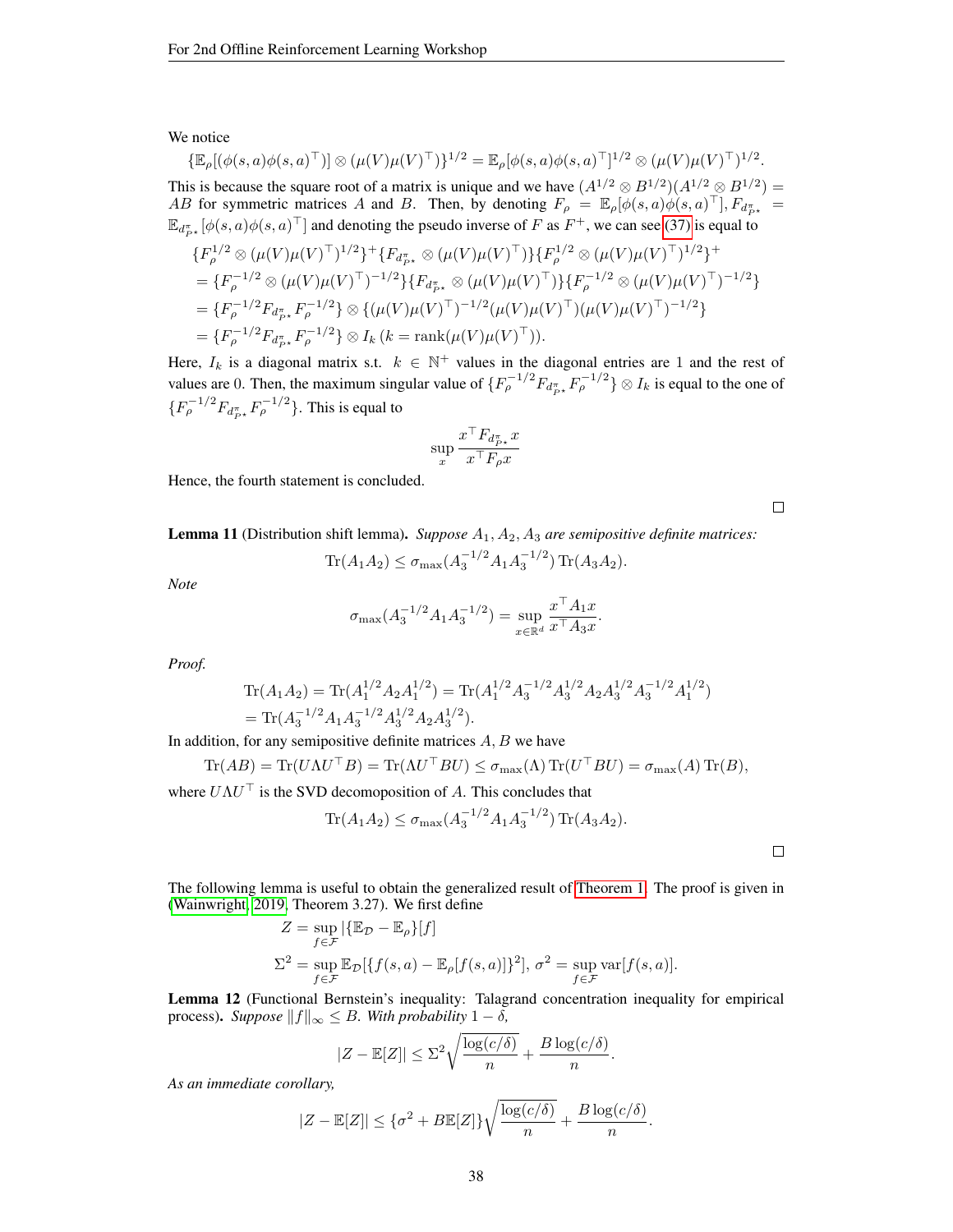We notice

$$\{\mathbb{E}_{\rho}[(\phi(s,a)\phi(s,a)^{\top})] \otimes (\mu(V)\mu(V)^{\top})\}^{1/2} = \mathbb{E}_{\rho}[\phi(s,a)\phi(s,a)^{\top}]^{1/2} \otimes (\mu(V)\mu(V)^{\top})^{1/2}.$$

This is because the square root of a matrix is unique and we have $(A^{1/2} \otimes B^{1/2})(A^{1/2} \otimes B^{1/2}) = AB$ for symmetric matrices $A$ and $B$. Then, by denoting $F_{\rho} = \mathbb{E}_{\rho}[\phi(s,a)\phi(s,a)^{\top}], F_{d^{\pi}_{P^{\star}}} = \mathbb{E}_{d^{\pi}_{P^{\star}}}[\phi(s,a)\phi(s,a)^{\top}]$ and denoting the pseudo inverse of $F$ as $F^{+}$, we can see (37) is equal to

$$
\begin{aligned}
&\{F_{\rho}^{1/2} \otimes (\mu(V)\mu(V)^{\top})^{1/2}\}^{+}\{F_{d^{\pi}_{P^{\star}}} \otimes (\mu(V)\mu(V)^{\top})\}\{F_{\rho}^{1/2} \otimes (\mu(V)\mu(V)^{\top})^{1/2}\}^{+} \\
&= \{F_{\rho}^{-1/2} \otimes (\mu(V)\mu(V)^{\top})^{-1/2}\}\{F_{d^{\pi}_{P^{\star}}} \otimes (\mu(V)\mu(V)^{\top})\}\{F_{\rho}^{-1/2} \otimes (\mu(V)\mu(V)^{\top})^{-1/2}\} \\
&= \{F_{\rho}^{-1/2} F_{d^{\pi}_{P^{\star}}} F_{\rho}^{-1/2}\} \otimes \{(\mu(V)\mu(V)^{\top})^{-1/2}(\mu(V)\mu(V)^{\top})(\mu(V)\mu(V)^{\top})^{-1/2}\} \\
&= \{F_{\rho}^{-1/2} F_{d^{\pi}_{P^{\star}}} F_{\rho}^{-1/2}\} \otimes I_k \; (k = \mathrm{rank}(\mu(V)\mu(V)^{\top})).
\end{aligned}
$$

Here, $I_k$ is a diagonal matrix s.t. $k \in \mathbb{N}^{+}$ values in the diagonal entries are 1 and the rest of values are 0. Then, the maximum singular value of $\{F_{\rho}^{-1/2} F_{d^{\pi}_{P^{\star}}} F_{\rho}^{-1/2}\} \otimes I_k$ is equal to the one of $\{F_{\rho}^{-1/2} F_{d^{\pi}_{P^{\star}}} F_{\rho}^{-1/2}\}$. This is equal to

$$\sup_{x} \frac{x^{\top} F_{d^{\pi}_{P^{\star}}} x}{x^{\top} F_{\rho} x}$$

Hence, the fourth statement is concluded. □

**Lemma 11** (Distribution shift lemma). *Suppose $A_1, A_2, A_3$ are semipositive definite matrices:*

$$\mathrm{Tr}(A_1 A_2) \leq \sigma_{\max}(A_3^{-1/2} A_1 A_3^{-1/2})\,\mathrm{Tr}(A_3 A_2).$$

*Note*

$$\sigma_{\max}(A_3^{-1/2} A_1 A_3^{-1/2}) = \sup_{x \in \mathbb{R}^d} \frac{x^{\top} A_1 x}{x^{\top} A_3 x}.$$

*Proof.*

$$
\begin{aligned}
\mathrm{Tr}(A_1 A_2) &= \mathrm{Tr}(A_1^{1/2} A_2 A_1^{1/2}) = \mathrm{Tr}(A_1^{1/2} A_3^{-1/2} A_3^{1/2} A_2 A_3^{1/2} A_3^{-1/2} A_1^{1/2}) \\
&= \mathrm{Tr}(A_3^{-1/2} A_1 A_3^{-1/2} A_3^{1/2} A_2 A_3^{1/2}).
\end{aligned}
$$

In addition, for any semipositive definite matrices $A, B$ we have

$$\mathrm{Tr}(AB) = \mathrm{Tr}(U\Lambda U^{\top} B) = \mathrm{Tr}(\Lambda U^{\top} B U) \leq \sigma_{\max}(\Lambda)\,\mathrm{Tr}(U^{\top} B U) = \sigma_{\max}(A)\,\mathrm{Tr}(B),$$

where $U\Lambda U^{\top}$ is the SVD decomoposition of $A$. This concludes that

$$\mathrm{Tr}(A_1 A_2) \leq \sigma_{\max}(A_3^{-1/2} A_1 A_3^{-1/2})\,\mathrm{Tr}(A_3 A_2).$$

□

The following lemma is useful to obtain the generalized result of Theorem 1. The proof is given in (Wainwright, 2019, Theorem 3.27). We first define

$$
\begin{aligned}
Z &= \sup_{f \in \mathcal{F}} |\{\mathbb{E}_{\mathcal{D}} - \mathbb{E}_{\rho}\}[f]| \\
\Sigma^2 &= \sup_{f \in \mathcal{F}} \mathbb{E}_{\mathcal{D}}[\{f(s,a) - \mathbb{E}_{\rho}[f(s,a)]\}^2],\; \sigma^2 = \sup_{f \in \mathcal{F}} \mathrm{var}[f(s,a)].
\end{aligned}
$$

**Lemma 12** (Functional Bernstein's inequality: Talagrand concentration inequality for empirical process). *Suppose $\|f\|_{\infty} \leq B$. With probability $1 - \delta$,*

$$|Z - \mathbb{E}[Z]| \leq \Sigma^2 \sqrt{\frac{\log(c/\delta)}{n}} + \frac{B \log(c/\delta)}{n}.$$

*As an immediate corollary,*

$$|Z - \mathbb{E}[Z]| \leq \{\sigma^2 + B\mathbb{E}[Z]\} \sqrt{\frac{\log(c/\delta)}{n}} + \frac{B \log(c/\delta)}{n}.$$